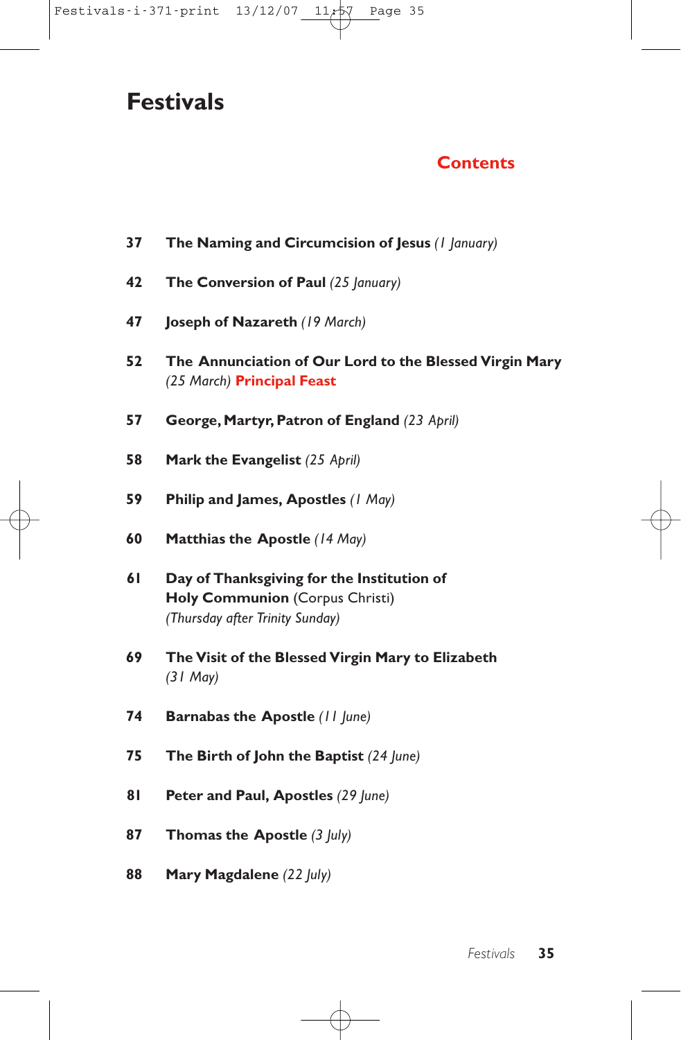# Festivals

## Contents

| | |
|---|---|
| 37 | **The Naming and Circumcision of Jesus** *(1 January)* |
| 42 | **The Conversion of Paul** *(25 January)* |
| 47 | **Joseph of Nazareth** *(19 March)* |
| 52 | **The Annunciation of Our Lord to the Blessed Virgin Mary** *(25 March)* **Principal Feast** |
| 57 | **George, Martyr, Patron of England** *(23 April)* |
| 58 | **Mark the Evangelist** *(25 April)* |
| 59 | **Philip and James, Apostles** *(1 May)* |
| 60 | **Matthias the Apostle** *(14 May)* |
| 61 | **Day of Thanksgiving for the Institution of Holy Communion** (Corpus Christi) *(Thursday after Trinity Sunday)* |
| 69 | **The Visit of the Blessed Virgin Mary to Elizabeth** *(31 May)* |
| 74 | **Barnabas the Apostle** *(11 June)* |
| 75 | **The Birth of John the Baptist** *(24 June)* |
| 81 | **Peter and Paul, Apostles** *(29 June)* |
| 87 | **Thomas the Apostle** *(3 July)* |
| 88 | **Mary Magdalene** *(22 July)* |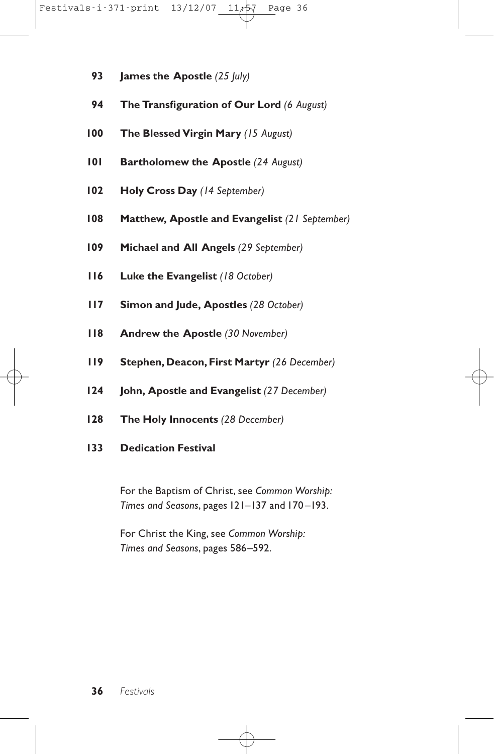**93** **James the Apostle** *(25 July)*

**94** **The Transfiguration of Our Lord** *(6 August)*

**100** **The Blessed Virgin Mary** *(15 August)*

**101** **Bartholomew the Apostle** *(24 August)*

**102** **Holy Cross Day** *(14 September)*

**108** **Matthew, Apostle and Evangelist** *(21 September)*

**109** **Michael and All Angels** *(29 September)*

**116** **Luke the Evangelist** *(18 October)*

**117** **Simon and Jude, Apostles** *(28 October)*

**118** **Andrew the Apostle** *(30 November)*

**119** **Stephen, Deacon, First Martyr** *(26 December)*

**124** **John, Apostle and Evangelist** *(27 December)*

**128** **The Holy Innocents** *(28 December)*

**133** **Dedication Festival**

For the Baptism of Christ, see *Common Worship: Times and Seasons*, pages 121–137 and 170–193.

For Christ the King, see *Common Worship: Times and Seasons*, pages 586–592.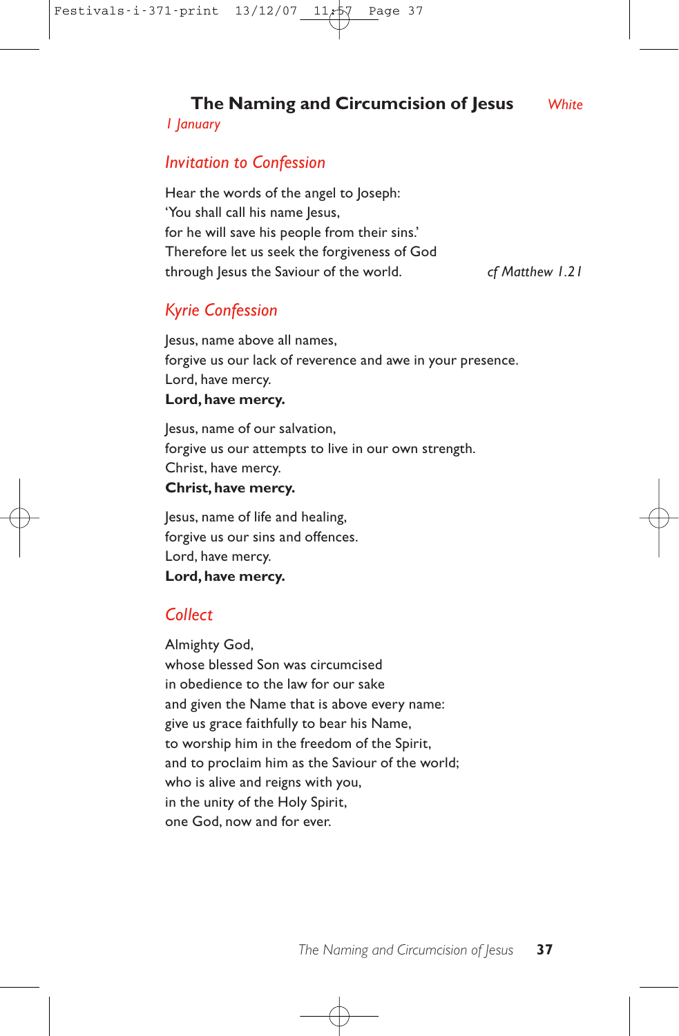## The Naming and Circumcision of Jesus *White*

*1 January*

### *Invitation to Confession*

Hear the words of the angel to Joseph:
'You shall call his name Jesus,
for he will save his people from their sins.'
Therefore let us seek the forgiveness of God
through Jesus the Saviour of the world. *cf Matthew 1.21*

### *Kyrie Confession*

Jesus, name above all names,
forgive us our lack of reverence and awe in your presence.
Lord, have mercy.
**Lord, have mercy.**

Jesus, name of our salvation,
forgive us our attempts to live in our own strength.
Christ, have mercy.
**Christ, have mercy.**

Jesus, name of life and healing,
forgive us our sins and offences.
Lord, have mercy.
**Lord, have mercy.**

### *Collect*

Almighty God,
whose blessed Son was circumcised
in obedience to the law for our sake
and given the Name that is above every name:
give us grace faithfully to bear his Name,
to worship him in the freedom of the Spirit,
and to proclaim him as the Saviour of the world;
who is alive and reigns with you,
in the unity of the Holy Spirit,
one God, now and for ever.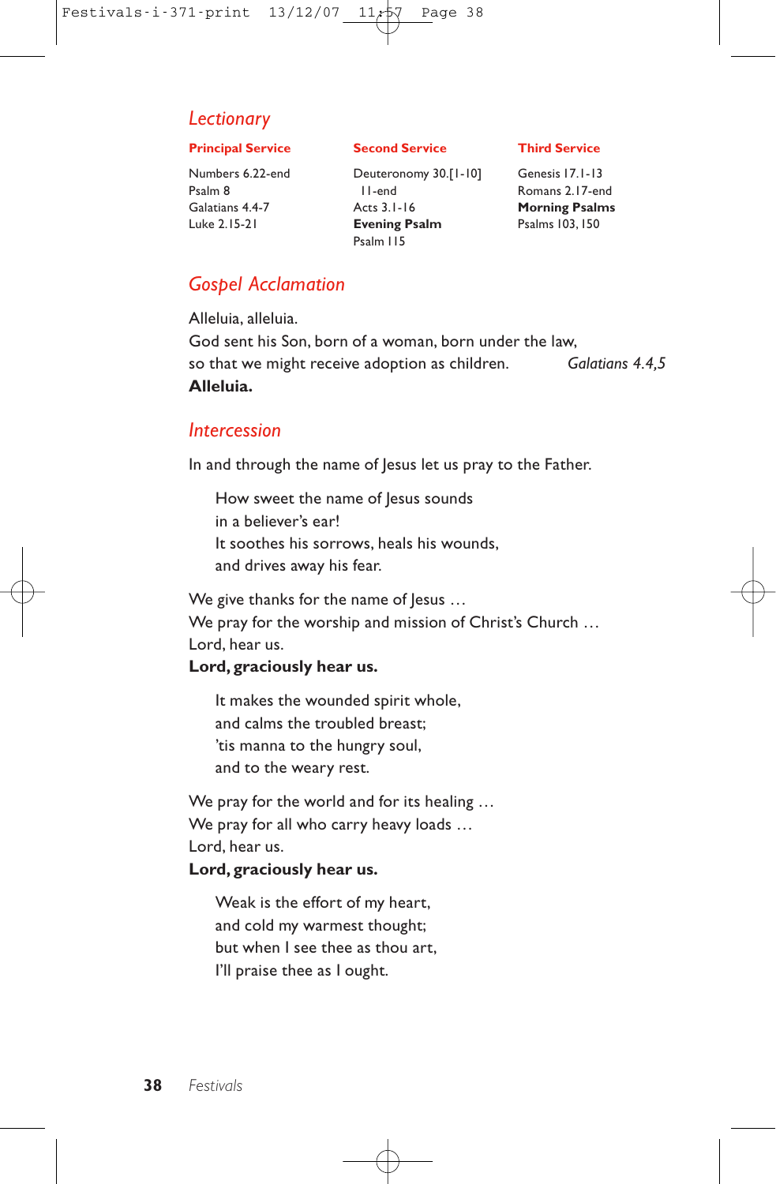## Lectionary

| Principal Service | Second Service | Third Service |
|---|---|---|
| Numbers 6.22-end | Deuteronomy 30.[1-10] 11-end | Genesis 17.1-13 |
| Psalm 8 | Acts 3.1-16 | Romans 2.17-end |
| Galatians 4.4-7 | **Evening Psalm** | **Morning Psalms** |
| Luke 2.15-21 | Psalm 115 | Psalms 103, 150 |

## Gospel Acclamation

Alleluia, alleluia.
God sent his Son, born of a woman, born under the law,
so that we might receive adoption as children. *Galatians 4.4,5*
**Alleluia.**

## Intercession

In and through the name of Jesus let us pray to the Father.

> How sweet the name of Jesus sounds
> in a believer's ear!
> It soothes his sorrows, heals his wounds,
> and drives away his fear.

We give thanks for the name of Jesus …
We pray for the worship and mission of Christ's Church …
Lord, hear us.
**Lord, graciously hear us.**

> It makes the wounded spirit whole,
> and calms the troubled breast;
> 'tis manna to the hungry soul,
> and to the weary rest.

We pray for the world and for its healing …
We pray for all who carry heavy loads …
Lord, hear us.
**Lord, graciously hear us.**

> Weak is the effort of my heart,
> and cold my warmest thought;
> but when I see thee as thou art,
> I'll praise thee as I ought.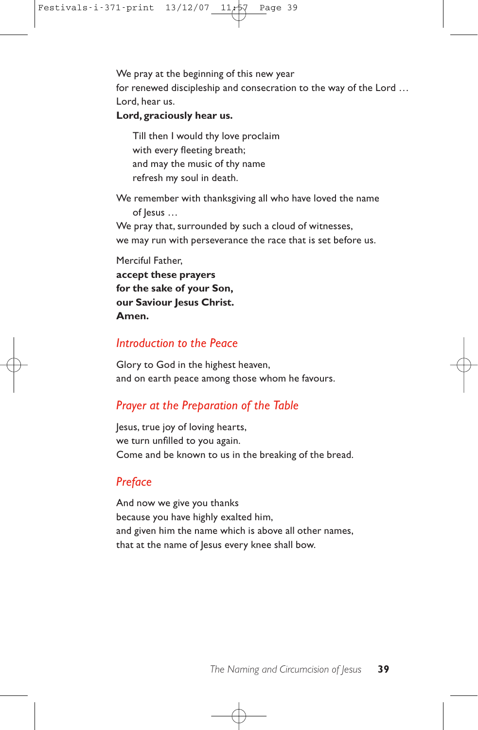We pray at the beginning of this new year  
for renewed discipleship and consecration to the way of the Lord …  
Lord, hear us.  
**Lord, graciously hear us.**

> Till then I would thy love proclaim  
> with every fleeting breath;  
> and may the music of thy name  
> refresh my soul in death.

We remember with thanksgiving all who have loved the name  
of Jesus …  
We pray that, surrounded by such a cloud of witnesses,  
we may run with perseverance the race that is set before us.

Merciful Father,  
**accept these prayers**  
**for the sake of your Son,**  
**our Saviour Jesus Christ.**  
**Amen.**

## *Introduction to the Peace*

Glory to God in the highest heaven,  
and on earth peace among those whom he favours.

## *Prayer at the Preparation of the Table*

Jesus, true joy of loving hearts,  
we turn unfilled to you again.  
Come and be known to us in the breaking of the bread.

## *Preface*

And now we give you thanks  
because you have highly exalted him,  
and given him the name which is above all other names,  
that at the name of Jesus every knee shall bow.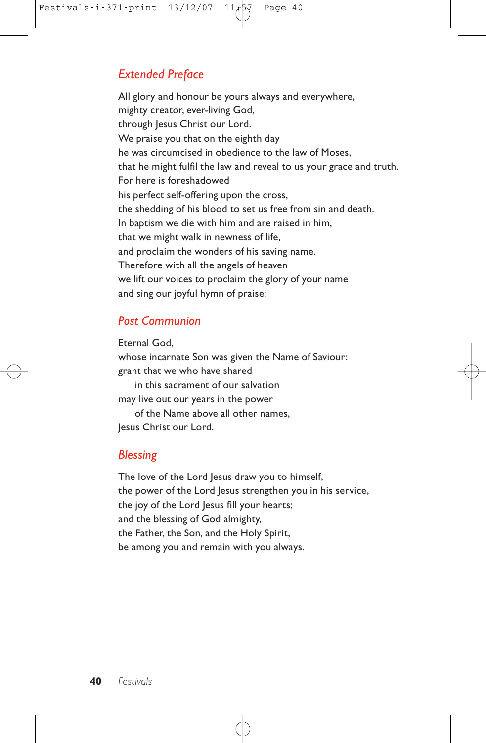## *Extended Preface*

All glory and honour be yours always and everywhere,
mighty creator, ever-living God,
through Jesus Christ our Lord.
We praise you that on the eighth day
he was circumcised in obedience to the law of Moses,
that he might fulfil the law and reveal to us your grace and truth.
For here is foreshadowed
his perfect self-offering upon the cross,
the shedding of his blood to set us free from sin and death.
In baptism we die with him and are raised in him,
that we might walk in newness of life,
and proclaim the wonders of his saving name.
Therefore with all the angels of heaven
we lift our voices to proclaim the glory of your name
and sing our joyful hymn of praise:

## *Post Communion*

Eternal God,
whose incarnate Son was given the Name of Saviour:
grant that we who have shared
    in this sacrament of our salvation
may live out our years in the power
    of the Name above all other names,
Jesus Christ our Lord.

## *Blessing*

The love of the Lord Jesus draw you to himself,
the power of the Lord Jesus strengthen you in his service,
the joy of the Lord Jesus fill your hearts;
and the blessing of God almighty,
the Father, the Son, and the Holy Spirit,
be among you and remain with you always.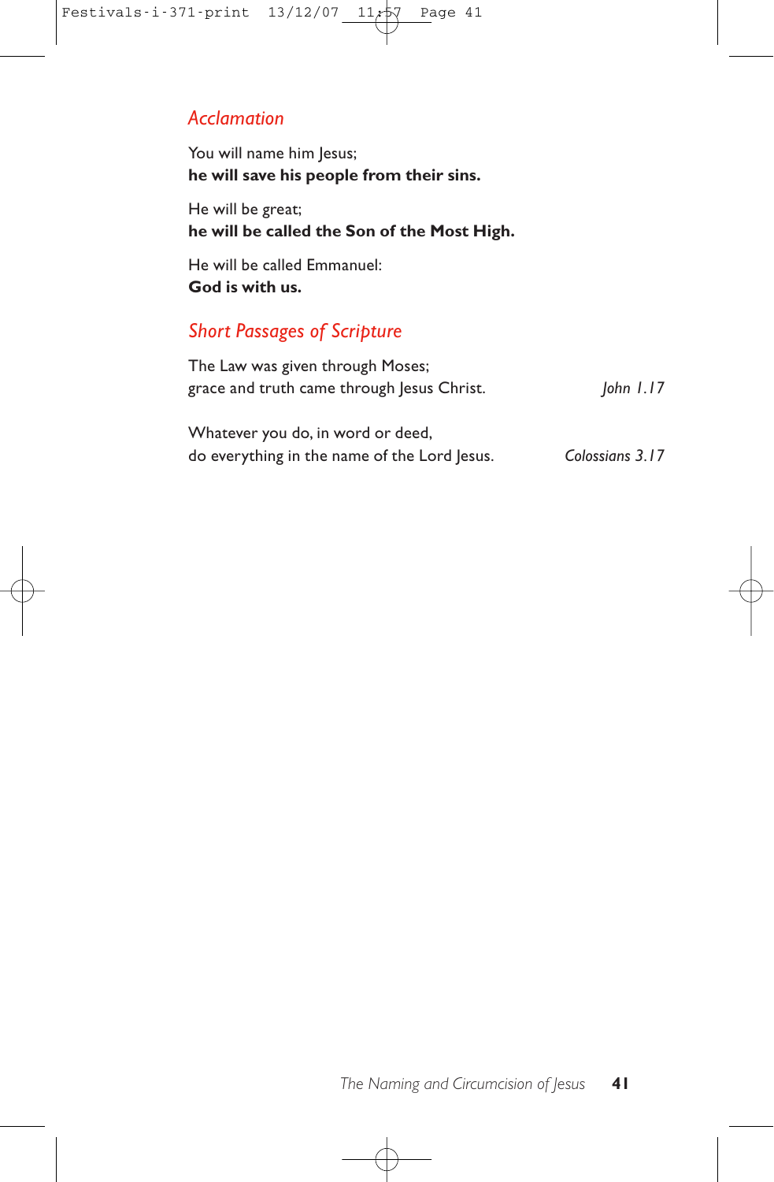## *Acclamation*

You will name him Jesus;
**he will save his people from their sins.**

He will be great;
**he will be called the Son of the Most High.**

He will be called Emmanuel:
**God is with us.**

## *Short Passages of Scripture*

The Law was given through Moses;
grace and truth came through Jesus Christ. *John 1.17*

Whatever you do, in word or deed,
do everything in the name of the Lord Jesus. *Colossians 3.17*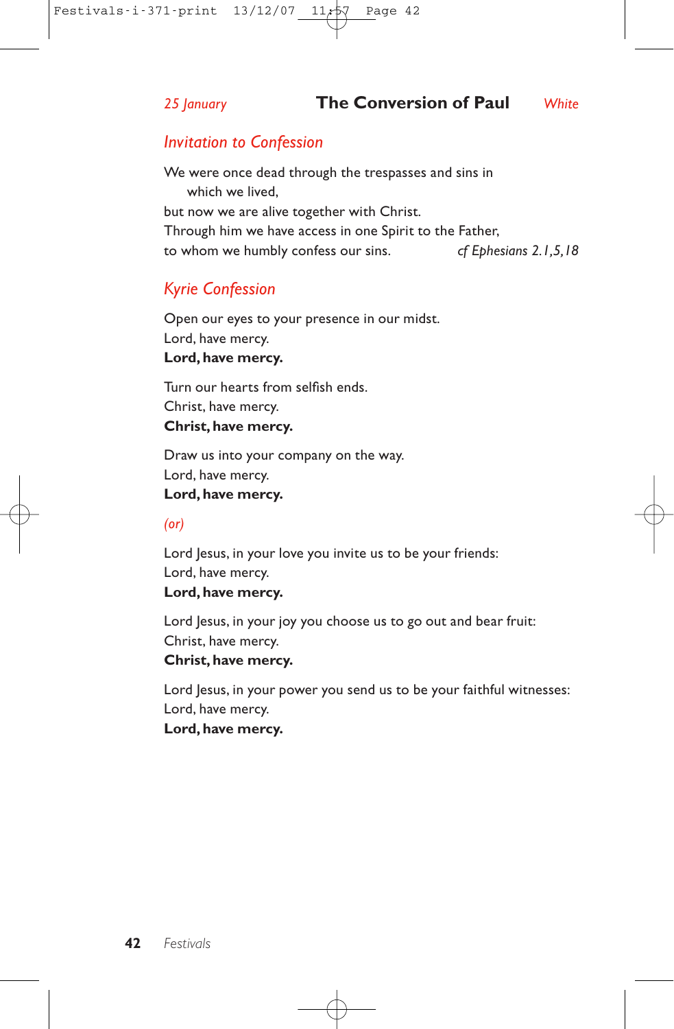*25 January* **The Conversion of Paul** *White*

## *Invitation to Confession*

We were once dead through the trespasses and sins in
which we lived,
but now we are alive together with Christ.
Through him we have access in one Spirit to the Father,
to whom we humbly confess our sins. *cf Ephesians 2.1,5,18*

## *Kyrie Confession*

Open our eyes to your presence in our midst.
Lord, have mercy.
**Lord, have mercy.**

Turn our hearts from selfish ends.
Christ, have mercy.
**Christ, have mercy.**

Draw us into your company on the way.
Lord, have mercy.
**Lord, have mercy.**

*(or)*

Lord Jesus, in your love you invite us to be your friends:
Lord, have mercy.
**Lord, have mercy.**

Lord Jesus, in your joy you choose us to go out and bear fruit:
Christ, have mercy.
**Christ, have mercy.**

Lord Jesus, in your power you send us to be your faithful witnesses:
Lord, have mercy.
**Lord, have mercy.**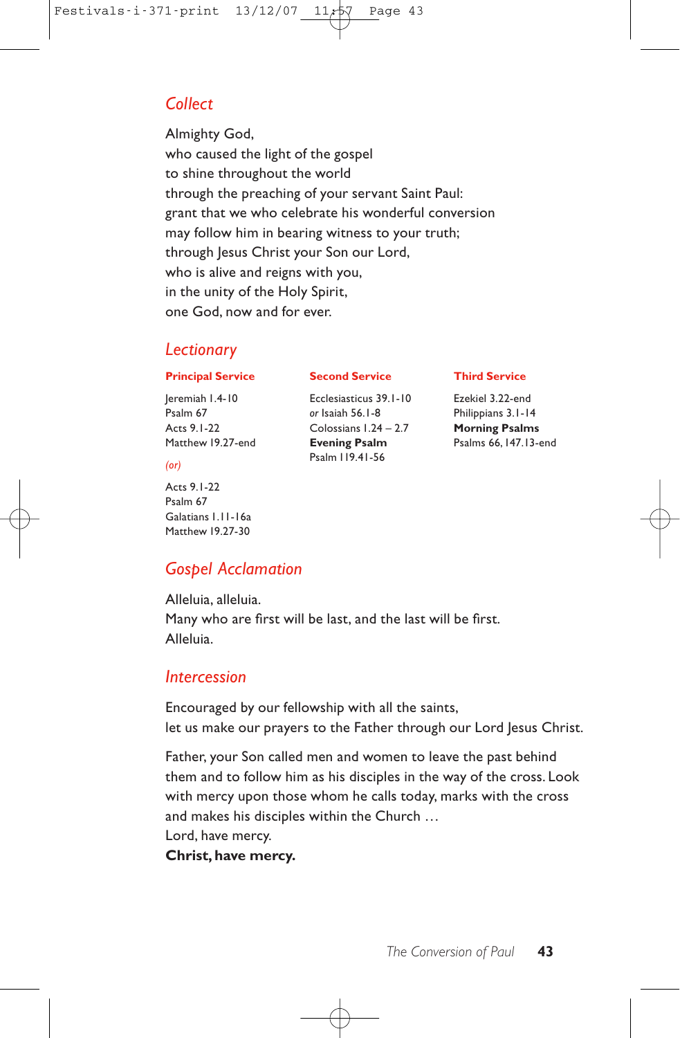## Collect

Almighty God,
who caused the light of the gospel
to shine throughout the world
through the preaching of your servant Saint Paul:
grant that we who celebrate his wonderful conversion
may follow him in bearing witness to your truth;
through Jesus Christ your Son our Lord,
who is alive and reigns with you,
in the unity of the Holy Spirit,
one God, now and for ever.

## Lectionary

**Principal Service**

Jeremiah 1.4-10
Psalm 67
Acts 9.1-22
Matthew 19.27-end

*(or)*

Acts 9.1-22
Psalm 67
Galatians 1.11-16a
Matthew 19.27-30

**Second Service**

Ecclesiasticus 39.1-10
*or* Isaiah 56.1-8
Colossians 1.24 – 2.7
**Evening Psalm**
Psalm 119.41-56

**Third Service**

Ezekiel 3.22-end
Philippians 3.1-14
**Morning Psalms**
Psalms 66, 147.13-end

## Gospel Acclamation

Alleluia, alleluia.
Many who are first will be last, and the last will be first.
Alleluia.

## Intercession

Encouraged by our fellowship with all the saints,
let us make our prayers to the Father through our Lord Jesus Christ.

Father, your Son called men and women to leave the past behind them and to follow him as his disciples in the way of the cross. Look with mercy upon those whom he calls today, marks with the cross and makes his disciples within the Church …
Lord, have mercy.
**Christ, have mercy.**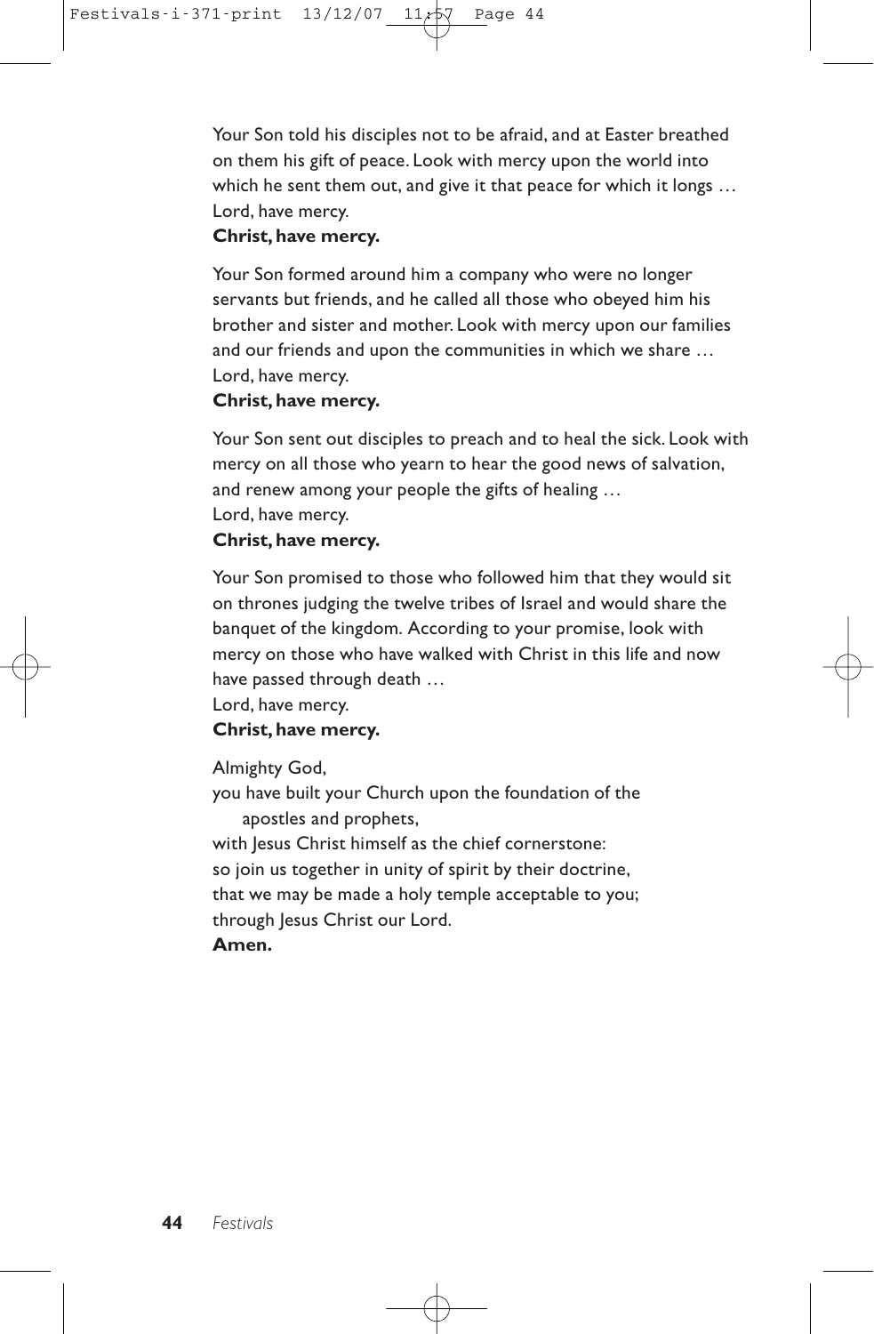Your Son told his disciples not to be afraid, and at Easter breathed on them his gift of peace. Look with mercy upon the world into which he sent them out, and give it that peace for which it longs …
Lord, have mercy.
**Christ, have mercy.**

Your Son formed around him a company who were no longer servants but friends, and he called all those who obeyed him his brother and sister and mother. Look with mercy upon our families and our friends and upon the communities in which we share …
Lord, have mercy.
**Christ, have mercy.**

Your Son sent out disciples to preach and to heal the sick. Look with mercy on all those who yearn to hear the good news of salvation, and renew among your people the gifts of healing …
Lord, have mercy.
**Christ, have mercy.**

Your Son promised to those who followed him that they would sit on thrones judging the twelve tribes of Israel and would share the banquet of the kingdom. According to your promise, look with mercy on those who have walked with Christ in this life and now have passed through death …
Lord, have mercy.
**Christ, have mercy.**

Almighty God,
you have built your Church upon the foundation of the
apostles and prophets,
with Jesus Christ himself as the chief cornerstone:
so join us together in unity of spirit by their doctrine,
that we may be made a holy temple acceptable to you;
through Jesus Christ our Lord.
**Amen.**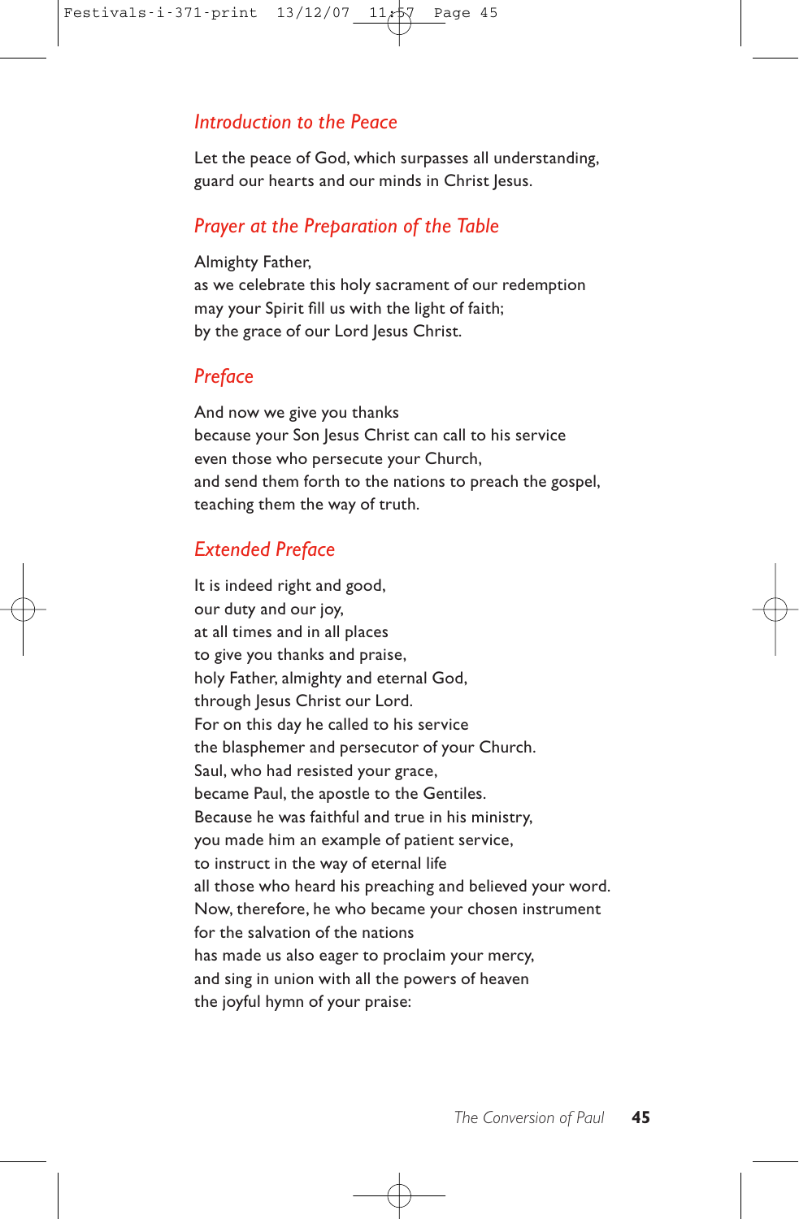## *Introduction to the Peace*

Let the peace of God, which surpasses all understanding,
guard our hearts and our minds in Christ Jesus.

## *Prayer at the Preparation of the Table*

Almighty Father,
as we celebrate this holy sacrament of our redemption
may your Spirit fill us with the light of faith;
by the grace of our Lord Jesus Christ.

## *Preface*

And now we give you thanks
because your Son Jesus Christ can call to his service
even those who persecute your Church,
and send them forth to the nations to preach the gospel,
teaching them the way of truth.

## *Extended Preface*

It is indeed right and good,
our duty and our joy,
at all times and in all places
to give you thanks and praise,
holy Father, almighty and eternal God,
through Jesus Christ our Lord.
For on this day he called to his service
the blasphemer and persecutor of your Church.
Saul, who had resisted your grace,
became Paul, the apostle to the Gentiles.
Because he was faithful and true in his ministry,
you made him an example of patient service,
to instruct in the way of eternal life
all those who heard his preaching and believed your word.
Now, therefore, he who became your chosen instrument
for the salvation of the nations
has made us also eager to proclaim your mercy,
and sing in union with all the powers of heaven
the joyful hymn of your praise: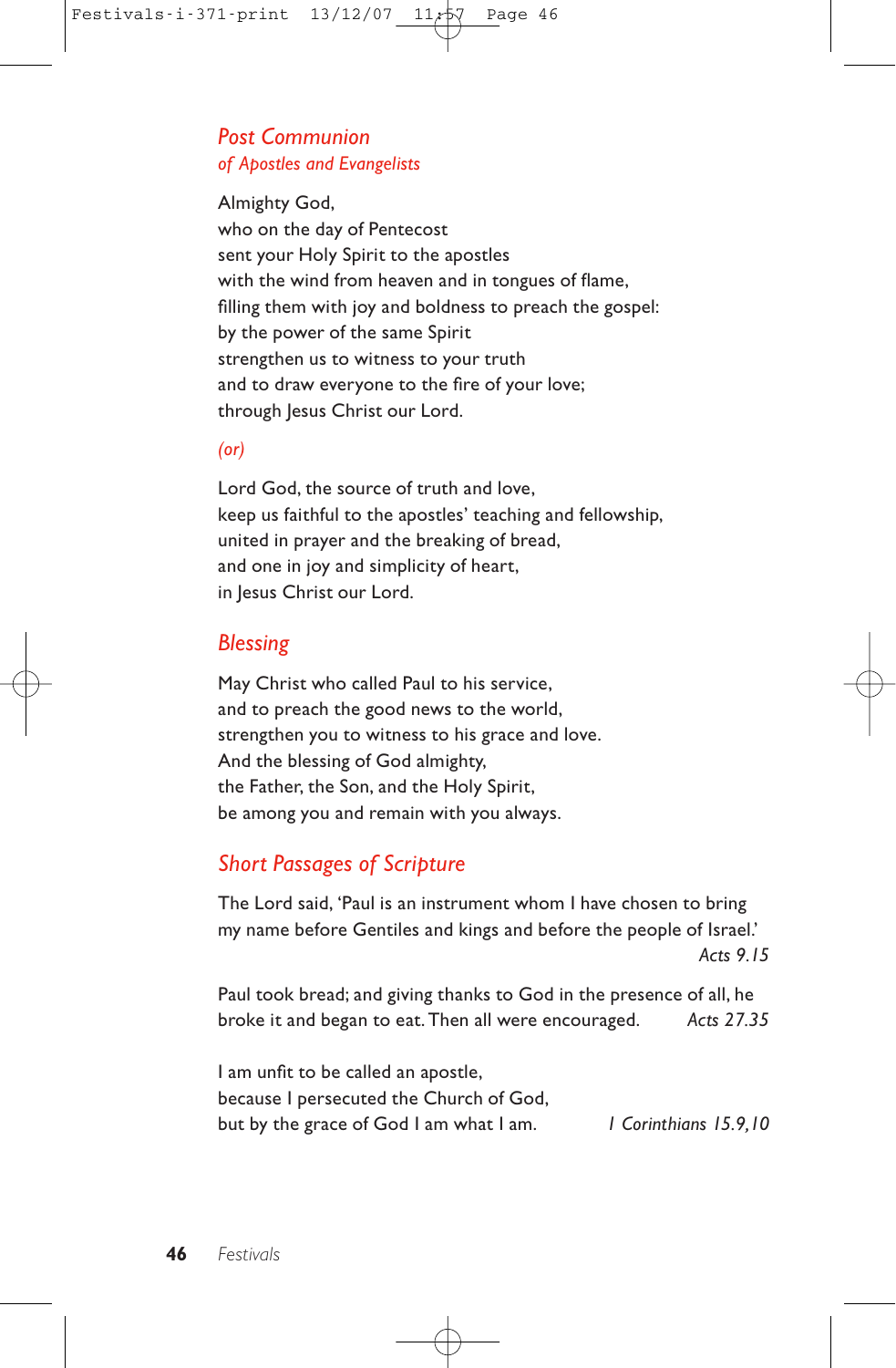## *Post Communion*

*of Apostles and Evangelists*

Almighty God,
who on the day of Pentecost
sent your Holy Spirit to the apostles
with the wind from heaven and in tongues of flame,
filling them with joy and boldness to preach the gospel:
by the power of the same Spirit
strengthen us to witness to your truth
and to draw everyone to the fire of your love;
through Jesus Christ our Lord.

*(or)*

Lord God, the source of truth and love,
keep us faithful to the apostles' teaching and fellowship,
united in prayer and the breaking of bread,
and one in joy and simplicity of heart,
in Jesus Christ our Lord.

## *Blessing*

May Christ who called Paul to his service,
and to preach the good news to the world,
strengthen you to witness to his grace and love.
And the blessing of God almighty,
the Father, the Son, and the Holy Spirit,
be among you and remain with you always.

## *Short Passages of Scripture*

The Lord said, 'Paul is an instrument whom I have chosen to bring my name before Gentiles and kings and before the people of Israel.'
*Acts 9.15*

Paul took bread; and giving thanks to God in the presence of all, he broke it and began to eat. Then all were encouraged. *Acts 27.35*

I am unfit to be called an apostle,
because I persecuted the Church of God,
but by the grace of God I am what I am. *1 Corinthians 15.9,10*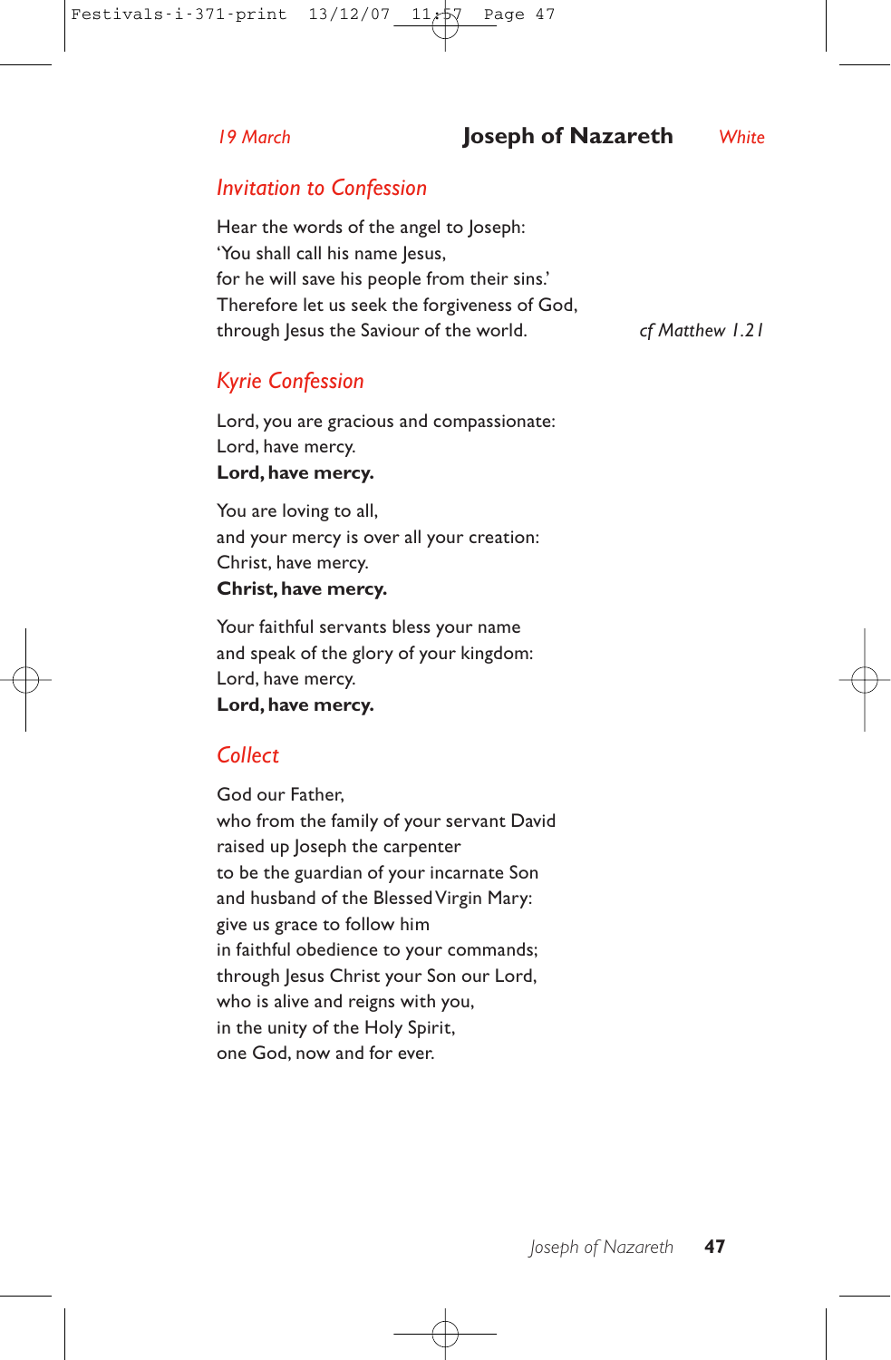*19 March* **Joseph of Nazareth** *White*

## *Invitation to Confession*

Hear the words of the angel to Joseph:
'You shall call his name Jesus,
for he will save his people from their sins.'
Therefore let us seek the forgiveness of God,
through Jesus the Saviour of the world. *cf Matthew 1.21*

## *Kyrie Confession*

Lord, you are gracious and compassionate:
Lord, have mercy.
**Lord, have mercy.**

You are loving to all,
and your mercy is over all your creation:
Christ, have mercy.
**Christ, have mercy.**

Your faithful servants bless your name
and speak of the glory of your kingdom:
Lord, have mercy.
**Lord, have mercy.**

## *Collect*

God our Father,
who from the family of your servant David
raised up Joseph the carpenter
to be the guardian of your incarnate Son
and husband of the Blessed Virgin Mary:
give us grace to follow him
in faithful obedience to your commands;
through Jesus Christ your Son our Lord,
who is alive and reigns with you,
in the unity of the Holy Spirit,
one God, now and for ever.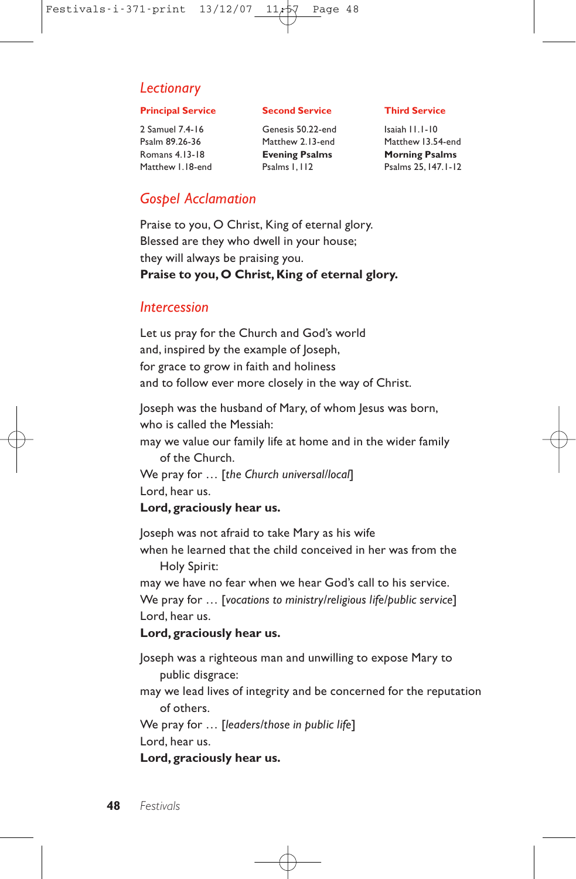## *Lectionary*

| Principal Service | Second Service | Third Service |
|---|---|---|
| 2 Samuel 7.4-16 | Genesis 50.22-end | Isaiah 11.1-10 |
| Psalm 89.26-36 | Matthew 2.13-end | Matthew 13.54-end |
| Romans 4.13-18 | **Evening Psalms** | **Morning Psalms** |
| Matthew 1.18-end | Psalms 1, 112 | Psalms 25, 147.1-12 |

## *Gospel Acclamation*

Praise to you, O Christ, King of eternal glory.
Blessed are they who dwell in your house;
they will always be praising you.
**Praise to you, O Christ, King of eternal glory.**

## *Intercession*

Let us pray for the Church and God's world
and, inspired by the example of Joseph,
for grace to grow in faith and holiness
and to follow ever more closely in the way of Christ.

Joseph was the husband of Mary, of whom Jesus was born,
who is called the Messiah:
may we value our family life at home and in the wider family
of the Church.
We pray for … [*the Church universal/local*]
Lord, hear us.
**Lord, graciously hear us.**

Joseph was not afraid to take Mary as his wife
when he learned that the child conceived in her was from the
Holy Spirit:
may we have no fear when we hear God's call to his service.
We pray for … [*vocations to ministry/religious life/public service*]
Lord, hear us.
**Lord, graciously hear us.**

Joseph was a righteous man and unwilling to expose Mary to
public disgrace:
may we lead lives of integrity and be concerned for the reputation
of others.
We pray for … [*leaders/those in public life*]
Lord, hear us.
**Lord, graciously hear us.**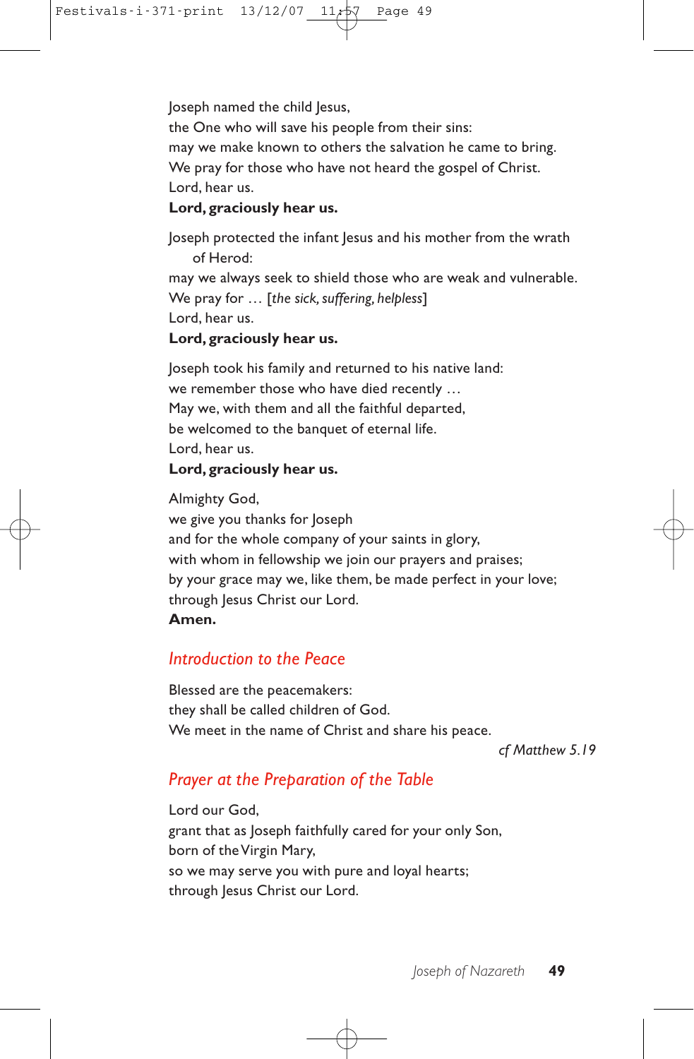Joseph named the child Jesus,
the One who will save his people from their sins:
may we make known to others the salvation he came to bring.
We pray for those who have not heard the gospel of Christ.
Lord, hear us.
**Lord, graciously hear us.**

Joseph protected the infant Jesus and his mother from the wrath of Herod:
may we always seek to shield those who are weak and vulnerable.
We pray for … [*the sick, suffering, helpless*]
Lord, hear us.
**Lord, graciously hear us.**

Joseph took his family and returned to his native land:
we remember those who have died recently …
May we, with them and all the faithful departed,
be welcomed to the banquet of eternal life.
Lord, hear us.
**Lord, graciously hear us.**

Almighty God,
we give you thanks for Joseph
and for the whole company of your saints in glory,
with whom in fellowship we join our prayers and praises;
by your grace may we, like them, be made perfect in your love;
through Jesus Christ our Lord.
**Amen.**

## *Introduction to the Peace*

Blessed are the peacemakers:
they shall be called children of God.
We meet in the name of Christ and share his peace.

*cf Matthew 5.19*

## *Prayer at the Preparation of the Table*

Lord our God,
grant that as Joseph faithfully cared for your only Son,
born of the Virgin Mary,
so we may serve you with pure and loyal hearts;
through Jesus Christ our Lord.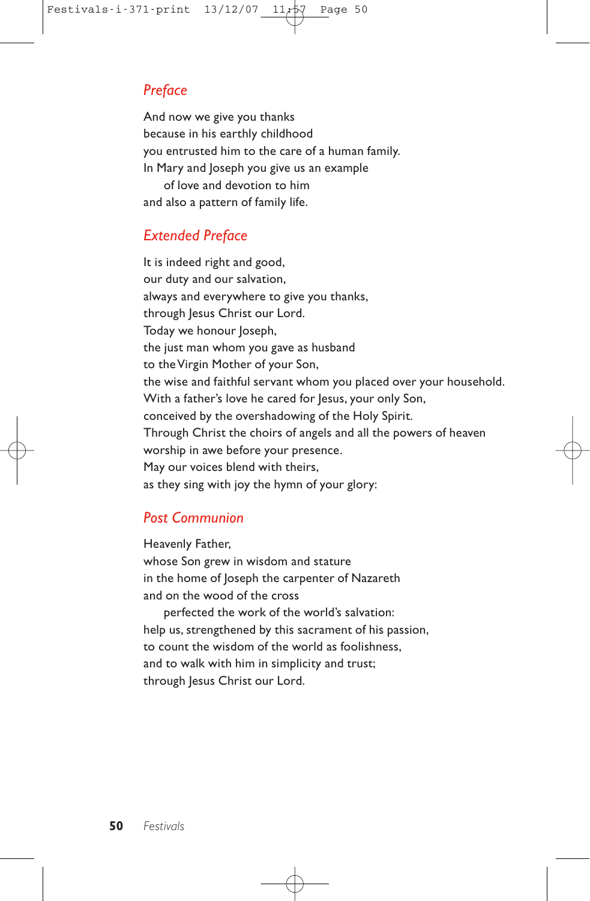## *Preface*

And now we give you thanks
because in his earthly childhood
you entrusted him to the care of a human family.
In Mary and Joseph you give us an example
 of love and devotion to him
and also a pattern of family life.

## *Extended Preface*

It is indeed right and good,
our duty and our salvation,
always and everywhere to give you thanks,
through Jesus Christ our Lord.
Today we honour Joseph,
the just man whom you gave as husband
to the Virgin Mother of your Son,
the wise and faithful servant whom you placed over your household.
With a father's love he cared for Jesus, your only Son,
conceived by the overshadowing of the Holy Spirit.
Through Christ the choirs of angels and all the powers of heaven
worship in awe before your presence.
May our voices blend with theirs,
as they sing with joy the hymn of your glory:

## *Post Communion*

Heavenly Father,
whose Son grew in wisdom and stature
in the home of Joseph the carpenter of Nazareth
and on the wood of the cross
 perfected the work of the world's salvation:
help us, strengthened by this sacrament of his passion,
to count the wisdom of the world as foolishness,
and to walk with him in simplicity and trust;
through Jesus Christ our Lord.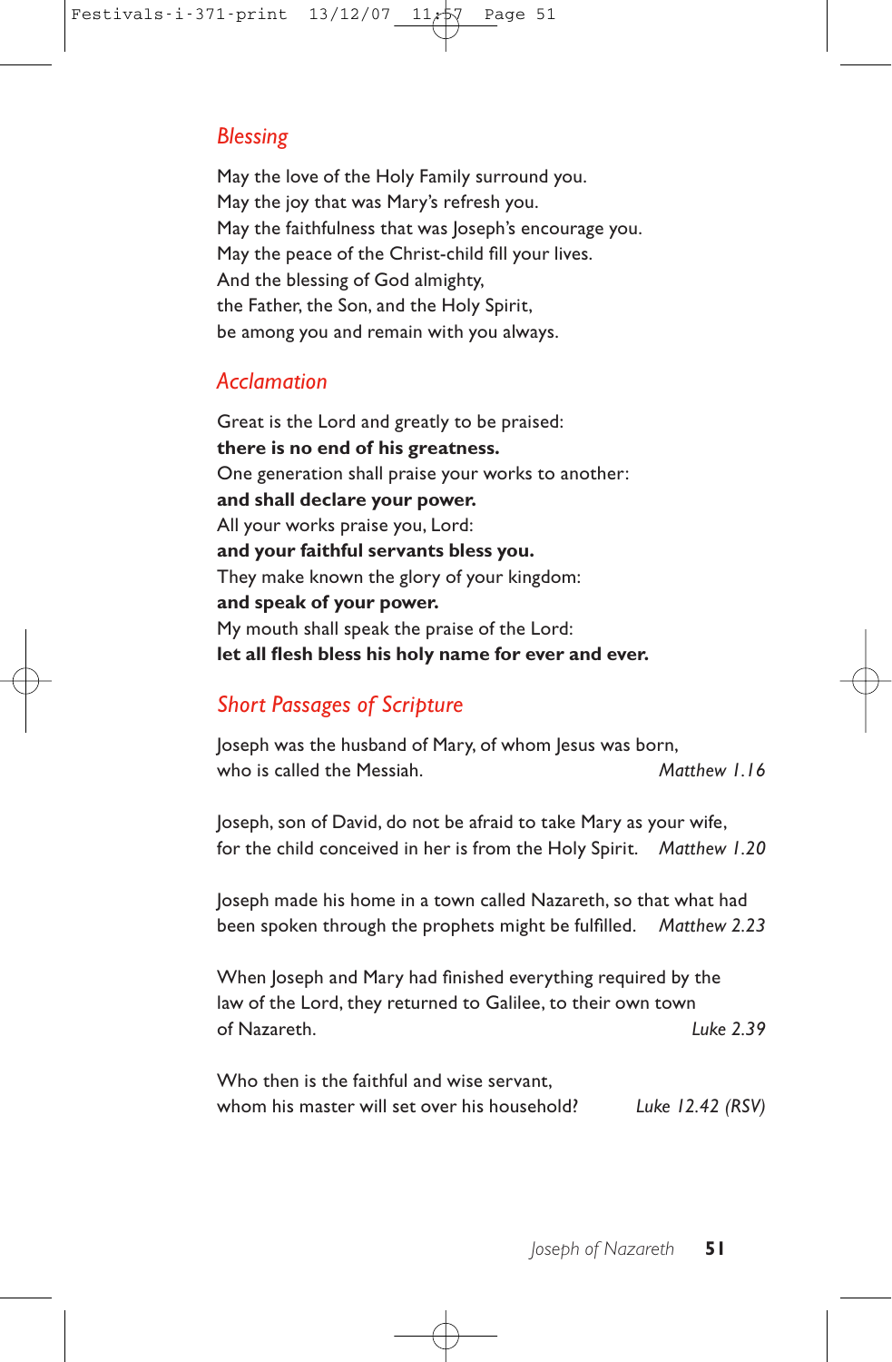## *Blessing*

May the love of the Holy Family surround you.
May the joy that was Mary's refresh you.
May the faithfulness that was Joseph's encourage you.
May the peace of the Christ-child fill your lives.
And the blessing of God almighty,
the Father, the Son, and the Holy Spirit,
be among you and remain with you always.

## *Acclamation*

Great is the Lord and greatly to be praised:
**there is no end of his greatness.**
One generation shall praise your works to another:
**and shall declare your power.**
All your works praise you, Lord:
**and your faithful servants bless you.**
They make known the glory of your kingdom:
**and speak of your power.**
My mouth shall speak the praise of the Lord:
**let all flesh bless his holy name for ever and ever.**

## *Short Passages of Scripture*

Joseph was the husband of Mary, of whom Jesus was born,
who is called the Messiah. *Matthew 1.16*

Joseph, son of David, do not be afraid to take Mary as your wife,
for the child conceived in her is from the Holy Spirit. *Matthew 1.20*

Joseph made his home in a town called Nazareth, so that what had
been spoken through the prophets might be fulfilled. *Matthew 2.23*

When Joseph and Mary had finished everything required by the
law of the Lord, they returned to Galilee, to their own town
of Nazareth. *Luke 2.39*

Who then is the faithful and wise servant,
whom his master will set over his household? *Luke 12.42 (RSV)*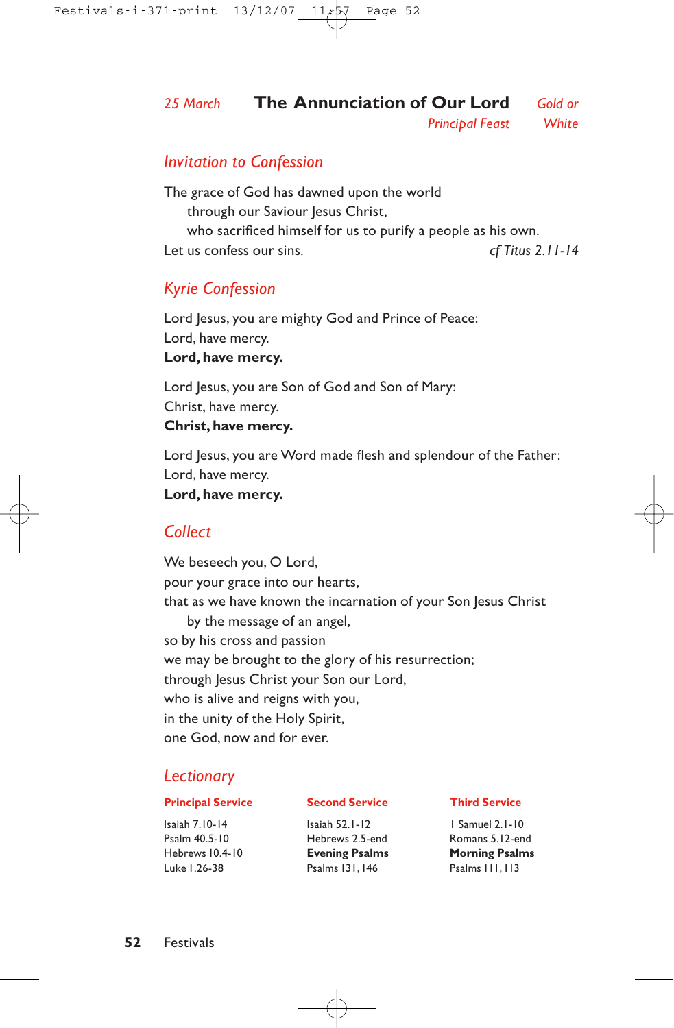*25 March* **The Annunciation of Our Lord** *Gold or White*

*Principal Feast*

## *Invitation to Confession*

The grace of God has dawned upon the world
through our Saviour Jesus Christ,
who sacrificed himself for us to purify a people as his own.
Let us confess our sins. *cf Titus 2.11-14*

## *Kyrie Confession*

Lord Jesus, you are mighty God and Prince of Peace:
Lord, have mercy.
**Lord, have mercy.**

Lord Jesus, you are Son of God and Son of Mary:
Christ, have mercy.
**Christ, have mercy.**

Lord Jesus, you are Word made flesh and splendour of the Father:
Lord, have mercy.
**Lord, have mercy.**

## *Collect*

We beseech you, O Lord,
pour your grace into our hearts,
that as we have known the incarnation of your Son Jesus Christ
by the message of an angel,
so by his cross and passion
we may be brought to the glory of his resurrection;
through Jesus Christ your Son our Lord,
who is alive and reigns with you,
in the unity of the Holy Spirit,
one God, now and for ever.

## *Lectionary*

| **Principal Service** | **Second Service** | **Third Service** |
|---|---|---|
| Isaiah 7.10-14 | Isaiah 52.1-12 | 1 Samuel 2.1-10 |
| Psalm 40.5-10 | Hebrews 2.5-end | Romans 5.12-end |
| Hebrews 10.4-10 | **Evening Psalms** | **Morning Psalms** |
| Luke 1.26-38 | Psalms 131, 146 | Psalms 111, 113 |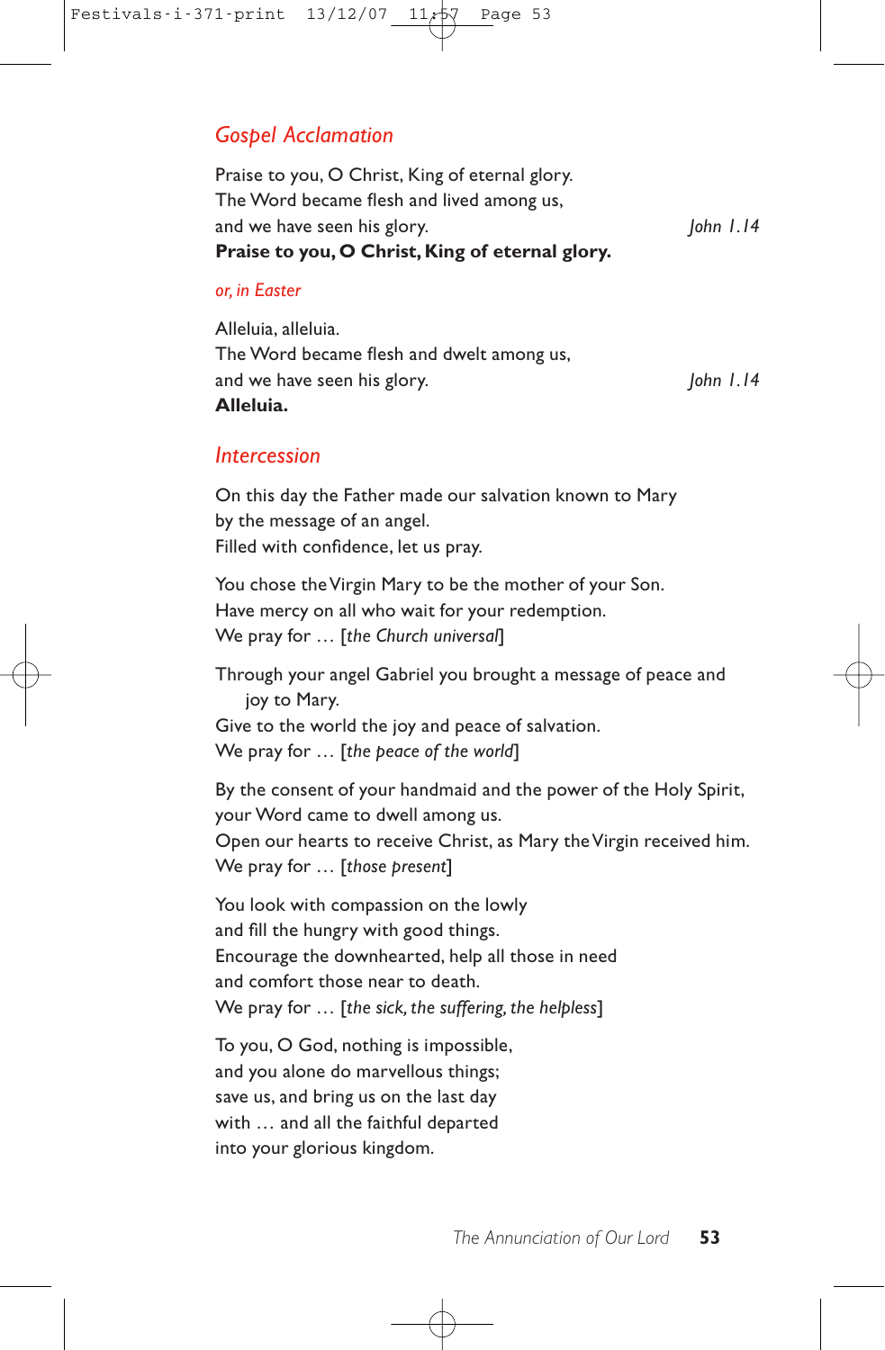## *Gospel Acclamation*

Praise to you, O Christ, King of eternal glory.
The Word became flesh and lived among us,
and we have seen his glory. *John 1.14*
**Praise to you, O Christ, King of eternal glory.**

*or, in Easter*

Alleluia, alleluia.
The Word became flesh and dwelt among us,
and we have seen his glory. *John 1.14*
**Alleluia.**

## *Intercession*

On this day the Father made our salvation known to Mary
by the message of an angel.
Filled with confidence, let us pray.

You chose the Virgin Mary to be the mother of your Son.
Have mercy on all who wait for your redemption.
We pray for … [*the Church universal*]

Through your angel Gabriel you brought a message of peace and
joy to Mary.
Give to the world the joy and peace of salvation.
We pray for … [*the peace of the world*]

By the consent of your handmaid and the power of the Holy Spirit,
your Word came to dwell among us.
Open our hearts to receive Christ, as Mary the Virgin received him.
We pray for … [*those present*]

You look with compassion on the lowly
and fill the hungry with good things.
Encourage the downhearted, help all those in need
and comfort those near to death.
We pray for … [*the sick, the suffering, the helpless*]

To you, O God, nothing is impossible,
and you alone do marvellous things;
save us, and bring us on the last day
with … and all the faithful departed
into your glorious kingdom.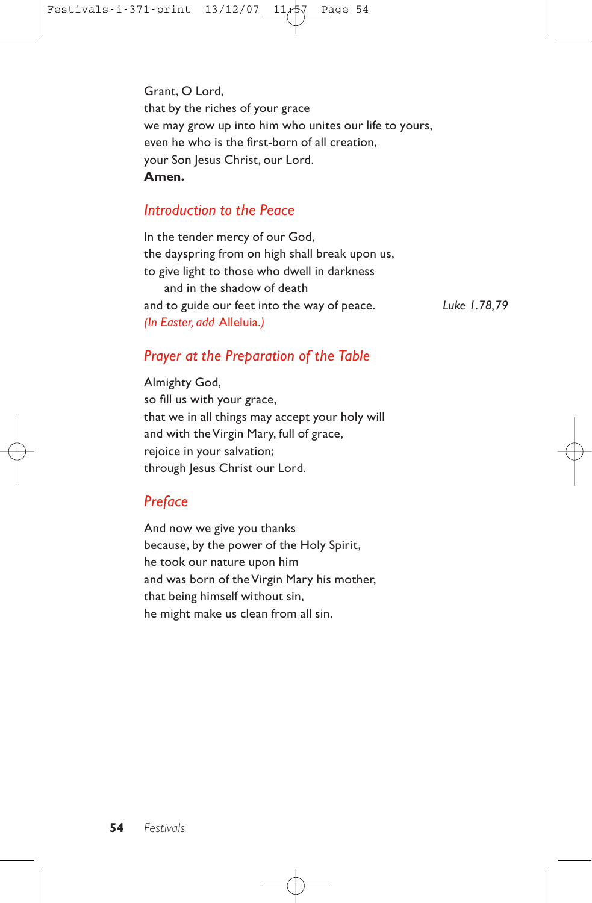Grant, O Lord,
that by the riches of your grace
we may grow up into him who unites our life to yours,
even he who is the first-born of all creation,
your Son Jesus Christ, our Lord.
**Amen.**

## *Introduction to the Peace*

In the tender mercy of our God,
the dayspring from on high shall break upon us,
to give light to those who dwell in darkness
    and in the shadow of death
and to guide our feet into the way of peace. *Luke 1.78,79*
*(In Easter, add* Alleluia.*)*

## *Prayer at the Preparation of the Table*

Almighty God,
so fill us with your grace,
that we in all things may accept your holy will
and with the Virgin Mary, full of grace,
rejoice in your salvation;
through Jesus Christ our Lord.

## *Preface*

And now we give you thanks
because, by the power of the Holy Spirit,
he took our nature upon him
and was born of the Virgin Mary his mother,
that being himself without sin,
he might make us clean from all sin.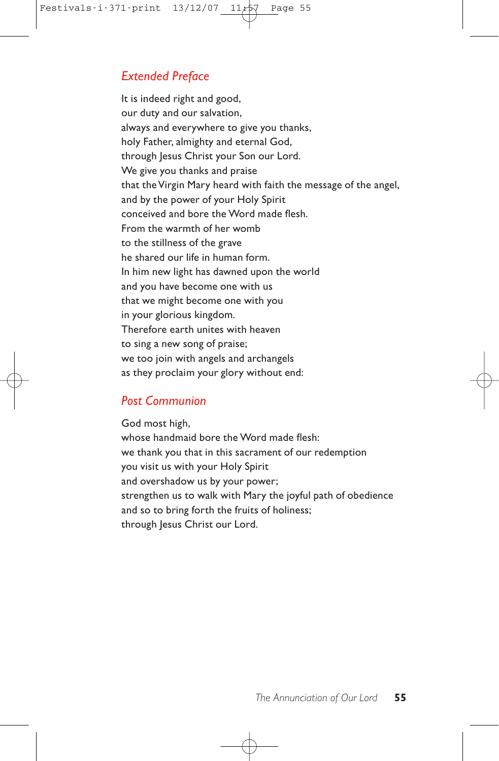## *Extended Preface*

It is indeed right and good,
our duty and our salvation,
always and everywhere to give you thanks,
holy Father, almighty and eternal God,
through Jesus Christ your Son our Lord.
We give you thanks and praise
that the Virgin Mary heard with faith the message of the angel,
and by the power of your Holy Spirit
conceived and bore the Word made flesh.
From the warmth of her womb
to the stillness of the grave
he shared our life in human form.
In him new light has dawned upon the world
and you have become one with us
that we might become one with you
in your glorious kingdom.
Therefore earth unites with heaven
to sing a new song of praise;
we too join with angels and archangels
as they proclaim your glory without end:

## *Post Communion*

God most high,
whose handmaid bore the Word made flesh:
we thank you that in this sacrament of our redemption
you visit us with your Holy Spirit
and overshadow us by your power;
strengthen us to walk with Mary the joyful path of obedience
and so to bring forth the fruits of holiness;
through Jesus Christ our Lord.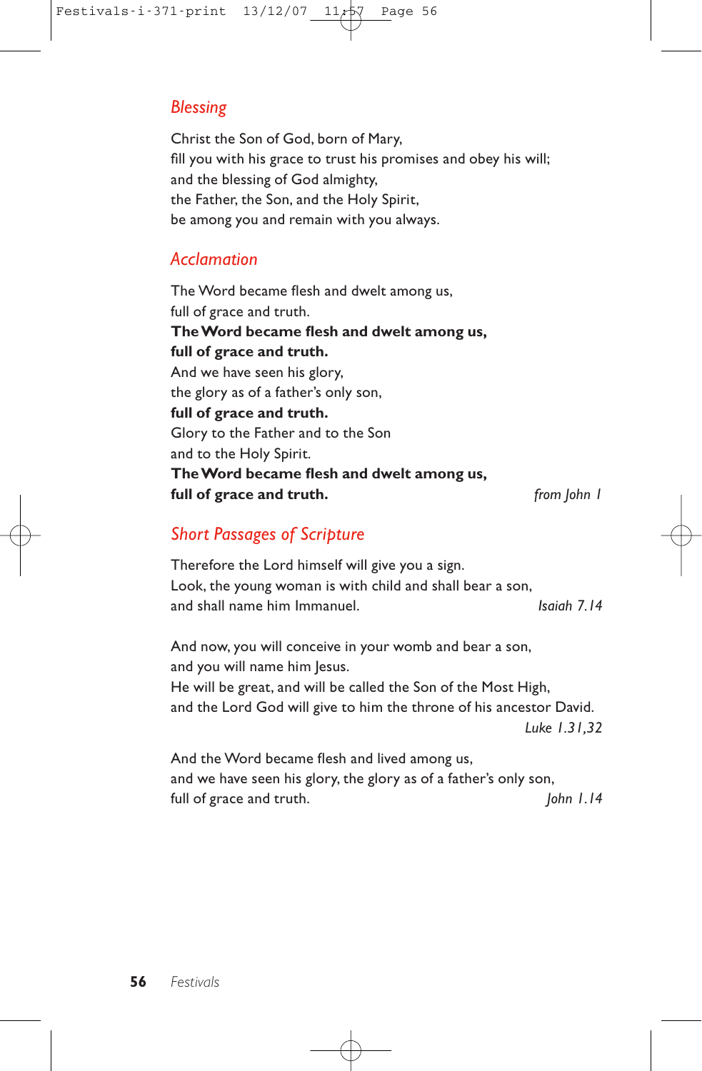## *Blessing*

Christ the Son of God, born of Mary,
fill you with his grace to trust his promises and obey his will;
and the blessing of God almighty,
the Father, the Son, and the Holy Spirit,
be among you and remain with you always.

## *Acclamation*

The Word became flesh and dwelt among us,
full of grace and truth.
**The Word became flesh and dwelt among us,**
**full of grace and truth.**
And we have seen his glory,
the glory as of a father's only son,
**full of grace and truth.**
Glory to the Father and to the Son
and to the Holy Spirit.
**The Word became flesh and dwelt among us,**
**full of grace and truth.** *from John 1*

## *Short Passages of Scripture*

Therefore the Lord himself will give you a sign.
Look, the young woman is with child and shall bear a son,
and shall name him Immanuel. *Isaiah 7.14*

And now, you will conceive in your womb and bear a son,
and you will name him Jesus.
He will be great, and will be called the Son of the Most High,
and the Lord God will give to him the throne of his ancestor David.
*Luke 1.31,32*

And the Word became flesh and lived among us,
and we have seen his glory, the glory as of a father's only son,
full of grace and truth. *John 1.14*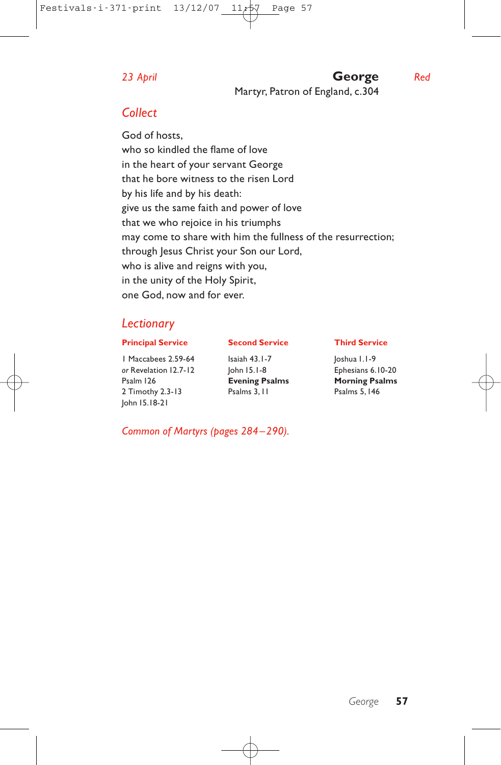*23 April* **George** *Red*

Martyr, Patron of England, c.304

## *Collect*

God of hosts,
who so kindled the flame of love
in the heart of your servant George
that he bore witness to the risen Lord
by his life and by his death:
give us the same faith and power of love
that we who rejoice in his triumphs
may come to share with him the fullness of the resurrection;
through Jesus Christ your Son our Lord,
who is alive and reigns with you,
in the unity of the Holy Spirit,
one God, now and for ever.

## *Lectionary*

| **Principal Service** | **Second Service** | **Third Service** |
|---|---|---|
| 1 Maccabees 2.59-64 | Isaiah 43.1-7 | Joshua 1.1-9 |
| *or* Revelation 12.7-12 | John 15.1-8 | Ephesians 6.10-20 |
| Psalm 126 | **Evening Psalms** | **Morning Psalms** |
| 2 Timothy 2.3-13 | Psalms 3, 11 | Psalms 5, 146 |
| John 15.18-21 | | |

*Common of Martyrs (pages 284–290).*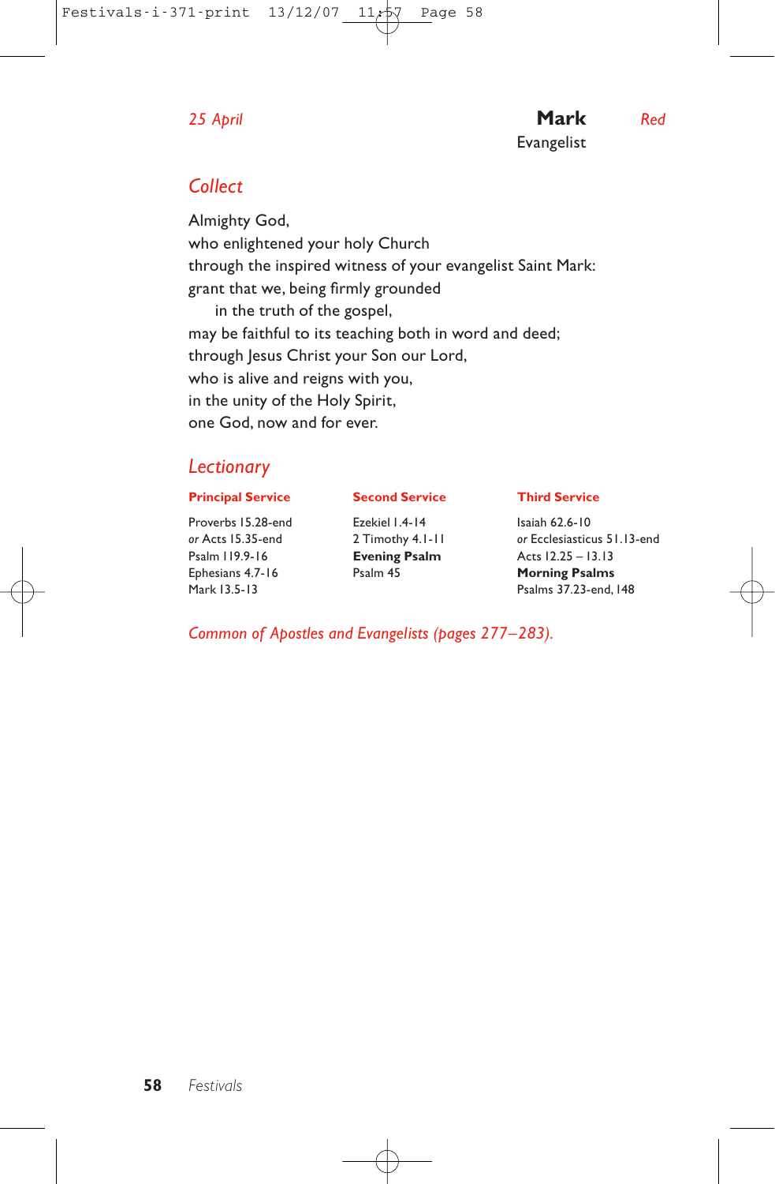*25 April*

# **Mark**

Evangelist

*Red*

## *Collect*

Almighty God,
who enlightened your holy Church
through the inspired witness of your evangelist Saint Mark:
grant that we, being firmly grounded
 in the truth of the gospel,
may be faithful to its teaching both in word and deed;
through Jesus Christ your Son our Lord,
who is alive and reigns with you,
in the unity of the Holy Spirit,
one God, now and for ever.

## *Lectionary*

**Principal Service**

Proverbs 15.28-end
*or* Acts 15.35-end
Psalm 119.9-16
Ephesians 4.7-16
Mark 13.5-13

**Second Service**

Ezekiel 1.4-14
2 Timothy 4.1-11
**Evening Psalm**
Psalm 45

**Third Service**

Isaiah 62.6-10
*or* Ecclesiasticus 51.13-end
Acts 12.25 – 13.13
**Morning Psalms**
Psalms 37.23-end, 148

*Common of Apostles and Evangelists (pages 277–283).*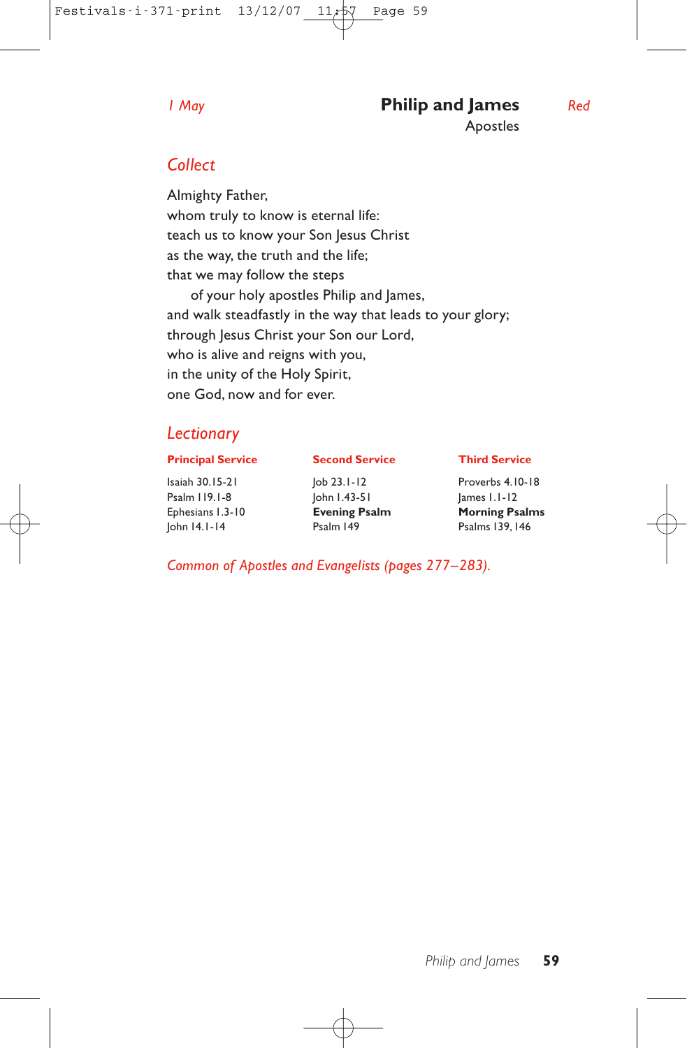*1 May*

# Philip and James

Apostles

*Red*

## *Collect*

Almighty Father,
whom truly to know is eternal life:
teach us to know your Son Jesus Christ
as the way, the truth and the life;
that we may follow the steps
 of your holy apostles Philip and James,
and walk steadfastly in the way that leads to your glory;
through Jesus Christ your Son our Lord,
who is alive and reigns with you,
in the unity of the Holy Spirit,
one God, now and for ever.

## *Lectionary*

| **Principal Service** | **Second Service** | **Third Service** |
|---|---|---|
| Isaiah 30.15-21 | Job 23.1-12 | Proverbs 4.10-18 |
| Psalm 119.1-8 | John 1.43-51 | James 1.1-12 |
| Ephesians 1.3-10 | **Evening Psalm** | **Morning Psalms** |
| John 14.1-14 | Psalm 149 | Psalms 139, 146 |

*Common of Apostles and Evangelists (pages 277–283).*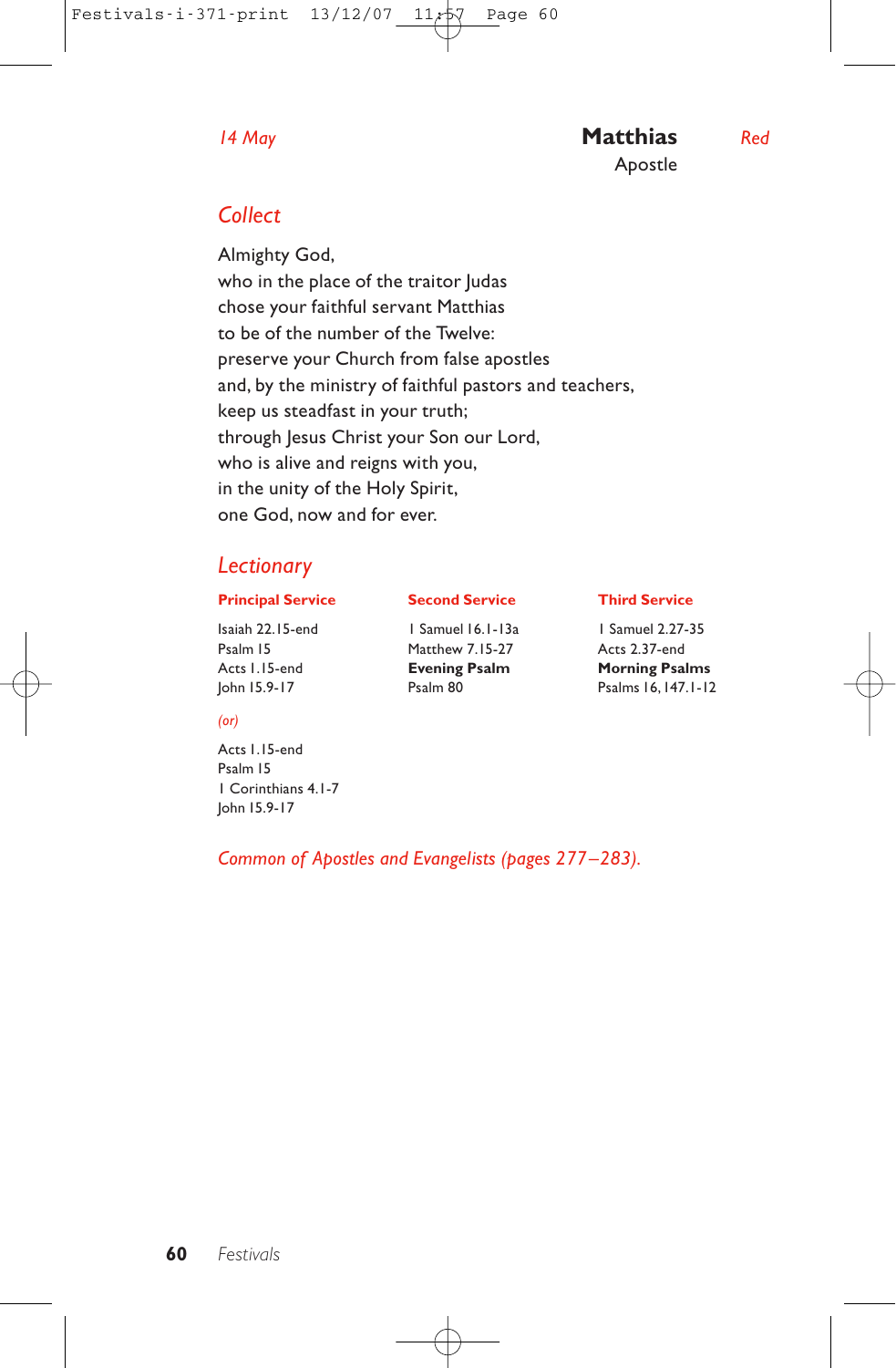*14 May*

# Matthias

Apostle

*Red*

## *Collect*

Almighty God,
who in the place of the traitor Judas
chose your faithful servant Matthias
to be of the number of the Twelve:
preserve your Church from false apostles
and, by the ministry of faithful pastors and teachers,
keep us steadfast in your truth;
through Jesus Christ your Son our Lord,
who is alive and reigns with you,
in the unity of the Holy Spirit,
one God, now and for ever.

## *Lectionary*

| **Principal Service** | **Second Service** | **Third Service** |
|---|---|---|
| Isaiah 22.15-end | 1 Samuel 16.1-13a | 1 Samuel 2.27-35 |
| Psalm 15 | Matthew 7.15-27 | Acts 2.37-end |
| Acts 1.15-end | **Evening Psalm** | **Morning Psalms** |
| John 15.9-17 | Psalm 80 | Psalms 16, 147.1-12 |

*(or)*

Acts 1.15-end
Psalm 15
1 Corinthians 4.1-7
John 15.9-17

*Common of Apostles and Evangelists (pages 277–283).*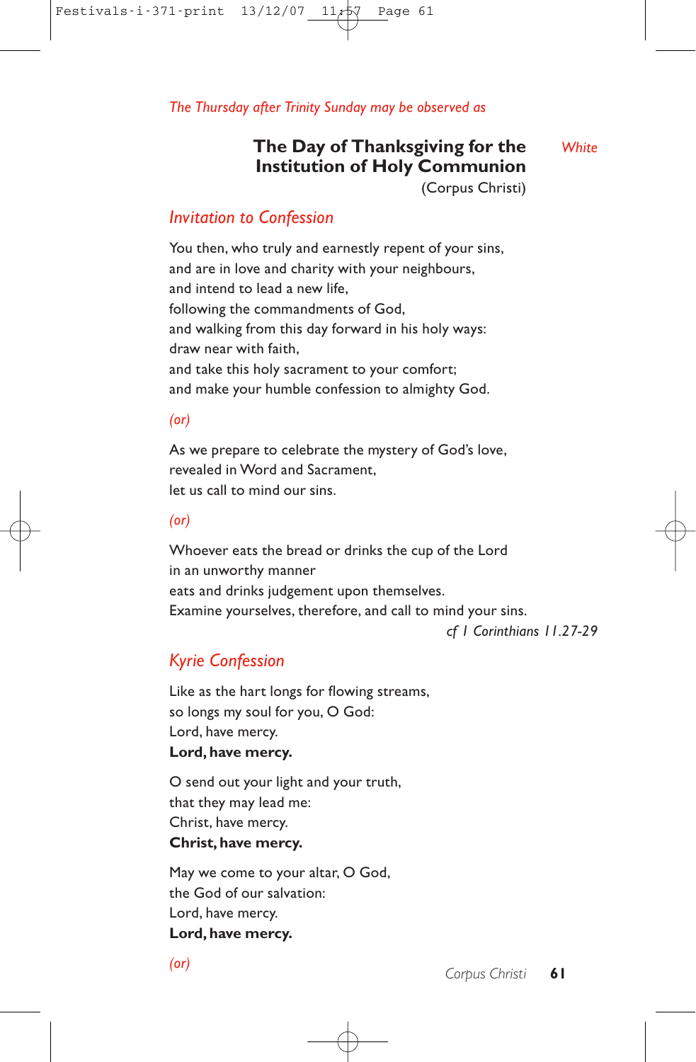*The Thursday after Trinity Sunday may be observed as*

# The Day of Thanksgiving for the Institution of Holy Communion

(Corpus Christi)

*White*

## *Invitation to Confession*

You then, who truly and earnestly repent of your sins,
and are in love and charity with your neighbours,
and intend to lead a new life,
following the commandments of God,
and walking from this day forward in his holy ways:
draw near with faith,
and take this holy sacrament to your comfort;
and make your humble confession to almighty God.

*(or)*

As we prepare to celebrate the mystery of God's love,
revealed in Word and Sacrament,
let us call to mind our sins.

*(or)*

Whoever eats the bread or drinks the cup of the Lord
in an unworthy manner
eats and drinks judgement upon themselves.
Examine yourselves, therefore, and call to mind your sins.

*cf 1 Corinthians 11.27-29*

## *Kyrie Confession*

Like as the hart longs for flowing streams,
so longs my soul for you, O God:
Lord, have mercy.
**Lord, have mercy.**

O send out your light and your truth,
that they may lead me:
Christ, have mercy.
**Christ, have mercy.**

May we come to your altar, O God,
the God of our salvation:
Lord, have mercy.
**Lord, have mercy.**

*(or)*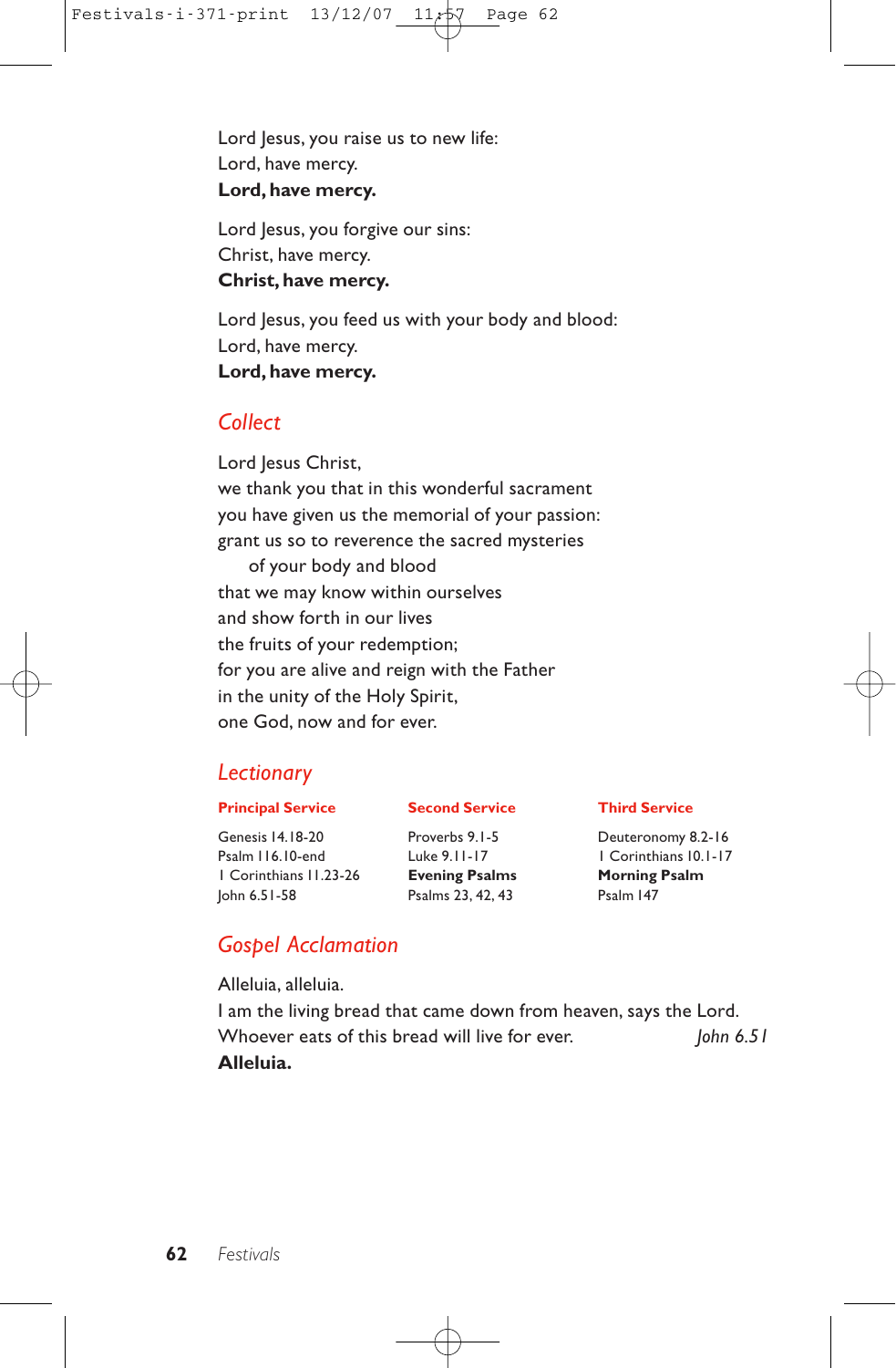Lord Jesus, you raise us to new life:
Lord, have mercy.
**Lord, have mercy.**

Lord Jesus, you forgive our sins:
Christ, have mercy.
**Christ, have mercy.**

Lord Jesus, you feed us with your body and blood:
Lord, have mercy.
**Lord, have mercy.**

## *Collect*

Lord Jesus Christ,
we thank you that in this wonderful sacrament
you have given us the memorial of your passion:
grant us so to reverence the sacred mysteries
  of your body and blood
that we may know within ourselves
and show forth in our lives
the fruits of your redemption;
for you are alive and reign with the Father
in the unity of the Holy Spirit,
one God, now and for ever.

## *Lectionary*

| Principal Service | Second Service | Third Service |
|---|---|---|
| Genesis 14.18-20 | Proverbs 9.1-5 | Deuteronomy 8.2-16 |
| Psalm 116.10-end | Luke 9.11-17 | 1 Corinthians 10.1-17 |
| 1 Corinthians 11.23-26 | **Evening Psalms** | **Morning Psalm** |
| John 6.51-58 | Psalms 23, 42, 43 | Psalm 147 |

## *Gospel Acclamation*

Alleluia, alleluia.
I am the living bread that came down from heaven, says the Lord.
Whoever eats of this bread will live for ever. *John 6.51*
**Alleluia.**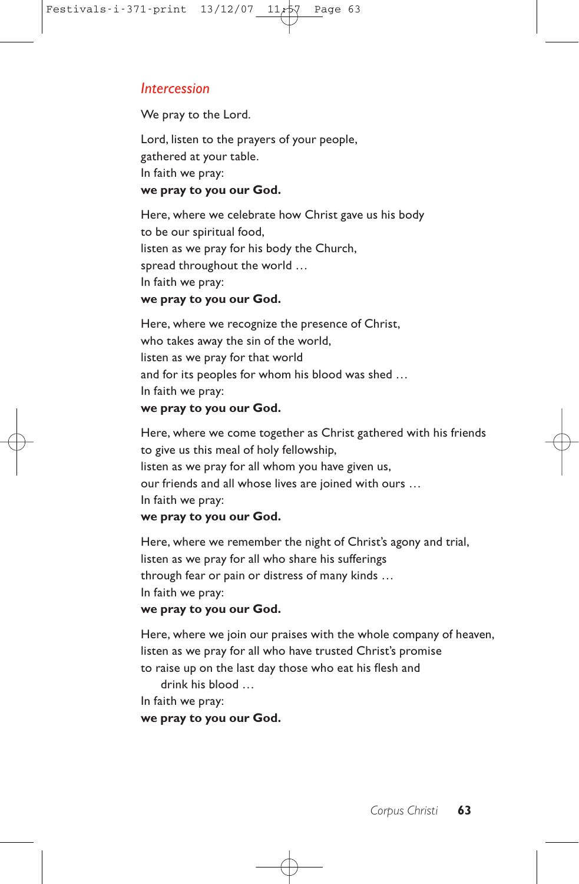## *Intercession*

We pray to the Lord.

Lord, listen to the prayers of your people,
gathered at your table.
In faith we pray:
**we pray to you our God.**

Here, where we celebrate how Christ gave us his body
to be our spiritual food,
listen as we pray for his body the Church,
spread throughout the world …
In faith we pray:
**we pray to you our God.**

Here, where we recognize the presence of Christ,
who takes away the sin of the world,
listen as we pray for that world
and for its peoples for whom his blood was shed …
In faith we pray:
**we pray to you our God.**

Here, where we come together as Christ gathered with his friends
to give us this meal of holy fellowship,
listen as we pray for all whom you have given us,
our friends and all whose lives are joined with ours …
In faith we pray:
**we pray to you our God.**

Here, where we remember the night of Christ's agony and trial,
listen as we pray for all who share his sufferings
through fear or pain or distress of many kinds …
In faith we pray:
**we pray to you our God.**

Here, where we join our praises with the whole company of heaven,
listen as we pray for all who have trusted Christ's promise
to raise up on the last day those who eat his flesh and
drink his blood …
In faith we pray:
**we pray to you our God.**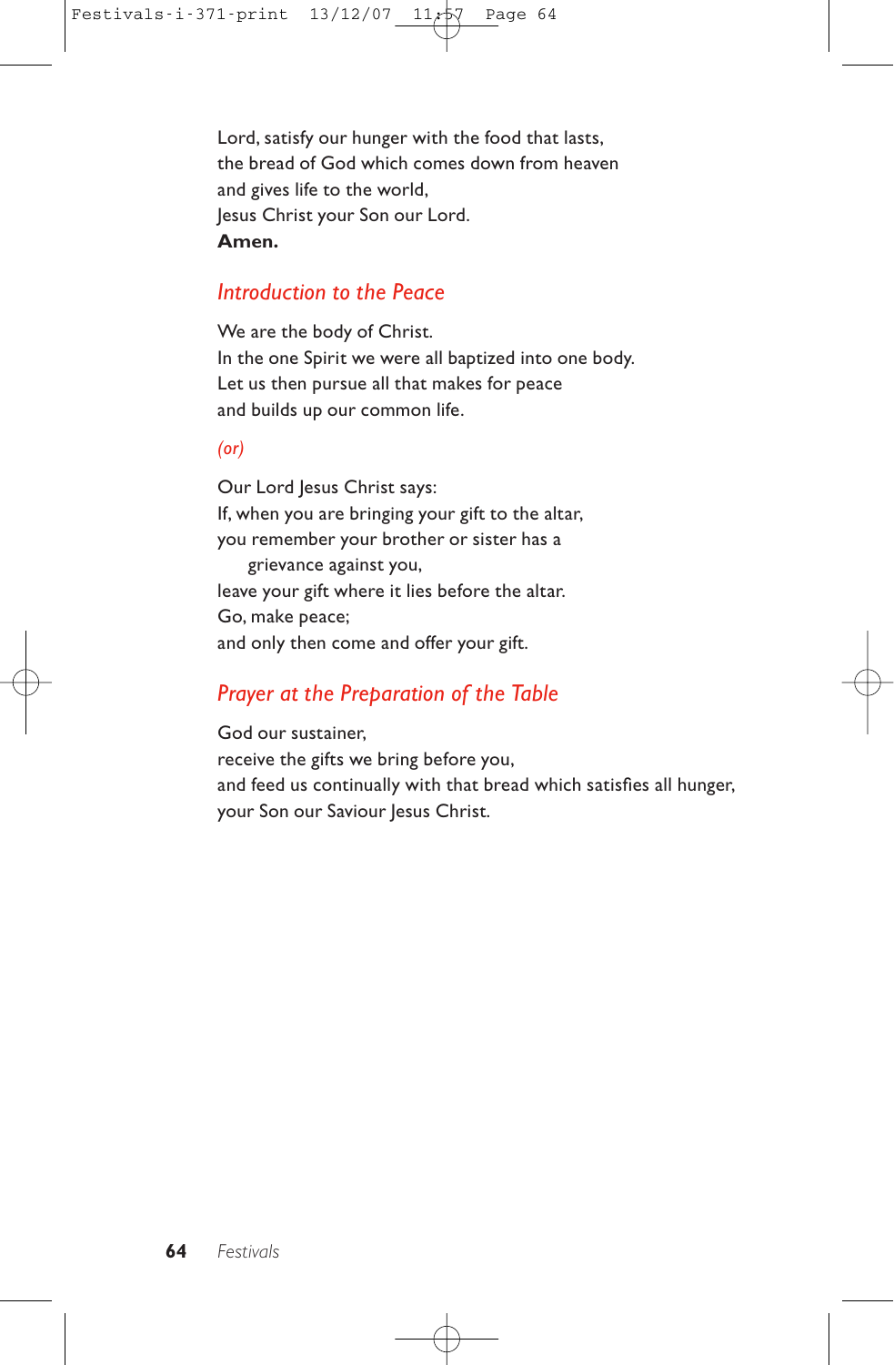Lord, satisfy our hunger with the food that lasts,
the bread of God which comes down from heaven
and gives life to the world,
Jesus Christ your Son our Lord.
**Amen.**

## *Introduction to the Peace*

We are the body of Christ.
In the one Spirit we were all baptized into one body.
Let us then pursue all that makes for peace
and builds up our common life.

*(or)*

Our Lord Jesus Christ says:
If, when you are bringing your gift to the altar,
you remember your brother or sister has a
grievance against you,
leave your gift where it lies before the altar.
Go, make peace;
and only then come and offer your gift.

## *Prayer at the Preparation of the Table*

God our sustainer,
receive the gifts we bring before you,
and feed us continually with that bread which satisfies all hunger,
your Son our Saviour Jesus Christ.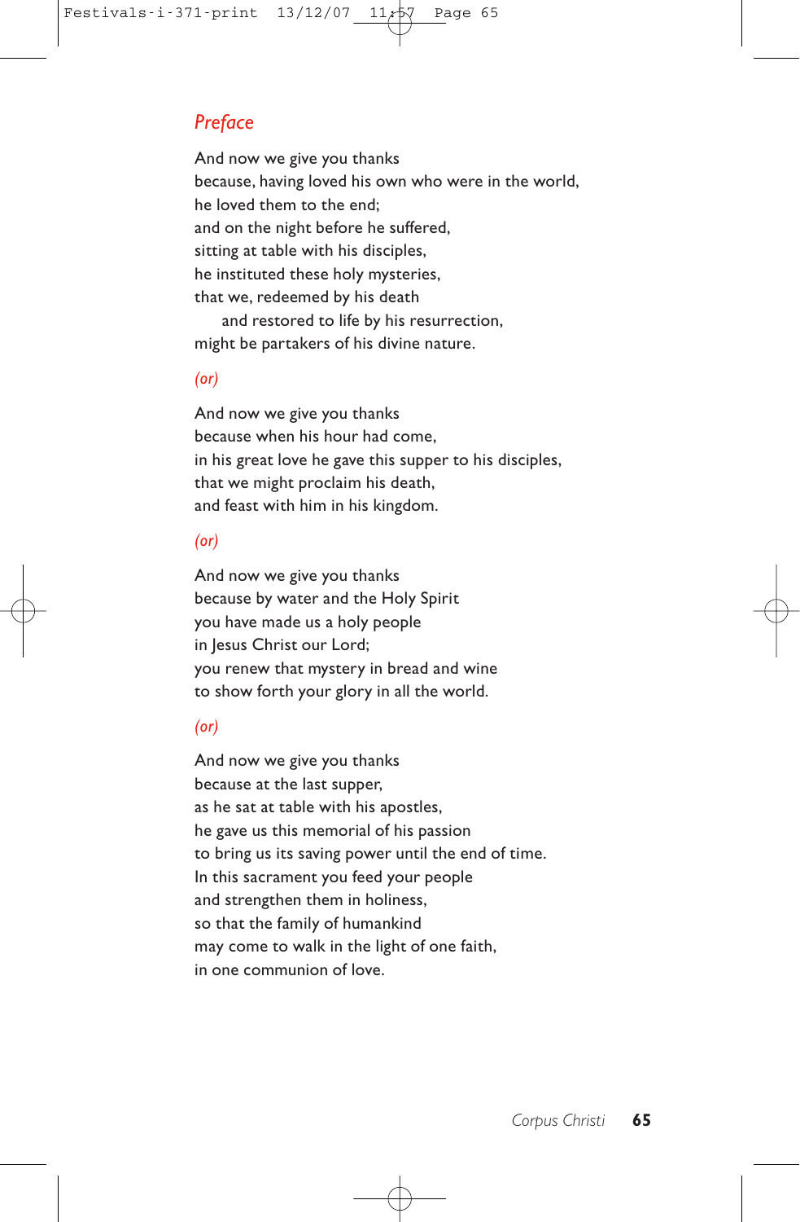## *Preface*

And now we give you thanks
because, having loved his own who were in the world,
he loved them to the end;
and on the night before he suffered,
sitting at table with his disciples,
he instituted these holy mysteries,
that we, redeemed by his death
    and restored to life by his resurrection,
might be partakers of his divine nature.

*(or)*

And now we give you thanks
because when his hour had come,
in his great love he gave this supper to his disciples,
that we might proclaim his death,
and feast with him in his kingdom.

*(or)*

And now we give you thanks
because by water and the Holy Spirit
you have made us a holy people
in Jesus Christ our Lord;
you renew that mystery in bread and wine
to show forth your glory in all the world.

*(or)*

And now we give you thanks
because at the last supper,
as he sat at table with his apostles,
he gave us this memorial of his passion
to bring us its saving power until the end of time.
In this sacrament you feed your people
and strengthen them in holiness,
so that the family of humankind
may come to walk in the light of one faith,
in one communion of love.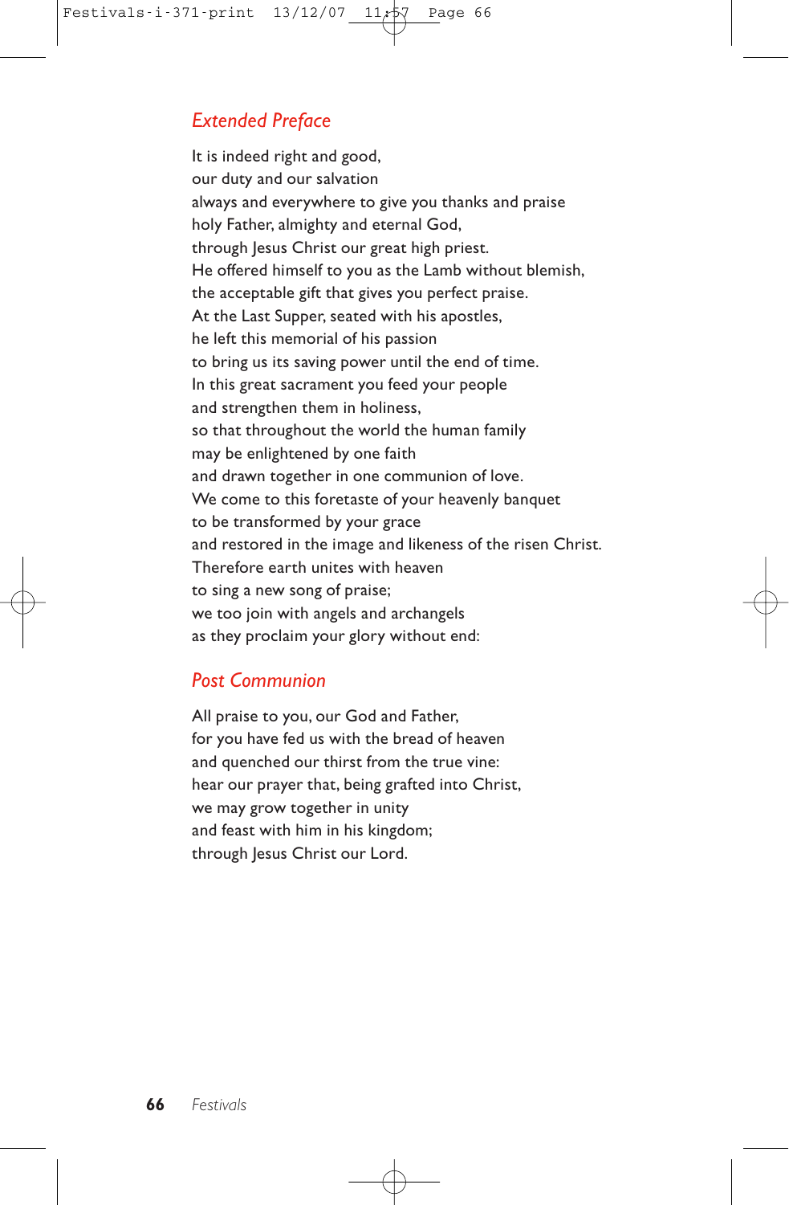## *Extended Preface*

It is indeed right and good,
our duty and our salvation
always and everywhere to give you thanks and praise
holy Father, almighty and eternal God,
through Jesus Christ our great high priest.
He offered himself to you as the Lamb without blemish,
the acceptable gift that gives you perfect praise.
At the Last Supper, seated with his apostles,
he left this memorial of his passion
to bring us its saving power until the end of time.
In this great sacrament you feed your people
and strengthen them in holiness,
so that throughout the world the human family
may be enlightened by one faith
and drawn together in one communion of love.
We come to this foretaste of your heavenly banquet
to be transformed by your grace
and restored in the image and likeness of the risen Christ.
Therefore earth unites with heaven
to sing a new song of praise;
we too join with angels and archangels
as they proclaim your glory without end:

## *Post Communion*

All praise to you, our God and Father,
for you have fed us with the bread of heaven
and quenched our thirst from the true vine:
hear our prayer that, being grafted into Christ,
we may grow together in unity
and feast with him in his kingdom;
through Jesus Christ our Lord.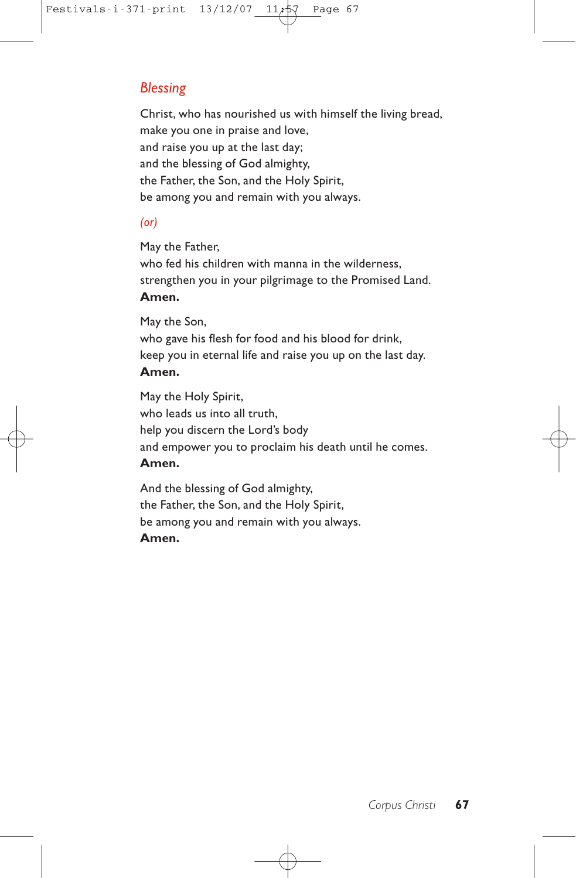## *Blessing*

Christ, who has nourished us with himself the living bread,  
make you one in praise and love,  
and raise you up at the last day;  
and the blessing of God almighty,  
the Father, the Son, and the Holy Spirit,  
be among you and remain with you always.

*(or)*

May the Father,  
who fed his children with manna in the wilderness,  
strengthen you in your pilgrimage to the Promised Land.  
**Amen.**

May the Son,  
who gave his flesh for food and his blood for drink,  
keep you in eternal life and raise you up on the last day.  
**Amen.**

May the Holy Spirit,  
who leads us into all truth,  
help you discern the Lord's body  
and empower you to proclaim his death until he comes.  
**Amen.**

And the blessing of God almighty,  
the Father, the Son, and the Holy Spirit,  
be among you and remain with you always.  
**Amen.**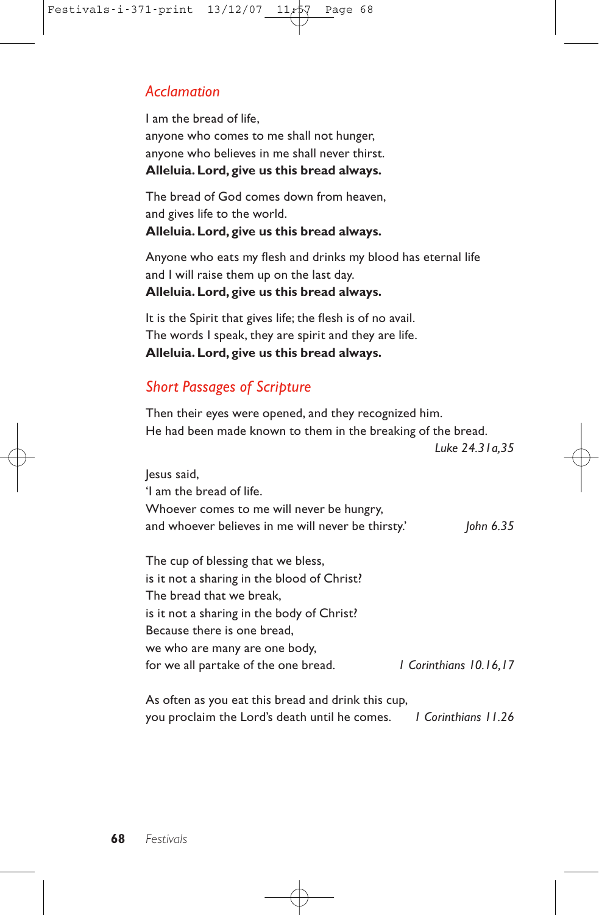## *Acclamation*

I am the bread of life,
anyone who comes to me shall not hunger,
anyone who believes in me shall never thirst.
**Alleluia. Lord, give us this bread always.**

The bread of God comes down from heaven,
and gives life to the world.
**Alleluia. Lord, give us this bread always.**

Anyone who eats my flesh and drinks my blood has eternal life
and I will raise them up on the last day.
**Alleluia. Lord, give us this bread always.**

It is the Spirit that gives life; the flesh is of no avail.
The words I speak, they are spirit and they are life.
**Alleluia. Lord, give us this bread always.**

## *Short Passages of Scripture*

Then their eyes were opened, and they recognized him.
He had been made known to them in the breaking of the bread.
*Luke 24.31a,35*

Jesus said,
'I am the bread of life.
Whoever comes to me will never be hungry,
and whoever believes in me will never be thirsty.' *John 6.35*

The cup of blessing that we bless,
is it not a sharing in the blood of Christ?
The bread that we break,
is it not a sharing in the body of Christ?
Because there is one bread,
we who are many are one body,
for we all partake of the one bread. *1 Corinthians 10.16,17*

As often as you eat this bread and drink this cup,
you proclaim the Lord's death until he comes. *1 Corinthians 11.26*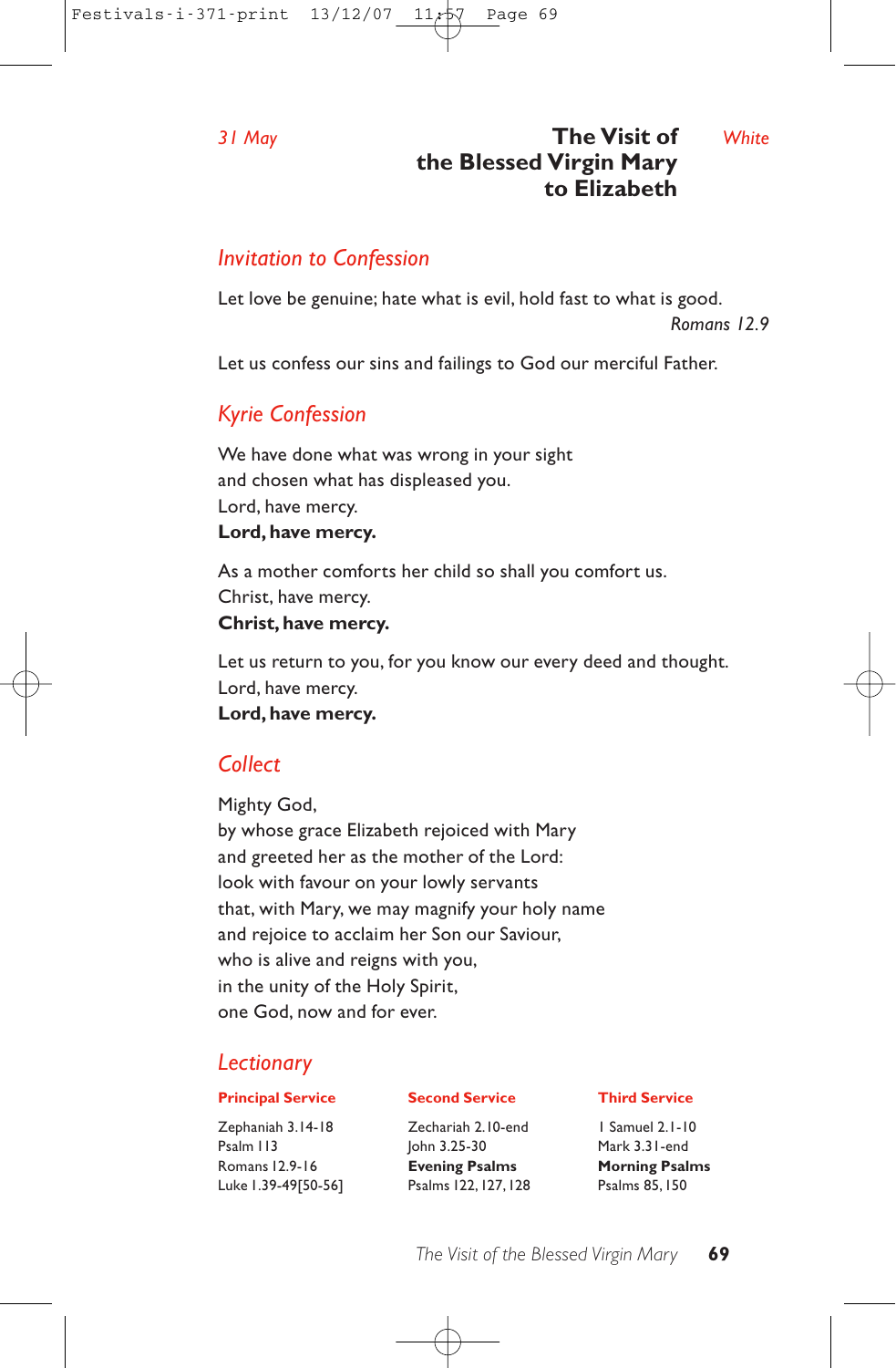*31 May*

# The Visit of the Blessed Virgin Mary to Elizabeth

*White*

## *Invitation to Confession*

Let love be genuine; hate what is evil, hold fast to what is good.

*Romans 12.9*

Let us confess our sins and failings to God our merciful Father.

## *Kyrie Confession*

We have done what was wrong in your sight
and chosen what has displeased you.
Lord, have mercy.
**Lord, have mercy.**

As a mother comforts her child so shall you comfort us.
Christ, have mercy.
**Christ, have mercy.**

Let us return to you, for you know our every deed and thought.
Lord, have mercy.
**Lord, have mercy.**

## *Collect*

Mighty God,
by whose grace Elizabeth rejoiced with Mary
and greeted her as the mother of the Lord:
look with favour on your lowly servants
that, with Mary, we may magnify your holy name
and rejoice to acclaim her Son our Saviour,
who is alive and reigns with you,
in the unity of the Holy Spirit,
one God, now and for ever.

## *Lectionary*

| **Principal Service** | **Second Service** | **Third Service** |
|---|---|---|
| Zephaniah 3.14-18 | Zechariah 2.10-end | 1 Samuel 2.1-10 |
| Psalm 113 | John 3.25-30 | Mark 3.31-end |
| Romans 12.9-16 | **Evening Psalms** | **Morning Psalms** |
| Luke 1.39-49[50-56] | Psalms 122, 127, 128 | Psalms 85, 150 |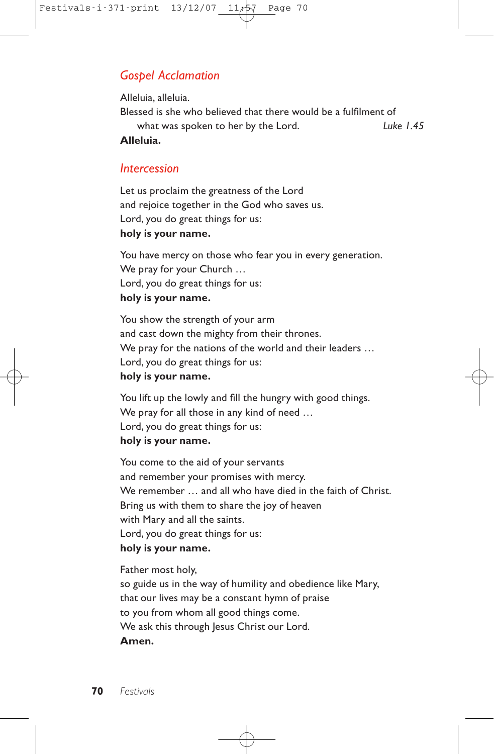## *Gospel Acclamation*

Alleluia, alleluia.
Blessed is she who believed that there would be a fulfilment of
what was spoken to her by the Lord. *Luke 1.45*
**Alleluia.**

## *Intercession*

Let us proclaim the greatness of the Lord
and rejoice together in the God who saves us.
Lord, you do great things for us:
**holy is your name.**

You have mercy on those who fear you in every generation.
We pray for your Church …
Lord, you do great things for us:
**holy is your name.**

You show the strength of your arm
and cast down the mighty from their thrones.
We pray for the nations of the world and their leaders …
Lord, you do great things for us:
**holy is your name.**

You lift up the lowly and fill the hungry with good things.
We pray for all those in any kind of need …
Lord, you do great things for us:
**holy is your name.**

You come to the aid of your servants
and remember your promises with mercy.
We remember … and all who have died in the faith of Christ.
Bring us with them to share the joy of heaven
with Mary and all the saints.
Lord, you do great things for us:
**holy is your name.**

Father most holy,
so guide us in the way of humility and obedience like Mary,
that our lives may be a constant hymn of praise
to you from whom all good things come.
We ask this through Jesus Christ our Lord.
**Amen.**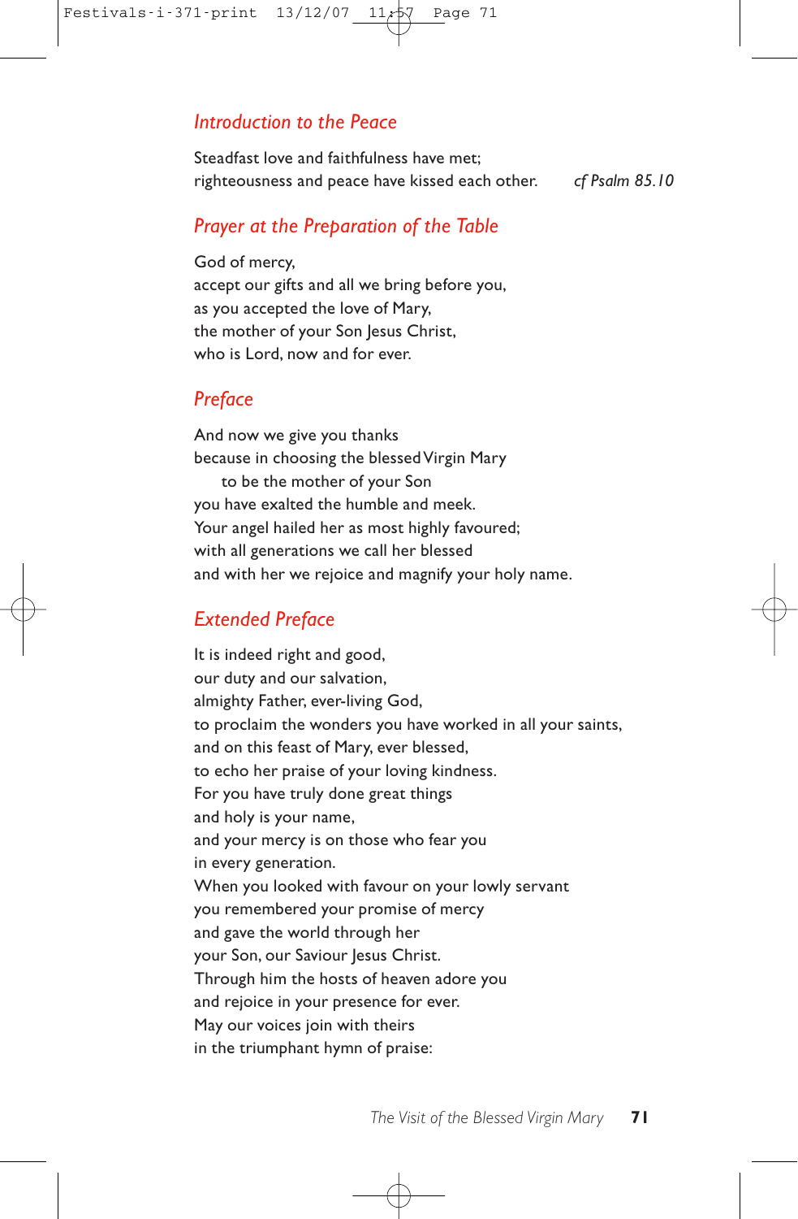## *Introduction to the Peace*

Steadfast love and faithfulness have met;
righteousness and peace have kissed each other. *cf Psalm 85.10*

## *Prayer at the Preparation of the Table*

God of mercy,
accept our gifts and all we bring before you,
as you accepted the love of Mary,
the mother of your Son Jesus Christ,
who is Lord, now and for ever.

## *Preface*

And now we give you thanks
because in choosing the blessed Virgin Mary
  to be the mother of your Son
you have exalted the humble and meek.
Your angel hailed her as most highly favoured;
with all generations we call her blessed
and with her we rejoice and magnify your holy name.

## *Extended Preface*

It is indeed right and good,
our duty and our salvation,
almighty Father, ever-living God,
to proclaim the wonders you have worked in all your saints,
and on this feast of Mary, ever blessed,
to echo her praise of your loving kindness.
For you have truly done great things
and holy is your name,
and your mercy is on those who fear you
in every generation.
When you looked with favour on your lowly servant
you remembered your promise of mercy
and gave the world through her
your Son, our Saviour Jesus Christ.
Through him the hosts of heaven adore you
and rejoice in your presence for ever.
May our voices join with theirs
in the triumphant hymn of praise: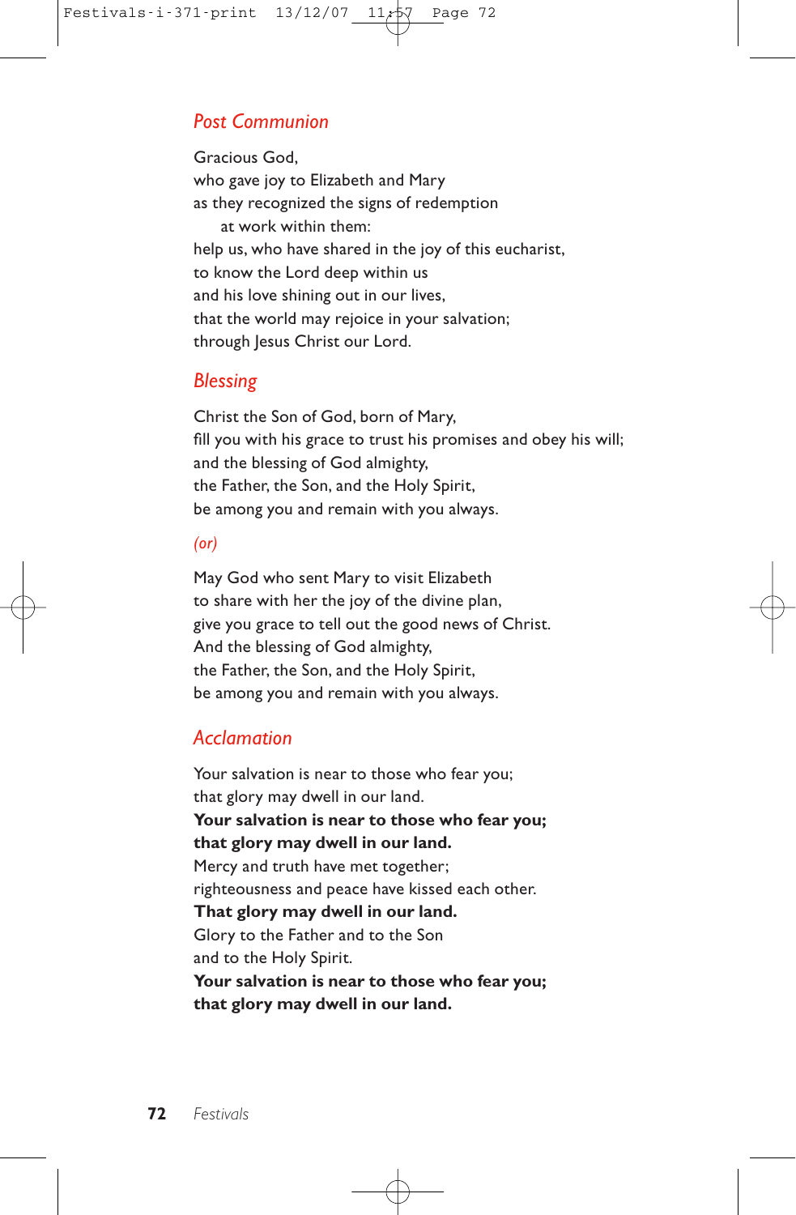## *Post Communion*

Gracious God,
who gave joy to Elizabeth and Mary
as they recognized the signs of redemption
at work within them:
help us, who have shared in the joy of this eucharist,
to know the Lord deep within us
and his love shining out in our lives,
that the world may rejoice in your salvation;
through Jesus Christ our Lord.

## *Blessing*

Christ the Son of God, born of Mary,
fill you with his grace to trust his promises and obey his will;
and the blessing of God almighty,
the Father, the Son, and the Holy Spirit,
be among you and remain with you always.

*(or)*

May God who sent Mary to visit Elizabeth
to share with her the joy of the divine plan,
give you grace to tell out the good news of Christ.
And the blessing of God almighty,
the Father, the Son, and the Holy Spirit,
be among you and remain with you always.

## *Acclamation*

Your salvation is near to those who fear you;
that glory may dwell in our land.
**Your salvation is near to those who fear you;**
**that glory may dwell in our land.**
Mercy and truth have met together;
righteousness and peace have kissed each other.
**That glory may dwell in our land.**
Glory to the Father and to the Son
and to the Holy Spirit.
**Your salvation is near to those who fear you;**
**that glory may dwell in our land.**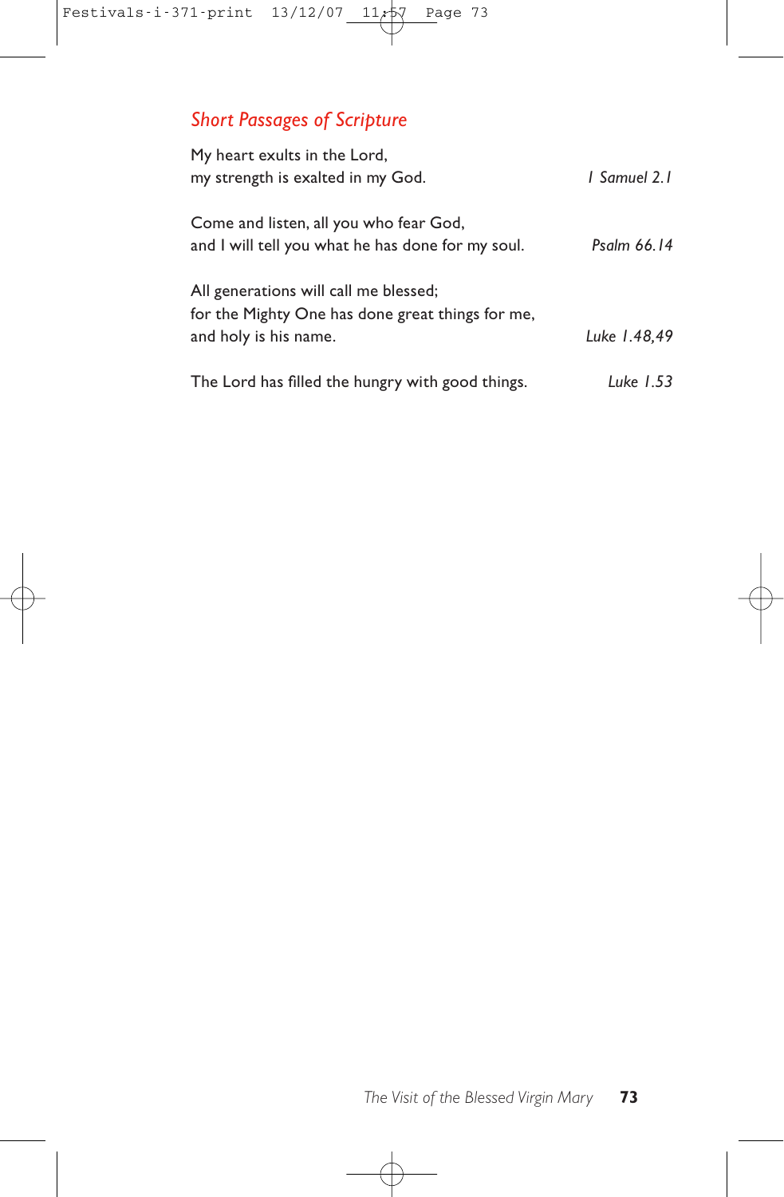## *Short Passages of Scripture*

My heart exults in the Lord,  
my strength is exalted in my God. *1 Samuel 2.1*

Come and listen, all you who fear God,  
and I will tell you what he has done for my soul. *Psalm 66.14*

All generations will call me blessed;  
for the Mighty One has done great things for me,  
and holy is his name. *Luke 1.48,49*

The Lord has filled the hungry with good things. *Luke 1.53*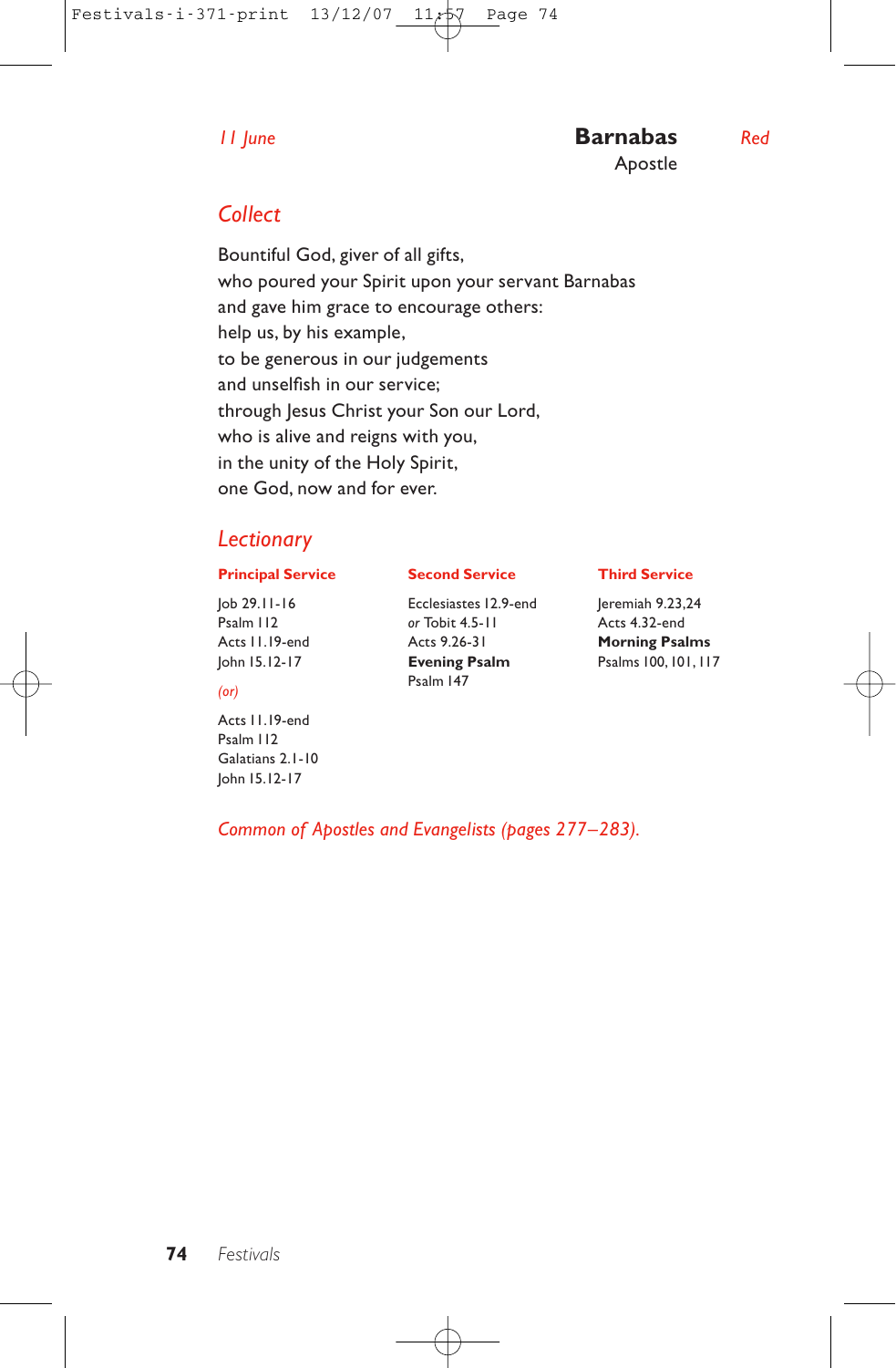*11 June*

# Barnabas

Apostle

*Red*

## *Collect*

Bountiful God, giver of all gifts,
who poured your Spirit upon your servant Barnabas
and gave him grace to encourage others:
help us, by his example,
to be generous in our judgements
and unselfish in our service;
through Jesus Christ your Son our Lord,
who is alive and reigns with you,
in the unity of the Holy Spirit,
one God, now and for ever.

## *Lectionary*

**Principal Service**

Job 29.11-16
Psalm 112
Acts 11.19-end
John 15.12-17

*(or)*

Acts 11.19-end
Psalm 112
Galatians 2.1-10
John 15.12-17

**Second Service**

Ecclesiastes 12.9-end
*or* Tobit 4.5-11
Acts 9.26-31
**Evening Psalm**
Psalm 147

**Third Service**

Jeremiah 9.23,24
Acts 4.32-end
**Morning Psalms**
Psalms 100, 101, 117

*Common of Apostles and Evangelists (pages 277–283).*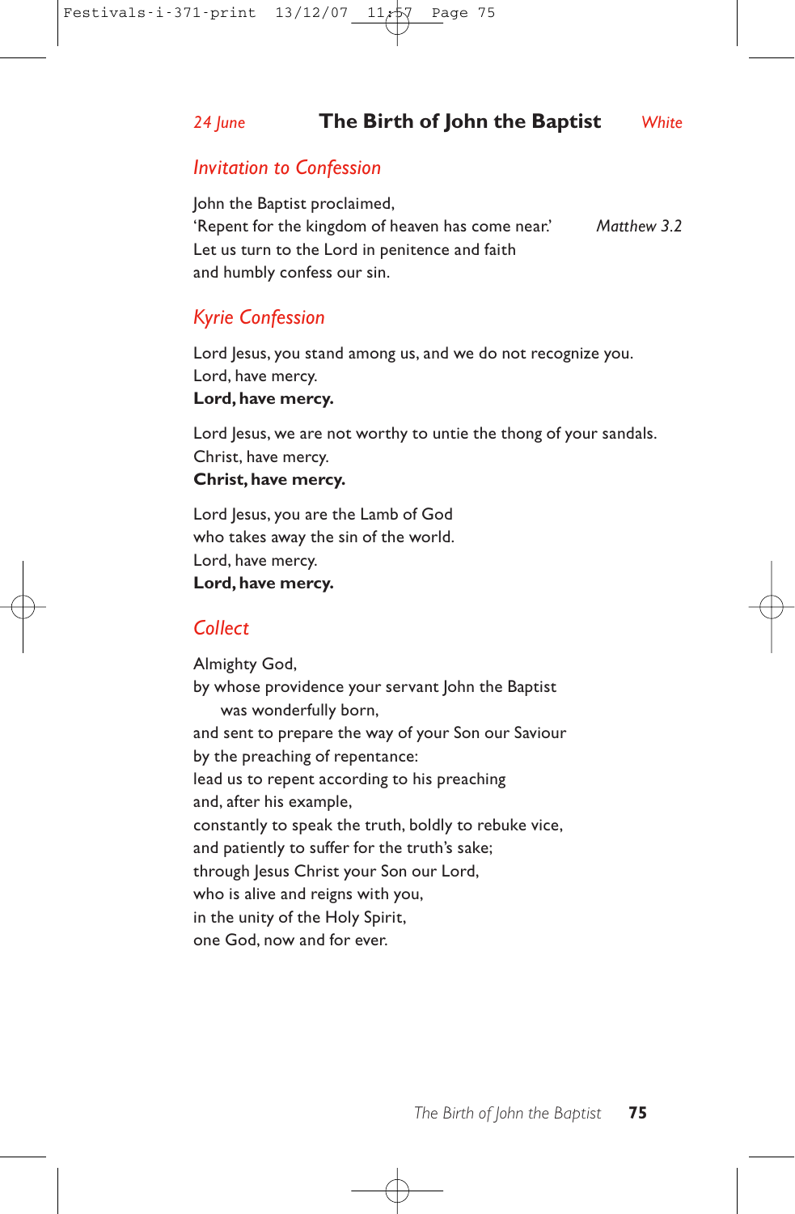## *24 June* **The Birth of John the Baptist** *White*

### *Invitation to Confession*

John the Baptist proclaimed,
'Repent for the kingdom of heaven has come near.' *Matthew 3.2*
Let us turn to the Lord in penitence and faith
and humbly confess our sin.

### *Kyrie Confession*

Lord Jesus, you stand among us, and we do not recognize you.
Lord, have mercy.
**Lord, have mercy.**

Lord Jesus, we are not worthy to untie the thong of your sandals.
Christ, have mercy.
**Christ, have mercy.**

Lord Jesus, you are the Lamb of God
who takes away the sin of the world.
Lord, have mercy.
**Lord, have mercy.**

### *Collect*

Almighty God,
by whose providence your servant John the Baptist
  was wonderfully born,
and sent to prepare the way of your Son our Saviour
by the preaching of repentance:
lead us to repent according to his preaching
and, after his example,
constantly to speak the truth, boldly to rebuke vice,
and patiently to suffer for the truth's sake;
through Jesus Christ your Son our Lord,
who is alive and reigns with you,
in the unity of the Holy Spirit,
one God, now and for ever.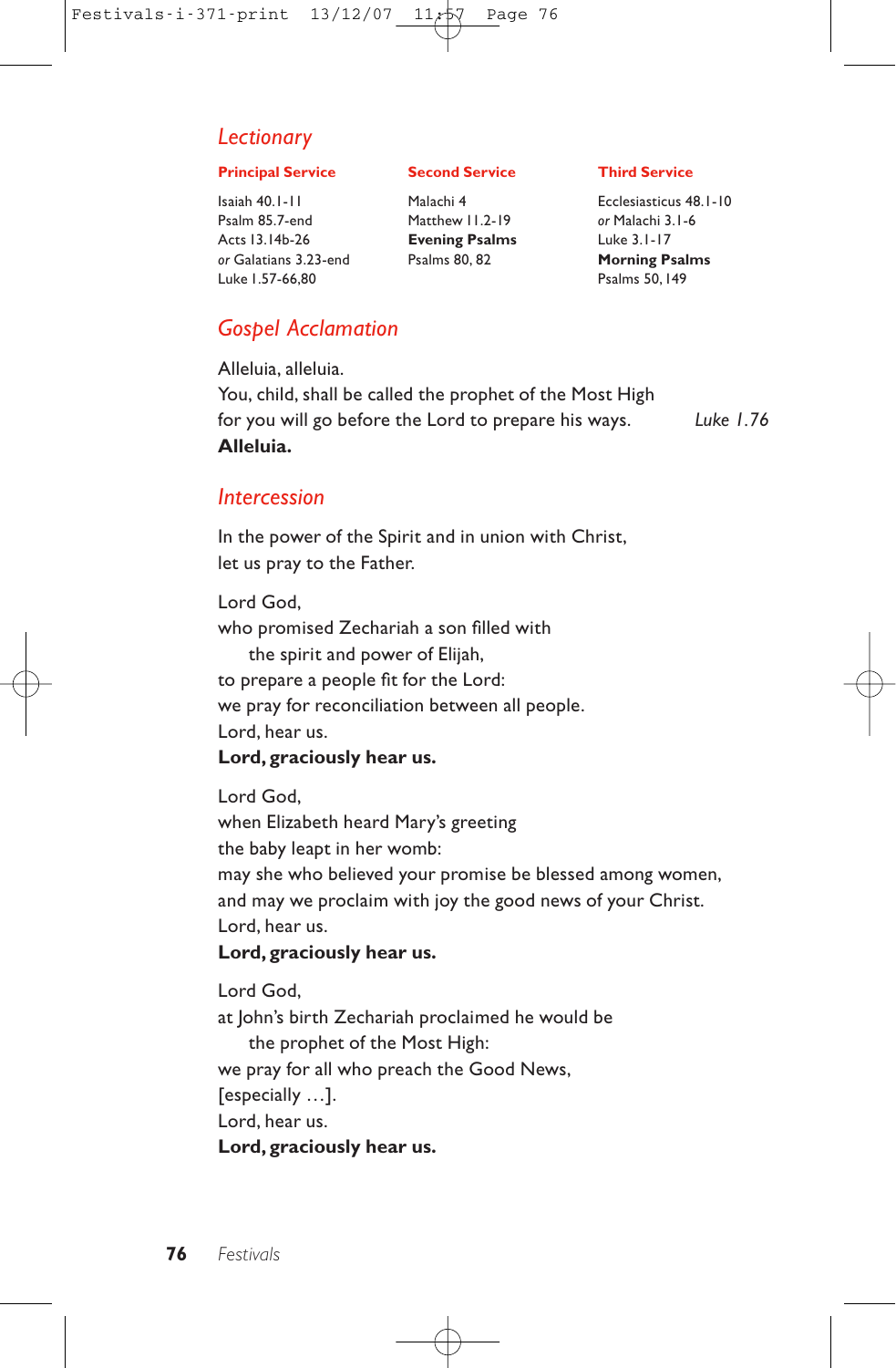## Lectionary

| Principal Service | Second Service | Third Service |
|---|---|---|
| Isaiah 40.1-11 | Malachi 4 | Ecclesiasticus 48.1-10 |
| Psalm 85.7-end | Matthew 11.2-19 | *or* Malachi 3.1-6 |
| Acts 13.14b-26 | **Evening Psalms** | Luke 3.1-17 |
| *or* Galatians 3.23-end | Psalms 80, 82 | **Morning Psalms** |
| Luke 1.57-66,80 | | Psalms 50, 149 |

## Gospel Acclamation

Alleluia, alleluia.
You, child, shall be called the prophet of the Most High
for you will go before the Lord to prepare his ways. *Luke 1.76*
**Alleluia.**

## Intercession

In the power of the Spirit and in union with Christ,
let us pray to the Father.

Lord God,
who promised Zechariah a son filled with
the spirit and power of Elijah,
to prepare a people fit for the Lord:
we pray for reconciliation between all people.
Lord, hear us.
**Lord, graciously hear us.**

Lord God,
when Elizabeth heard Mary's greeting
the baby leapt in her womb:
may she who believed your promise be blessed among women,
and may we proclaim with joy the good news of your Christ.
Lord, hear us.
**Lord, graciously hear us.**

Lord God,
at John's birth Zechariah proclaimed he would be
the prophet of the Most High:
we pray for all who preach the Good News,
[especially …].
Lord, hear us.
**Lord, graciously hear us.**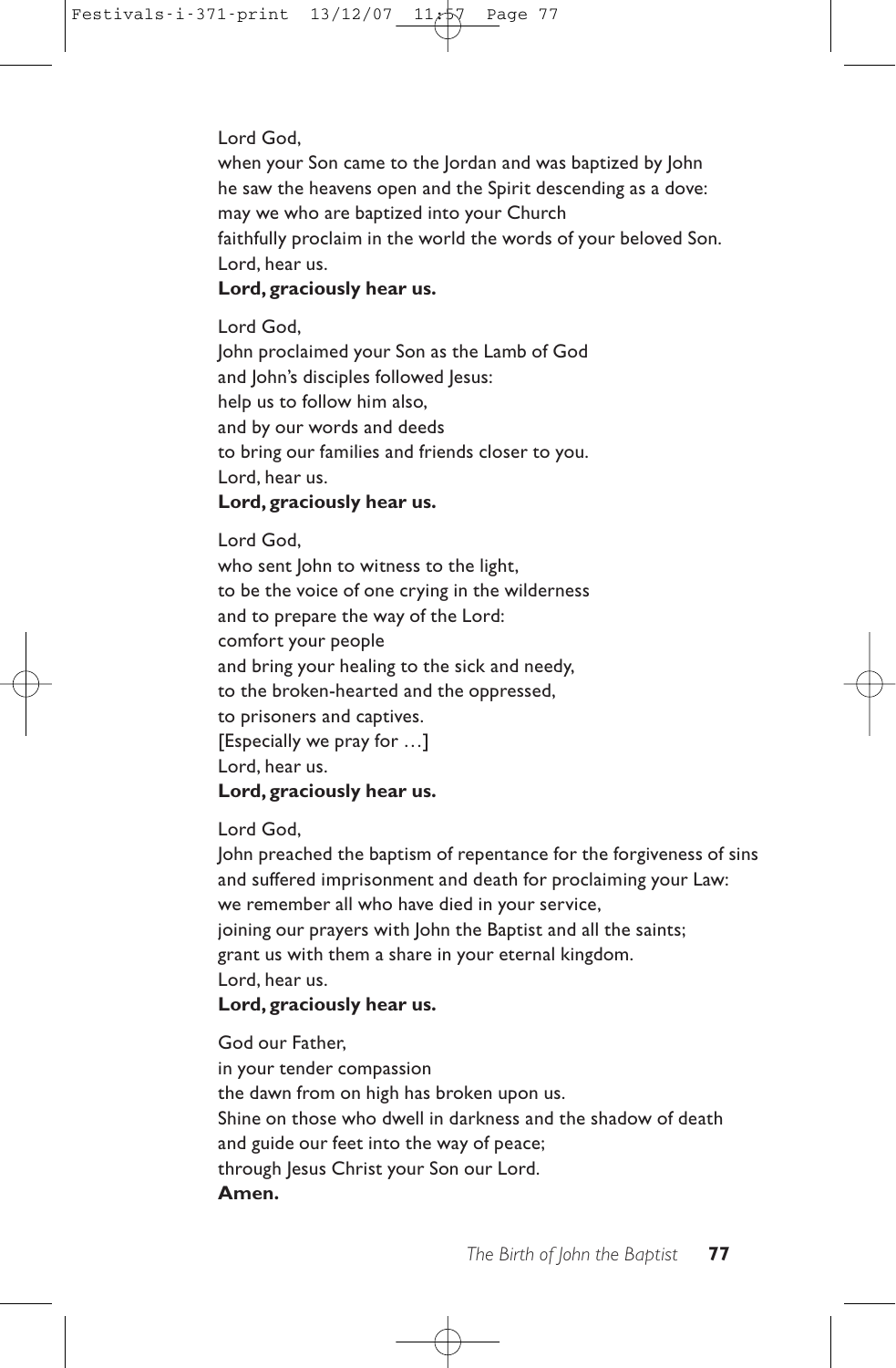Lord God,  
when your Son came to the Jordan and was baptized by John  
he saw the heavens open and the Spirit descending as a dove:  
may we who are baptized into your Church  
faithfully proclaim in the world the words of your beloved Son.  
Lord, hear us.  
**Lord, graciously hear us.**

Lord God,  
John proclaimed your Son as the Lamb of God  
and John's disciples followed Jesus:  
help us to follow him also,  
and by our words and deeds  
to bring our families and friends closer to you.  
Lord, hear us.  
**Lord, graciously hear us.**

Lord God,  
who sent John to witness to the light,  
to be the voice of one crying in the wilderness  
and to prepare the way of the Lord:  
comfort your people  
and bring your healing to the sick and needy,  
to the broken-hearted and the oppressed,  
to prisoners and captives.  
[Especially we pray for …]  
Lord, hear us.  
**Lord, graciously hear us.**

Lord God,  
John preached the baptism of repentance for the forgiveness of sins  
and suffered imprisonment and death for proclaiming your Law:  
we remember all who have died in your service,  
joining our prayers with John the Baptist and all the saints;  
grant us with them a share in your eternal kingdom.  
Lord, hear us.  
**Lord, graciously hear us.**

God our Father,  
in your tender compassion  
the dawn from on high has broken upon us.  
Shine on those who dwell in darkness and the shadow of death  
and guide our feet into the way of peace;  
through Jesus Christ your Son our Lord.  
**Amen.**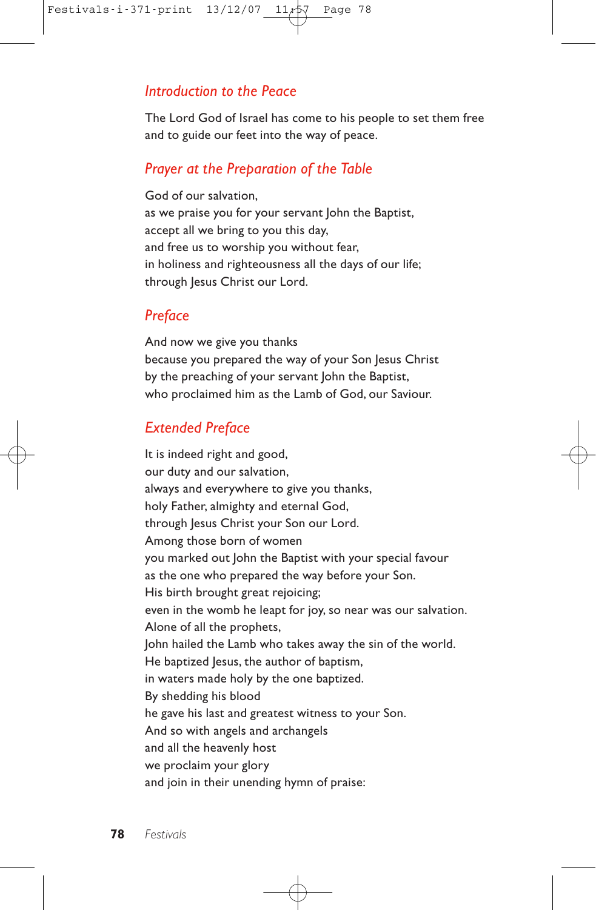## *Introduction to the Peace*

The Lord God of Israel has come to his people to set them free
and to guide our feet into the way of peace.

## *Prayer at the Preparation of the Table*

God of our salvation,
as we praise you for your servant John the Baptist,
accept all we bring to you this day,
and free us to worship you without fear,
in holiness and righteousness all the days of our life;
through Jesus Christ our Lord.

## *Preface*

And now we give you thanks
because you prepared the way of your Son Jesus Christ
by the preaching of your servant John the Baptist,
who proclaimed him as the Lamb of God, our Saviour.

## *Extended Preface*

It is indeed right and good,
our duty and our salvation,
always and everywhere to give you thanks,
holy Father, almighty and eternal God,
through Jesus Christ your Son our Lord.
Among those born of women
you marked out John the Baptist with your special favour
as the one who prepared the way before your Son.
His birth brought great rejoicing;
even in the womb he leapt for joy, so near was our salvation.
Alone of all the prophets,
John hailed the Lamb who takes away the sin of the world.
He baptized Jesus, the author of baptism,
in waters made holy by the one baptized.
By shedding his blood
he gave his last and greatest witness to your Son.
And so with angels and archangels
and all the heavenly host
we proclaim your glory
and join in their unending hymn of praise: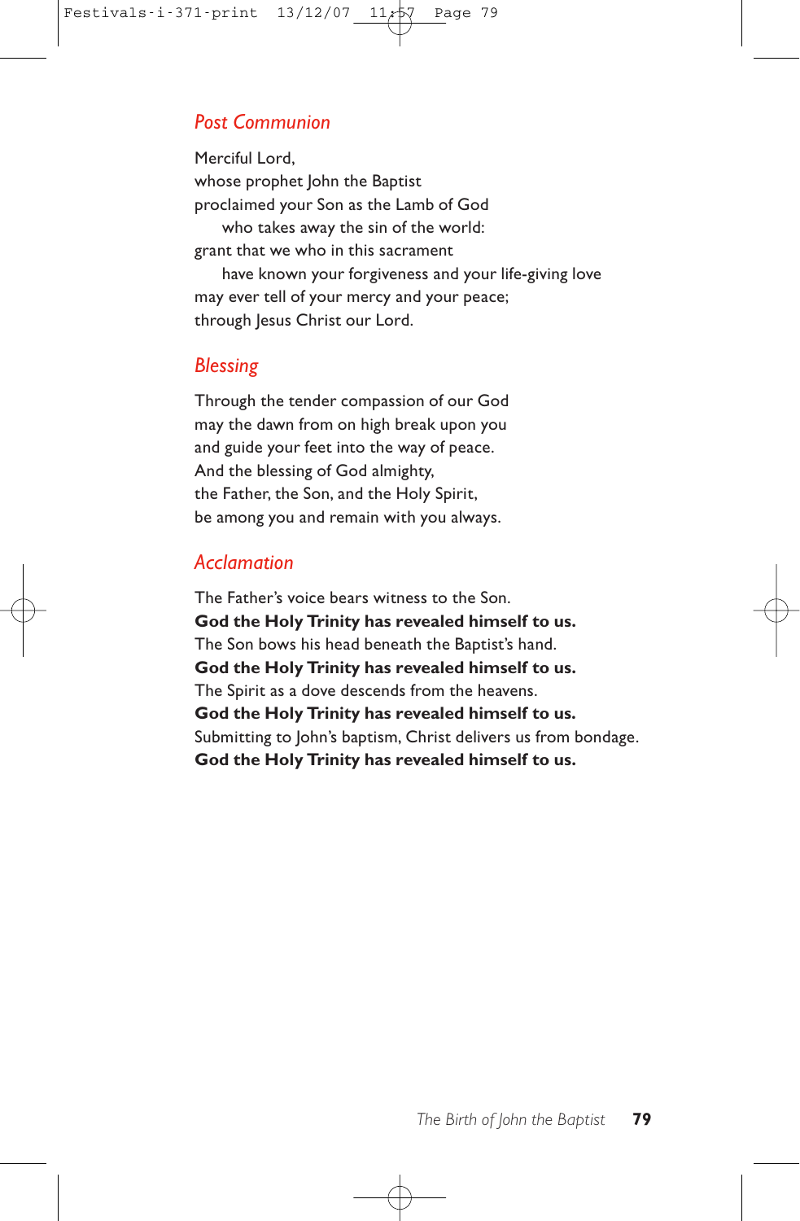## *Post Communion*

Merciful Lord,
whose prophet John the Baptist
proclaimed your Son as the Lamb of God
    who takes away the sin of the world:
grant that we who in this sacrament
    have known your forgiveness and your life-giving love
may ever tell of your mercy and your peace;
through Jesus Christ our Lord.

## *Blessing*

Through the tender compassion of our God
may the dawn from on high break upon you
and guide your feet into the way of peace.
And the blessing of God almighty,
the Father, the Son, and the Holy Spirit,
be among you and remain with you always.

## *Acclamation*

The Father's voice bears witness to the Son.
**God the Holy Trinity has revealed himself to us.**
The Son bows his head beneath the Baptist's hand.
**God the Holy Trinity has revealed himself to us.**
The Spirit as a dove descends from the heavens.
**God the Holy Trinity has revealed himself to us.**
Submitting to John's baptism, Christ delivers us from bondage.
**God the Holy Trinity has revealed himself to us.**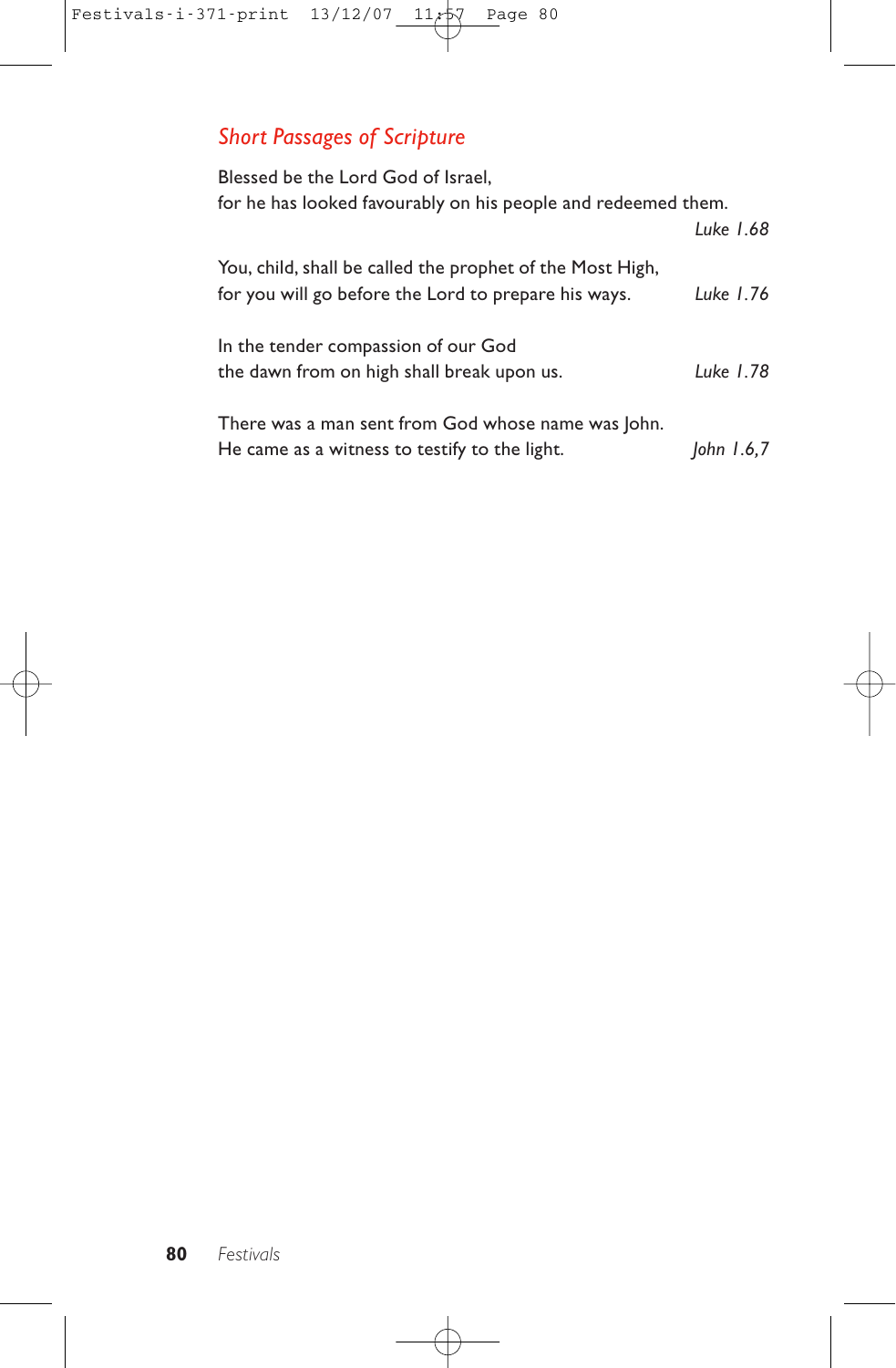## *Short Passages of Scripture*

Blessed be the Lord God of Israel,
for he has looked favourably on his people and redeemed them.
*Luke 1.68*

You, child, shall be called the prophet of the Most High,
for you will go before the Lord to prepare his ways. *Luke 1.76*

In the tender compassion of our God
the dawn from on high shall break upon us. *Luke 1.78*

There was a man sent from God whose name was John.
He came as a witness to testify to the light. *John 1.6,7*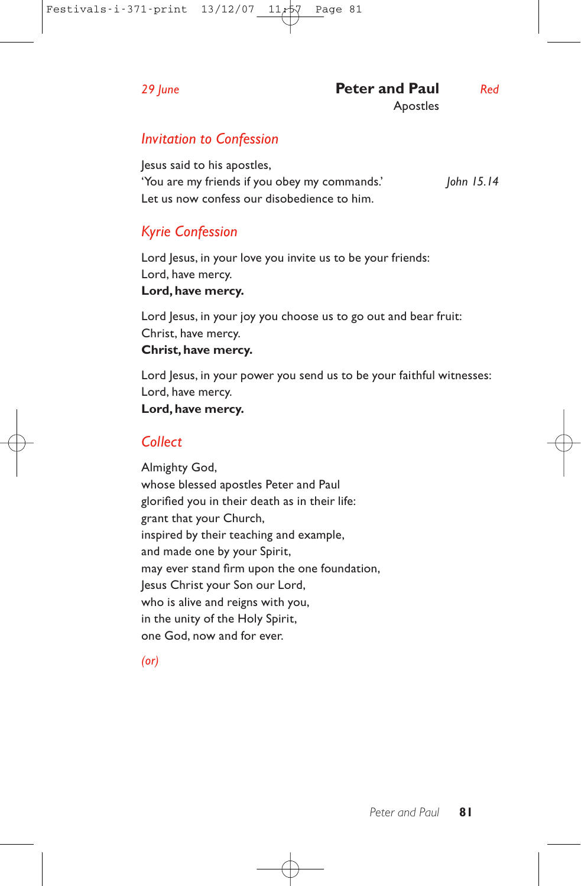*29 June* **Peter and Paul** *Red*

Apostles

## *Invitation to Confession*

Jesus said to his apostles,
'You are my friends if you obey my commands.' *John 15.14*
Let us now confess our disobedience to him.

## *Kyrie Confession*

Lord Jesus, in your love you invite us to be your friends:
Lord, have mercy.
**Lord, have mercy.**

Lord Jesus, in your joy you choose us to go out and bear fruit:
Christ, have mercy.
**Christ, have mercy.**

Lord Jesus, in your power you send us to be your faithful witnesses:
Lord, have mercy.
**Lord, have mercy.**

## *Collect*

Almighty God,
whose blessed apostles Peter and Paul
glorified you in their death as in their life:
grant that your Church,
inspired by their teaching and example,
and made one by your Spirit,
may ever stand firm upon the one foundation,
Jesus Christ your Son our Lord,
who is alive and reigns with you,
in the unity of the Holy Spirit,
one God, now and for ever.

*(or)*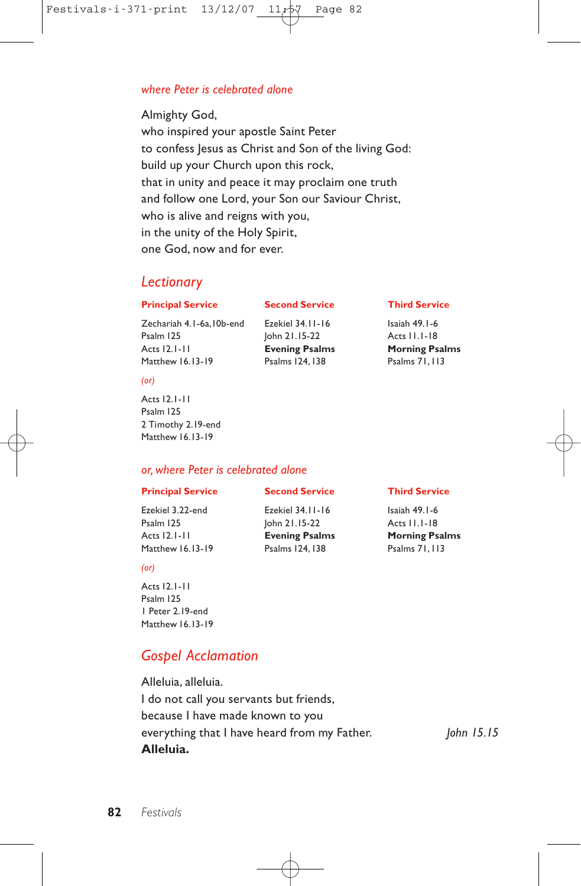*where Peter is celebrated alone*

Almighty God,
who inspired your apostle Saint Peter
to confess Jesus as Christ and Son of the living God:
build up your Church upon this rock,
that in unity and peace it may proclaim one truth
and follow one Lord, your Son our Saviour Christ,
who is alive and reigns with you,
in the unity of the Holy Spirit,
one God, now and for ever.

## *Lectionary*

| **Principal Service** | **Second Service** | **Third Service** |
|---|---|---|
| Zechariah 4.1-6a,10b-end | Ezekiel 34.11-16 | Isaiah 49.1-6 |
| Psalm 125 | John 21.15-22 | Acts 11.1-18 |
| Acts 12.1-11 | **Evening Psalms** | **Morning Psalms** |
| Matthew 16.13-19 | Psalms 124, 138 | Psalms 71, 113 |

*(or)*

Acts 12.1-11
Psalm 125
2 Timothy 2.19-end
Matthew 16.13-19

*or, where Peter is celebrated alone*

| **Principal Service** | **Second Service** | **Third Service** |
|---|---|---|
| Ezekiel 3.22-end | Ezekiel 34.11-16 | Isaiah 49.1-6 |
| Psalm 125 | John 21.15-22 | Acts 11.1-18 |
| Acts 12.1-11 | **Evening Psalms** | **Morning Psalms** |
| Matthew 16.13-19 | Psalms 124, 138 | Psalms 71, 113 |

*(or)*

Acts 12.1-11
Psalm 125
1 Peter 2.19-end
Matthew 16.13-19

## *Gospel Acclamation*

Alleluia, alleluia.
I do not call you servants but friends,
because I have made known to you
everything that I have heard from my Father. *John 15.15*
**Alleluia.**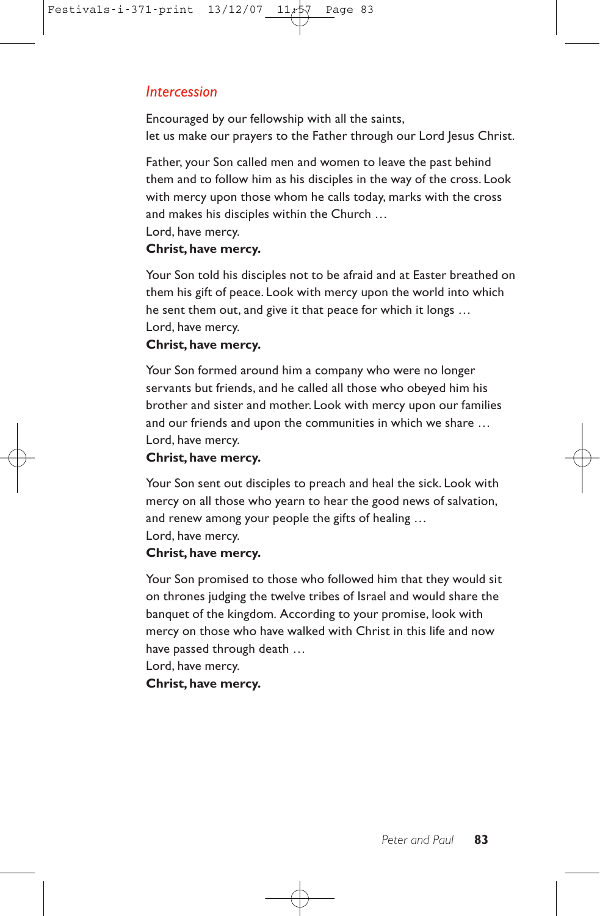## *Intercession*

Encouraged by our fellowship with all the saints,
let us make our prayers to the Father through our Lord Jesus Christ.

Father, your Son called men and women to leave the past behind them and to follow him as his disciples in the way of the cross. Look with mercy upon those whom he calls today, marks with the cross and makes his disciples within the Church …
Lord, have mercy.
**Christ, have mercy.**

Your Son told his disciples not to be afraid and at Easter breathed on them his gift of peace. Look with mercy upon the world into which he sent them out, and give it that peace for which it longs …
Lord, have mercy.
**Christ, have mercy.**

Your Son formed around him a company who were no longer servants but friends, and he called all those who obeyed him his brother and sister and mother. Look with mercy upon our families and our friends and upon the communities in which we share …
Lord, have mercy.
**Christ, have mercy.**

Your Son sent out disciples to preach and heal the sick. Look with mercy on all those who yearn to hear the good news of salvation, and renew among your people the gifts of healing …
Lord, have mercy.
**Christ, have mercy.**

Your Son promised to those who followed him that they would sit on thrones judging the twelve tribes of Israel and would share the banquet of the kingdom. According to your promise, look with mercy on those who have walked with Christ in this life and now have passed through death …
Lord, have mercy.
**Christ, have mercy.**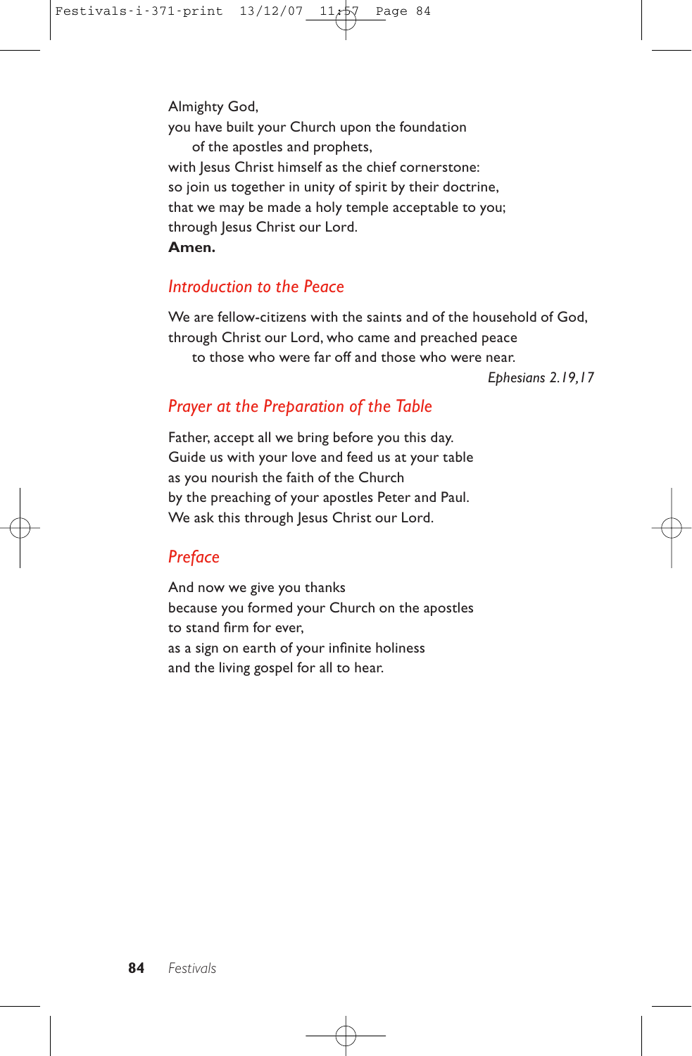Almighty God,
you have built your Church upon the foundation
    of the apostles and prophets,
with Jesus Christ himself as the chief cornerstone:
so join us together in unity of spirit by their doctrine,
that we may be made a holy temple acceptable to you;
through Jesus Christ our Lord.
**Amen.**

## *Introduction to the Peace*

We are fellow-citizens with the saints and of the household of God,
through Christ our Lord, who came and preached peace
    to those who were far off and those who were near.

*Ephesians 2.19,17*

## *Prayer at the Preparation of the Table*

Father, accept all we bring before you this day.
Guide us with your love and feed us at your table
as you nourish the faith of the Church
by the preaching of your apostles Peter and Paul.
We ask this through Jesus Christ our Lord.

## *Preface*

And now we give you thanks
because you formed your Church on the apostles
to stand firm for ever,
as a sign on earth of your infinite holiness
and the living gospel for all to hear.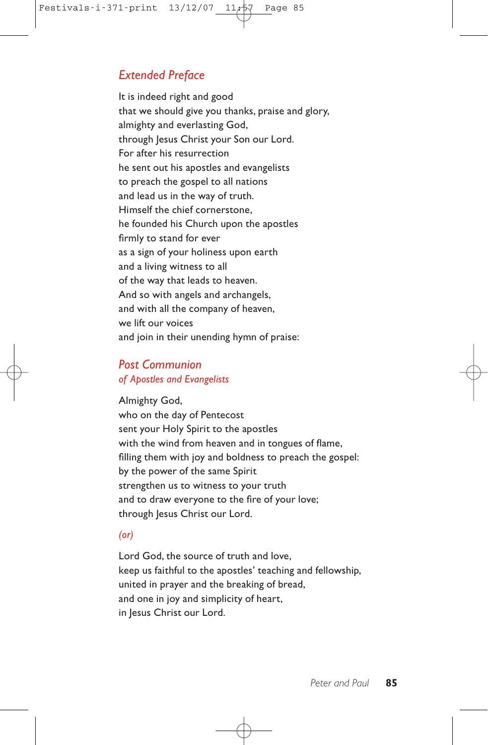## *Extended Preface*

It is indeed right and good
that we should give you thanks, praise and glory,
almighty and everlasting God,
through Jesus Christ your Son our Lord.
For after his resurrection
he sent out his apostles and evangelists
to preach the gospel to all nations
and lead us in the way of truth.
Himself the chief cornerstone,
he founded his Church upon the apostles
firmly to stand for ever
as a sign of your holiness upon earth
and a living witness to all
of the way that leads to heaven.
And so with angels and archangels,
and with all the company of heaven,
we lift our voices
and join in their unending hymn of praise:

## *Post Communion*

*of Apostles and Evangelists*

Almighty God,
who on the day of Pentecost
sent your Holy Spirit to the apostles
with the wind from heaven and in tongues of flame,
filling them with joy and boldness to preach the gospel:
by the power of the same Spirit
strengthen us to witness to your truth
and to draw everyone to the fire of your love;
through Jesus Christ our Lord.

*(or)*

Lord God, the source of truth and love,
keep us faithful to the apostles' teaching and fellowship,
united in prayer and the breaking of bread,
and one in joy and simplicity of heart,
in Jesus Christ our Lord.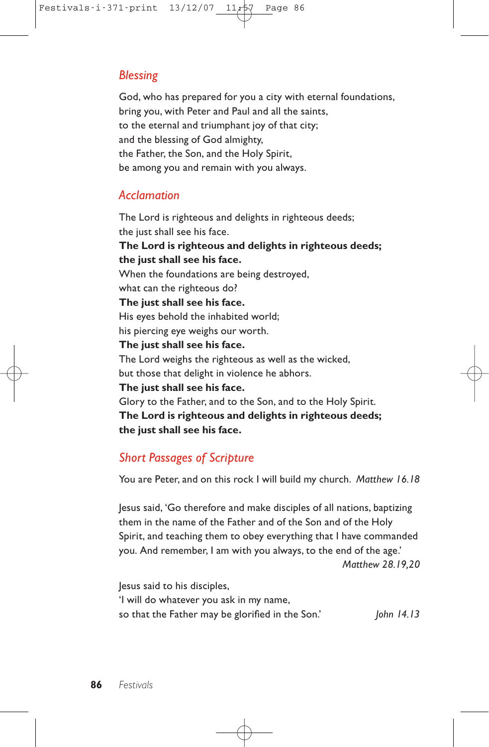## *Blessing*

God, who has prepared for you a city with eternal foundations,
bring you, with Peter and Paul and all the saints,
to the eternal and triumphant joy of that city;
and the blessing of God almighty,
the Father, the Son, and the Holy Spirit,
be among you and remain with you always.

## *Acclamation*

The Lord is righteous and delights in righteous deeds;
the just shall see his face.
**The Lord is righteous and delights in righteous deeds;**
**the just shall see his face.**
When the foundations are being destroyed,
what can the righteous do?
**The just shall see his face.**
His eyes behold the inhabited world;
his piercing eye weighs our worth.
**The just shall see his face.**
The Lord weighs the righteous as well as the wicked,
but those that delight in violence he abhors.
**The just shall see his face.**
Glory to the Father, and to the Son, and to the Holy Spirit.
**The Lord is righteous and delights in righteous deeds;**
**the just shall see his face.**

## *Short Passages of Scripture*

You are Peter, and on this rock I will build my church. *Matthew 16.18*

Jesus said, 'Go therefore and make disciples of all nations, baptizing them in the name of the Father and of the Son and of the Holy Spirit, and teaching them to obey everything that I have commanded you. And remember, I am with you always, to the end of the age.'
*Matthew 28.19,20*

Jesus said to his disciples,
'I will do whatever you ask in my name,
so that the Father may be glorified in the Son.' *John 14.13*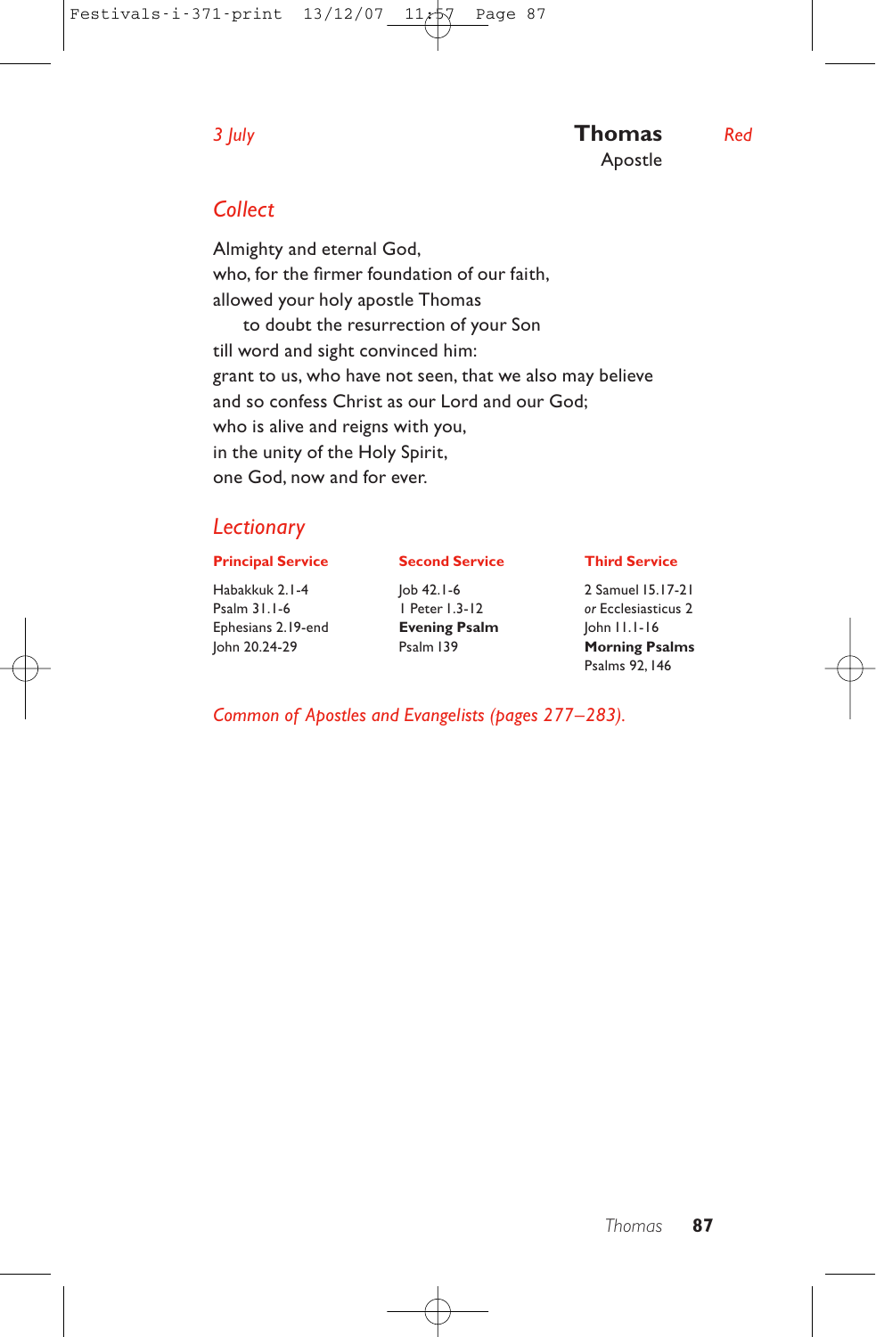*3 July*

# Thomas

Apostle

*Red*

## *Collect*

Almighty and eternal God,
who, for the firmer foundation of our faith,
allowed your holy apostle Thomas
    to doubt the resurrection of your Son
till word and sight convinced him:
grant to us, who have not seen, that we also may believe
and so confess Christ as our Lord and our God;
who is alive and reigns with you,
in the unity of the Holy Spirit,
one God, now and for ever.

## *Lectionary*

| **Principal Service** | **Second Service** | **Third Service** |
|---|---|---|
| Habakkuk 2.1-4 | Job 42.1-6 | 2 Samuel 15.17-21 |
| Psalm 31.1-6 | 1 Peter 1.3-12 | *or* Ecclesiasticus 2 |
| Ephesians 2.19-end | **Evening Psalm** | John 11.1-16 |
| John 20.24-29 | Psalm 139 | **Morning Psalms** |
| | | Psalms 92, 146 |

*Common of Apostles and Evangelists (pages 277–283).*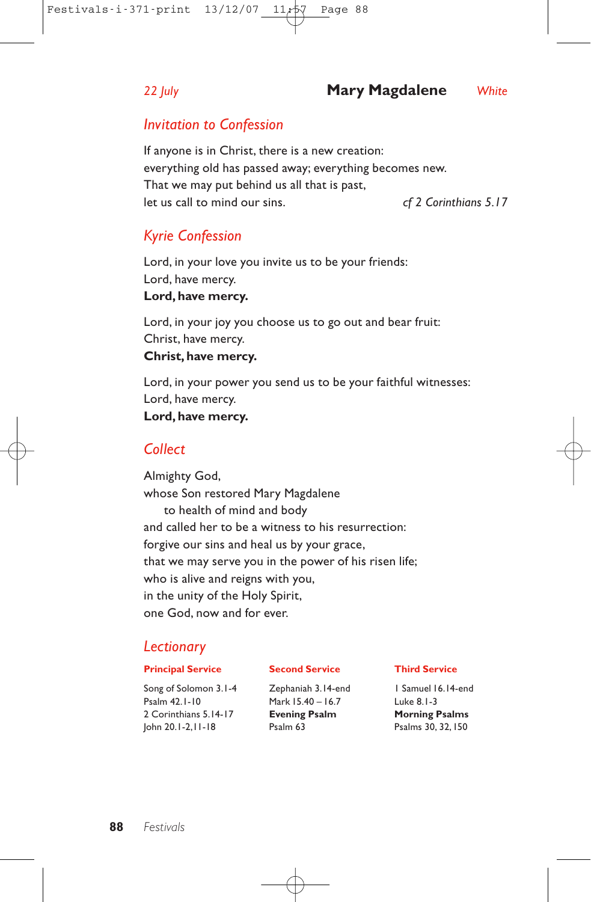*22 July* **Mary Magdalene** *White*

## *Invitation to Confession*

If anyone is in Christ, there is a new creation:
everything old has passed away; everything becomes new.
That we may put behind us all that is past,
let us call to mind our sins. *cf 2 Corinthians 5.17*

## *Kyrie Confession*

Lord, in your love you invite us to be your friends:
Lord, have mercy.
**Lord, have mercy.**

Lord, in your joy you choose us to go out and bear fruit:
Christ, have mercy.
**Christ, have mercy.**

Lord, in your power you send us to be your faithful witnesses:
Lord, have mercy.
**Lord, have mercy.**

## *Collect*

Almighty God,
whose Son restored Mary Magdalene
to health of mind and body
and called her to be a witness to his resurrection:
forgive our sins and heal us by your grace,
that we may serve you in the power of his risen life;
who is alive and reigns with you,
in the unity of the Holy Spirit,
one God, now and for ever.

## *Lectionary*

| **Principal Service** | **Second Service** | **Third Service** |
|---|---|---|
| Song of Solomon 3.1-4 | Zephaniah 3.14-end | 1 Samuel 16.14-end |
| Psalm 42.1-10 | Mark 15.40 – 16.7 | Luke 8.1-3 |
| 2 Corinthians 5.14-17 | **Evening Psalm** | **Morning Psalms** |
| John 20.1-2,11-18 | Psalm 63 | Psalms 30, 32, 150 |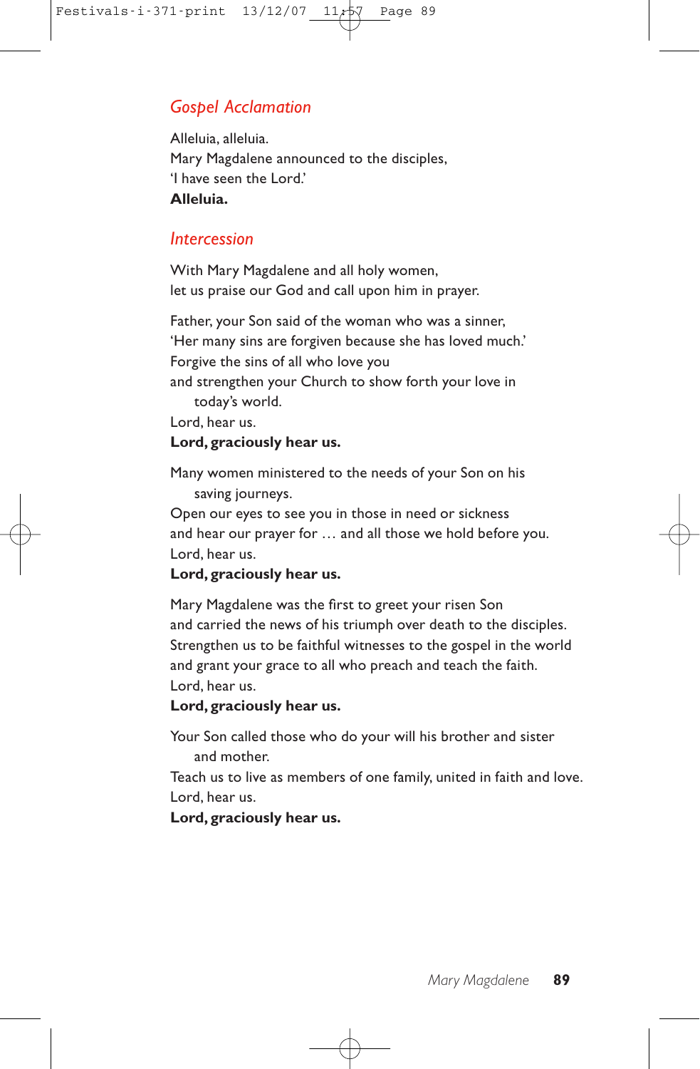## *Gospel Acclamation*

Alleluia, alleluia.
Mary Magdalene announced to the disciples,
'I have seen the Lord.'
**Alleluia.**

## *Intercession*

With Mary Magdalene and all holy women,
let us praise our God and call upon him in prayer.

Father, your Son said of the woman who was a sinner,
'Her many sins are forgiven because she has loved much.'
Forgive the sins of all who love you
and strengthen your Church to show forth your love in today's world.
Lord, hear us.
**Lord, graciously hear us.**

Many women ministered to the needs of your Son on his saving journeys.
Open our eyes to see you in those in need or sickness
and hear our prayer for … and all those we hold before you.
Lord, hear us.
**Lord, graciously hear us.**

Mary Magdalene was the first to greet your risen Son
and carried the news of his triumph over death to the disciples.
Strengthen us to be faithful witnesses to the gospel in the world
and grant your grace to all who preach and teach the faith.
Lord, hear us.
**Lord, graciously hear us.**

Your Son called those who do your will his brother and sister and mother.
Teach us to live as members of one family, united in faith and love.
Lord, hear us.
**Lord, graciously hear us.**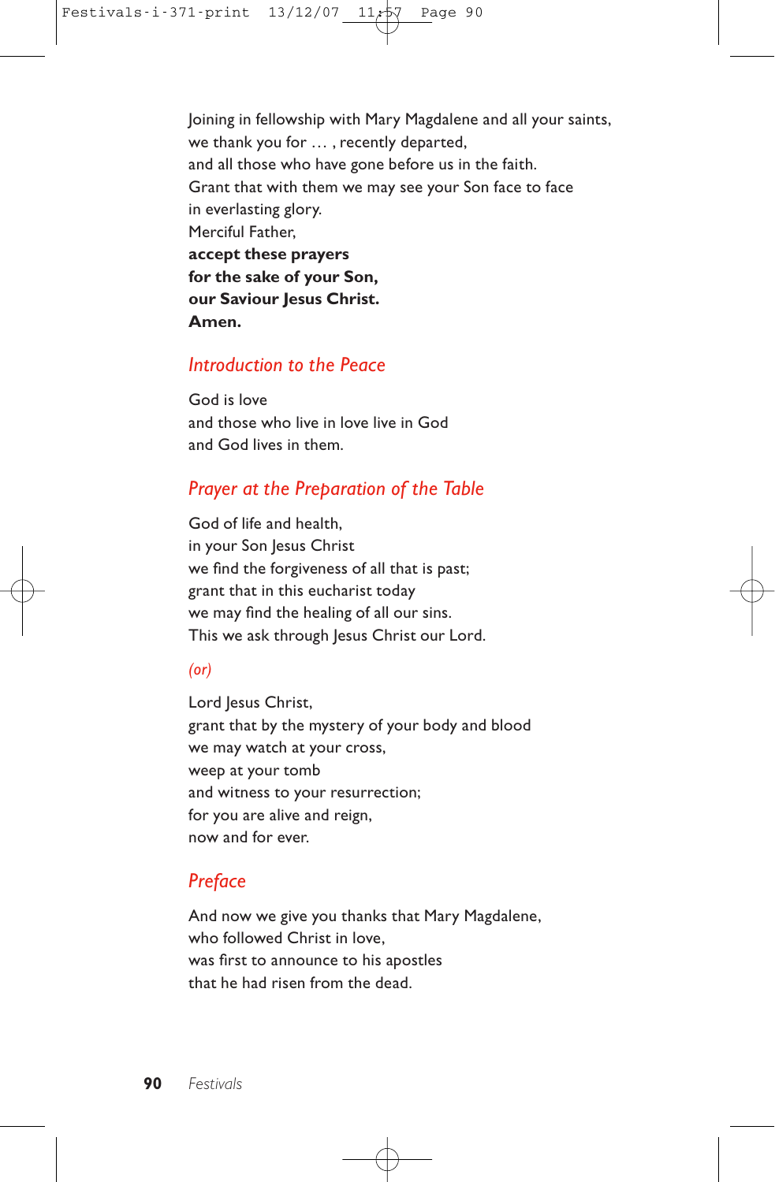Joining in fellowship with Mary Magdalene and all your saints,
we thank you for … , recently departed,
and all those who have gone before us in the faith.
Grant that with them we may see your Son face to face
in everlasting glory.
Merciful Father,
**accept these prayers**
**for the sake of your Son,**
**our Saviour Jesus Christ.**
**Amen.**

## *Introduction to the Peace*

God is love
and those who live in love live in God
and God lives in them.

## *Prayer at the Preparation of the Table*

God of life and health,
in your Son Jesus Christ
we find the forgiveness of all that is past;
grant that in this eucharist today
we may find the healing of all our sins.
This we ask through Jesus Christ our Lord.

*(or)*

Lord Jesus Christ,
grant that by the mystery of your body and blood
we may watch at your cross,
weep at your tomb
and witness to your resurrection;
for you are alive and reign,
now and for ever.

## *Preface*

And now we give you thanks that Mary Magdalene,
who followed Christ in love,
was first to announce to his apostles
that he had risen from the dead.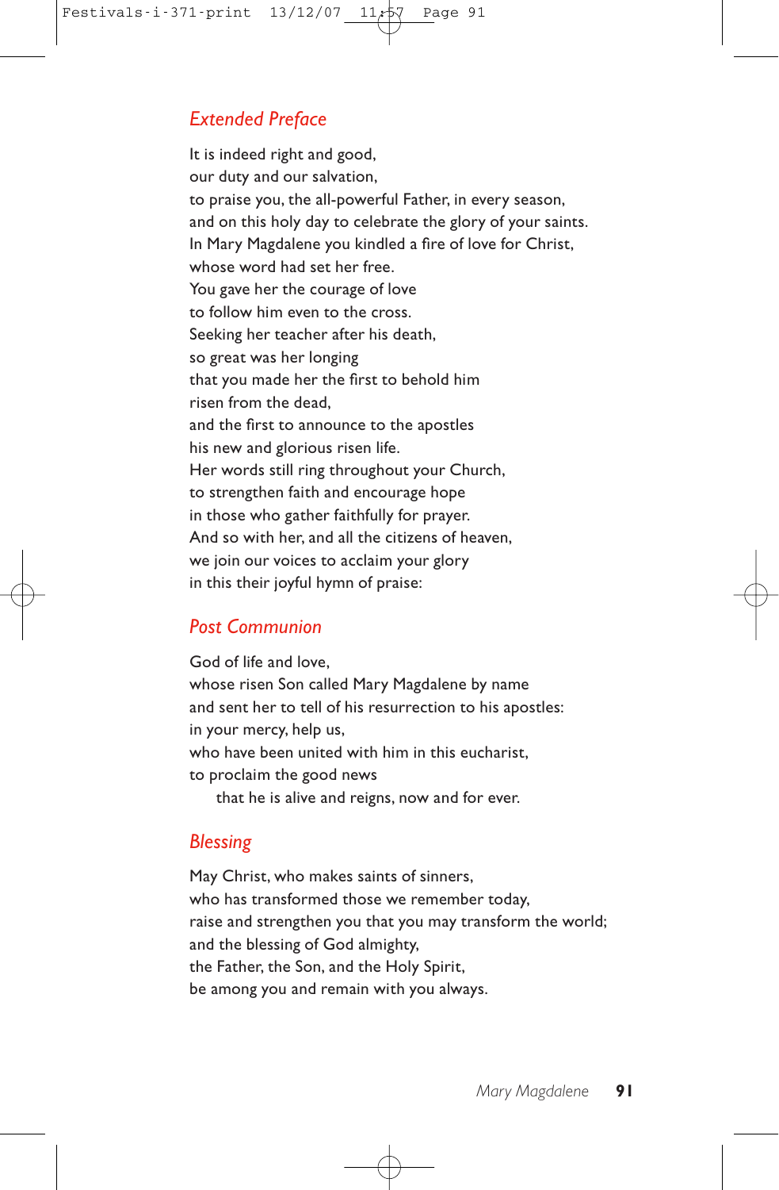## Extended Preface

It is indeed right and good,
our duty and our salvation,
to praise you, the all-powerful Father, in every season,
and on this holy day to celebrate the glory of your saints.
In Mary Magdalene you kindled a fire of love for Christ,
whose word had set her free.
You gave her the courage of love
to follow him even to the cross.
Seeking her teacher after his death,
so great was her longing
that you made her the first to behold him
risen from the dead,
and the first to announce to the apostles
his new and glorious risen life.
Her words still ring throughout your Church,
to strengthen faith and encourage hope
in those who gather faithfully for prayer.
And so with her, and all the citizens of heaven,
we join our voices to acclaim your glory
in this their joyful hymn of praise:

## Post Communion

God of life and love,
whose risen Son called Mary Magdalene by name
and sent her to tell of his resurrection to his apostles:
in your mercy, help us,
who have been united with him in this eucharist,
to proclaim the good news
    that he is alive and reigns, now and for ever.

## Blessing

May Christ, who makes saints of sinners,
who has transformed those we remember today,
raise and strengthen you that you may transform the world;
and the blessing of God almighty,
the Father, the Son, and the Holy Spirit,
be among you and remain with you always.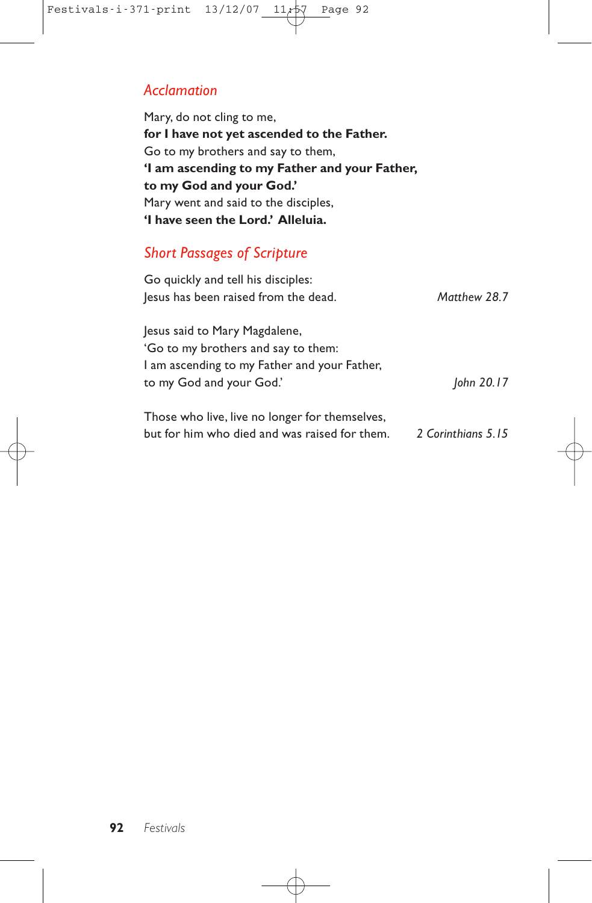## *Acclamation*

Mary, do not cling to me,
**for I have not yet ascended to the Father.**
Go to my brothers and say to them,
**'I am ascending to my Father and your Father,**
**to my God and your God.'**
Mary went and said to the disciples,
**'I have seen the Lord.' Alleluia.**

## *Short Passages of Scripture*

Go quickly and tell his disciples:
Jesus has been raised from the dead. *Matthew 28.7*

Jesus said to Mary Magdalene,
'Go to my brothers and say to them:
I am ascending to my Father and your Father,
to my God and your God.' *John 20.17*

Those who live, live no longer for themselves,
but for him who died and was raised for them. *2 Corinthians 5.15*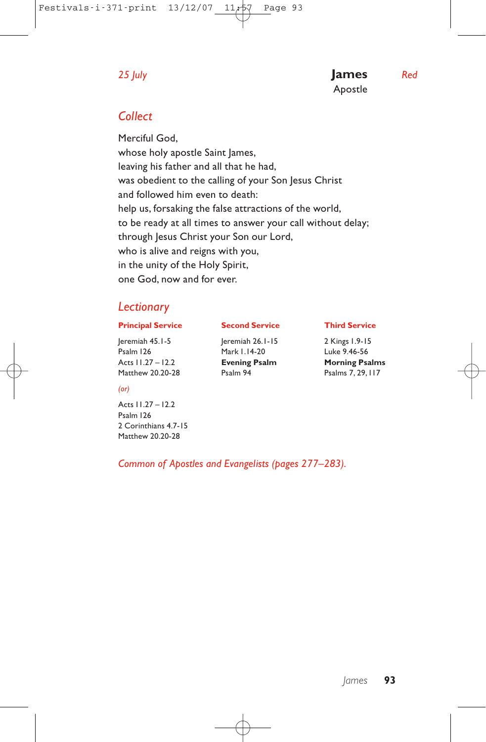*25 July*

# James

Apostle

*Red*

## *Collect*

Merciful God,
whose holy apostle Saint James,
leaving his father and all that he had,
was obedient to the calling of your Son Jesus Christ
and followed him even to death:
help us, forsaking the false attractions of the world,
to be ready at all times to answer your call without delay;
through Jesus Christ your Son our Lord,
who is alive and reigns with you,
in the unity of the Holy Spirit,
one God, now and for ever.

## *Lectionary*

**Principal Service**

Jeremiah 45.1-5
Psalm 126
Acts 11.27 – 12.2
Matthew 20.20-28

*(or)*

Acts 11.27 – 12.2
Psalm 126
2 Corinthians 4.7-15
Matthew 20.20-28

**Second Service**

Jeremiah 26.1-15
Mark 1.14-20
**Evening Psalm**
Psalm 94

**Third Service**

2 Kings 1.9-15
Luke 9.46-56
**Morning Psalms**
Psalms 7, 29, 117

*Common of Apostles and Evangelists (pages 277–283).*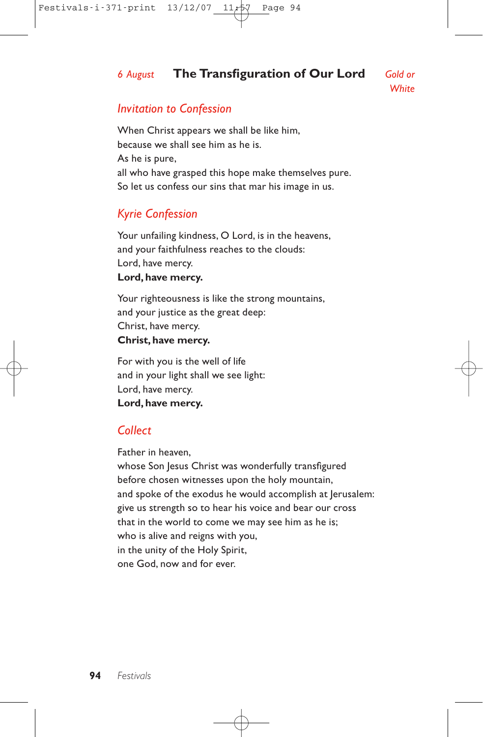*6 August* **The Transfiguration of Our Lord** *Gold or White*

## *Invitation to Confession*

When Christ appears we shall be like him,  
because we shall see him as he is.  
As he is pure,  
all who have grasped this hope make themselves pure.  
So let us confess our sins that mar his image in us.

## *Kyrie Confession*

Your unfailing kindness, O Lord, is in the heavens,  
and your faithfulness reaches to the clouds:  
Lord, have mercy.  
**Lord, have mercy.**

Your righteousness is like the strong mountains,  
and your justice as the great deep:  
Christ, have mercy.  
**Christ, have mercy.**

For with you is the well of life  
and in your light shall we see light:  
Lord, have mercy.  
**Lord, have mercy.**

## *Collect*

Father in heaven,  
whose Son Jesus Christ was wonderfully transfigured  
before chosen witnesses upon the holy mountain,  
and spoke of the exodus he would accomplish at Jerusalem:  
give us strength so to hear his voice and bear our cross  
that in the world to come we may see him as he is;  
who is alive and reigns with you,  
in the unity of the Holy Spirit,  
one God, now and for ever.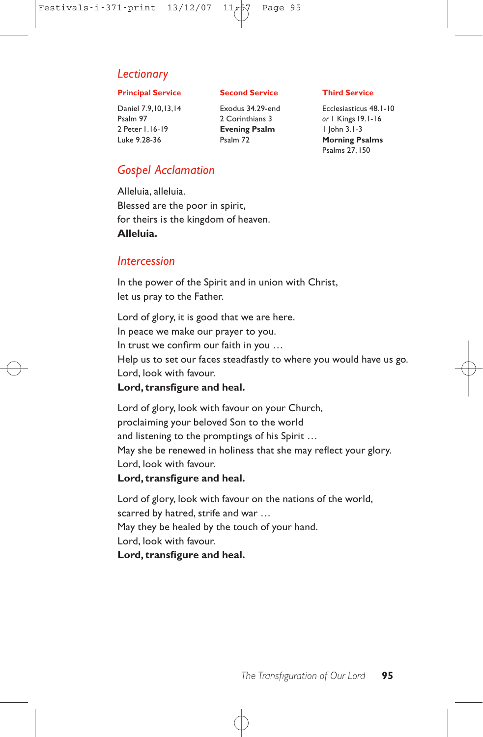## *Lectionary*

| Principal Service | Second Service | Third Service |
|---|---|---|
| Daniel 7.9,10,13,14 | Exodus 34.29-end | Ecclesiasticus 48.1-10 |
| Psalm 97 | 2 Corinthians 3 | *or* 1 Kings 19.1-16 |
| 2 Peter 1.16-19 | **Evening Psalm** | 1 John 3.1-3 |
| Luke 9.28-36 | Psalm 72 | **Morning Psalms** |
| | | Psalms 27, 150 |

## *Gospel Acclamation*

Alleluia, alleluia.
Blessed are the poor in spirit,
for theirs is the kingdom of heaven.
**Alleluia.**

## *Intercession*

In the power of the Spirit and in union with Christ,
let us pray to the Father.

Lord of glory, it is good that we are here.
In peace we make our prayer to you.
In trust we confirm our faith in you …
Help us to set our faces steadfastly to where you would have us go.
Lord, look with favour.
**Lord, transfigure and heal.**

Lord of glory, look with favour on your Church,
proclaiming your beloved Son to the world
and listening to the promptings of his Spirit …
May she be renewed in holiness that she may reflect your glory.
Lord, look with favour.
**Lord, transfigure and heal.**

Lord of glory, look with favour on the nations of the world,
scarred by hatred, strife and war …
May they be healed by the touch of your hand.
Lord, look with favour.
**Lord, transfigure and heal.**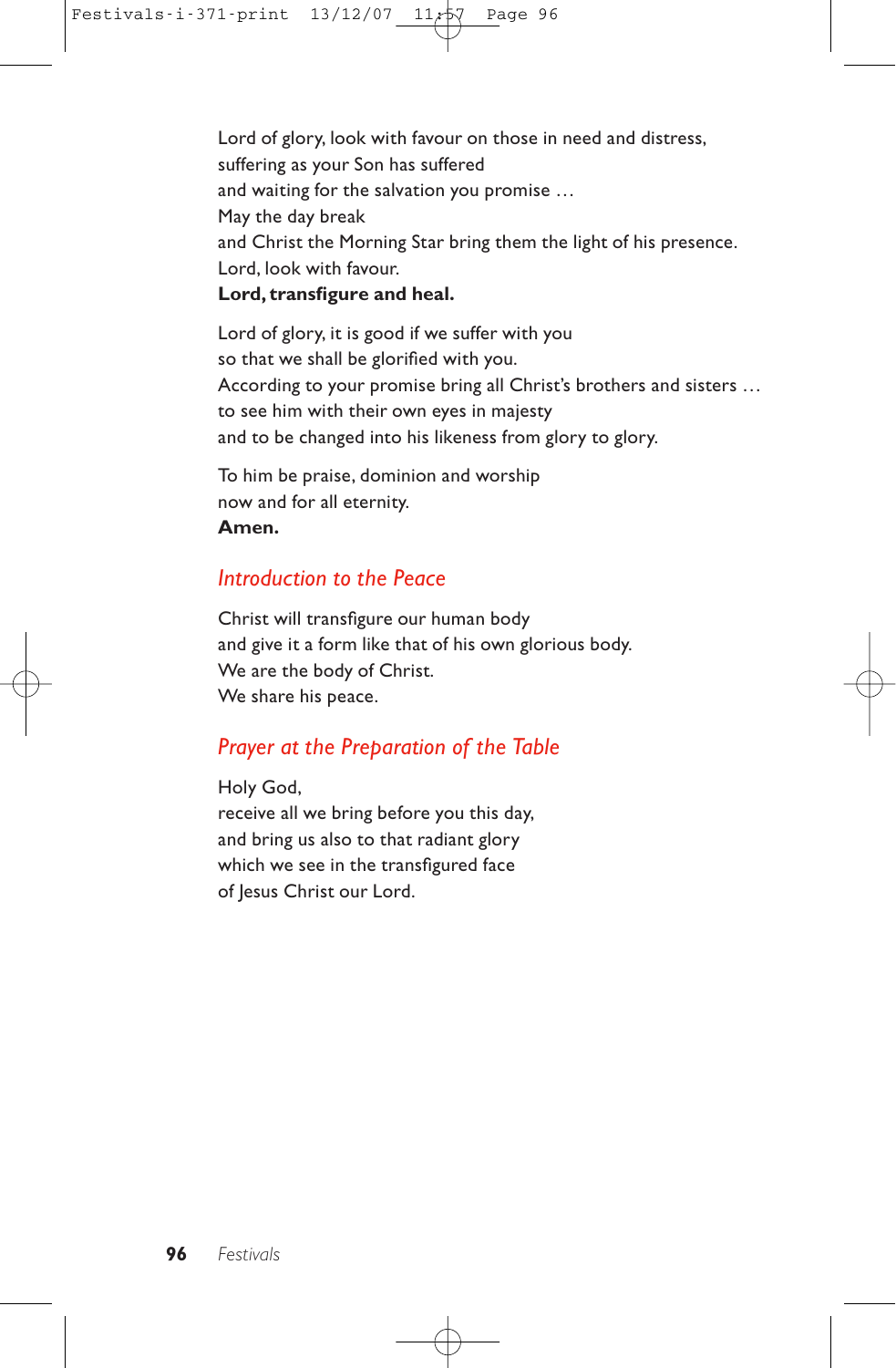Lord of glory, look with favour on those in need and distress,
suffering as your Son has suffered
and waiting for the salvation you promise …
May the day break
and Christ the Morning Star bring them the light of his presence.
Lord, look with favour.
**Lord, transfigure and heal.**

Lord of glory, it is good if we suffer with you
so that we shall be glorified with you.
According to your promise bring all Christ's brothers and sisters …
to see him with their own eyes in majesty
and to be changed into his likeness from glory to glory.

To him be praise, dominion and worship
now and for all eternity.
**Amen.**

## *Introduction to the Peace*

Christ will transfigure our human body
and give it a form like that of his own glorious body.
We are the body of Christ.
We share his peace.

## *Prayer at the Preparation of the Table*

Holy God,
receive all we bring before you this day,
and bring us also to that radiant glory
which we see in the transfigured face
of Jesus Christ our Lord.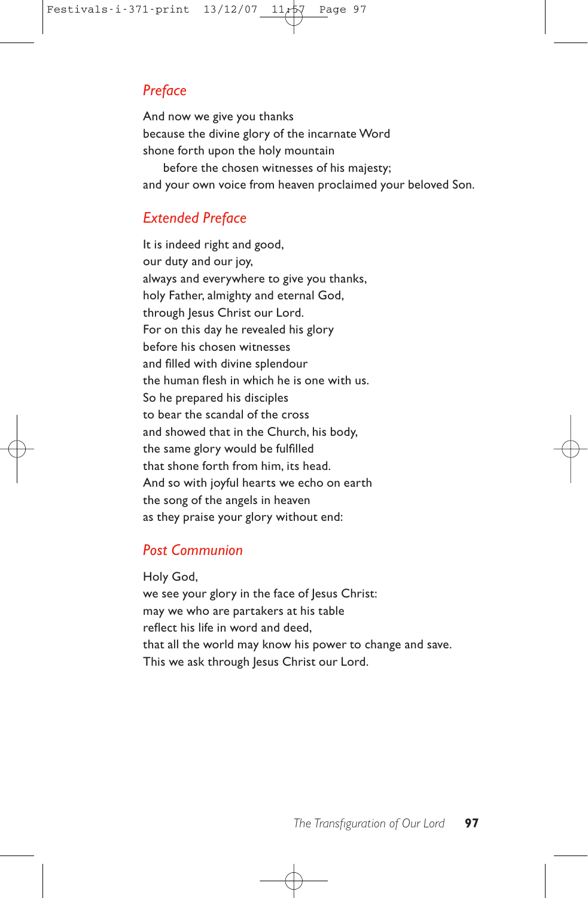## *Preface*

And now we give you thanks  
because the divine glory of the incarnate Word  
shone forth upon the holy mountain  
  before the chosen witnesses of his majesty;  
and your own voice from heaven proclaimed your beloved Son.

## *Extended Preface*

It is indeed right and good,  
our duty and our joy,  
always and everywhere to give you thanks,  
holy Father, almighty and eternal God,  
through Jesus Christ our Lord.  
For on this day he revealed his glory  
before his chosen witnesses  
and filled with divine splendour  
the human flesh in which he is one with us.  
So he prepared his disciples  
to bear the scandal of the cross  
and showed that in the Church, his body,  
the same glory would be fulfilled  
that shone forth from him, its head.  
And so with joyful hearts we echo on earth  
the song of the angels in heaven  
as they praise your glory without end:

## *Post Communion*

Holy God,  
we see your glory in the face of Jesus Christ:  
may we who are partakers at his table  
reflect his life in word and deed,  
that all the world may know his power to change and save.  
This we ask through Jesus Christ our Lord.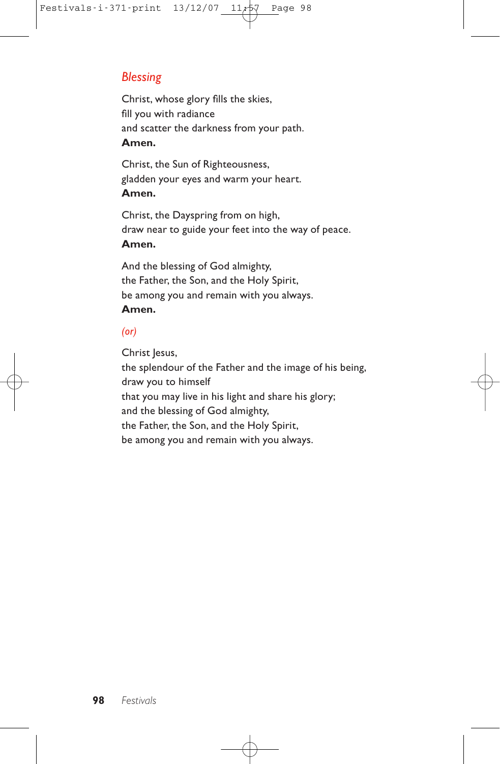## *Blessing*

Christ, whose glory fills the skies,
fill you with radiance
and scatter the darkness from your path.
**Amen.**

Christ, the Sun of Righteousness,
gladden your eyes and warm your heart.
**Amen.**

Christ, the Dayspring from on high,
draw near to guide your feet into the way of peace.
**Amen.**

And the blessing of God almighty,
the Father, the Son, and the Holy Spirit,
be among you and remain with you always.
**Amen.**

*(or)*

Christ Jesus,
the splendour of the Father and the image of his being,
draw you to himself
that you may live in his light and share his glory;
and the blessing of God almighty,
the Father, the Son, and the Holy Spirit,
be among you and remain with you always.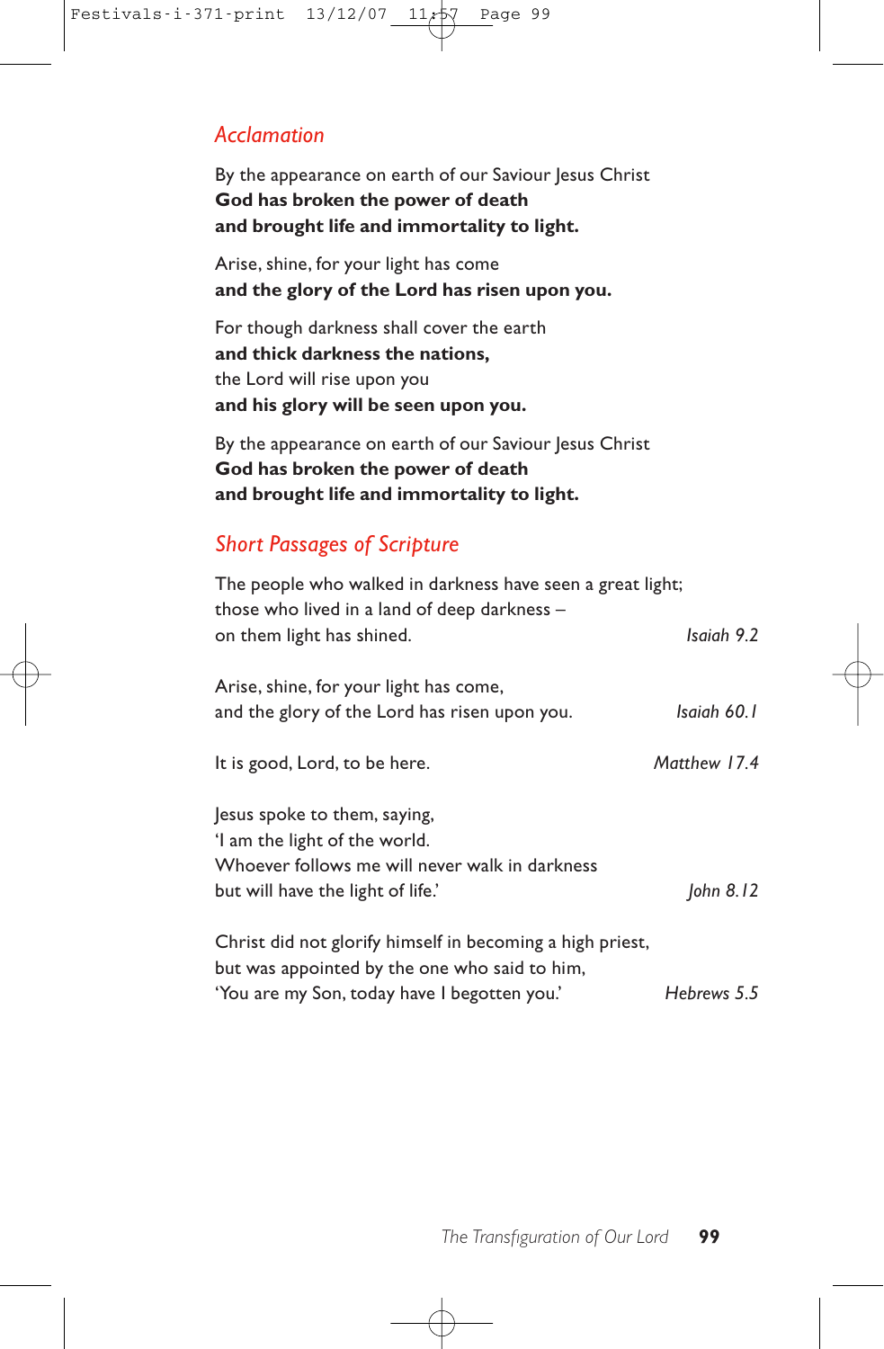## *Acclamation*

By the appearance on earth of our Saviour Jesus Christ
**God has broken the power of death**
**and brought life and immortality to light.**

Arise, shine, for your light has come
**and the glory of the Lord has risen upon you.**

For though darkness shall cover the earth
**and thick darkness the nations,**
the Lord will rise upon you
**and his glory will be seen upon you.**

By the appearance on earth of our Saviour Jesus Christ
**God has broken the power of death**
**and brought life and immortality to light.**

## *Short Passages of Scripture*

The people who walked in darkness have seen a great light;
those who lived in a land of deep darkness –
on them light has shined. *Isaiah 9.2*

Arise, shine, for your light has come,
and the glory of the Lord has risen upon you. *Isaiah 60.1*

It is good, Lord, to be here. *Matthew 17.4*

Jesus spoke to them, saying,
'I am the light of the world.
Whoever follows me will never walk in darkness
but will have the light of life.' *John 8.12*

Christ did not glorify himself in becoming a high priest,
but was appointed by the one who said to him,
'You are my Son, today have I begotten you.' *Hebrews 5.5*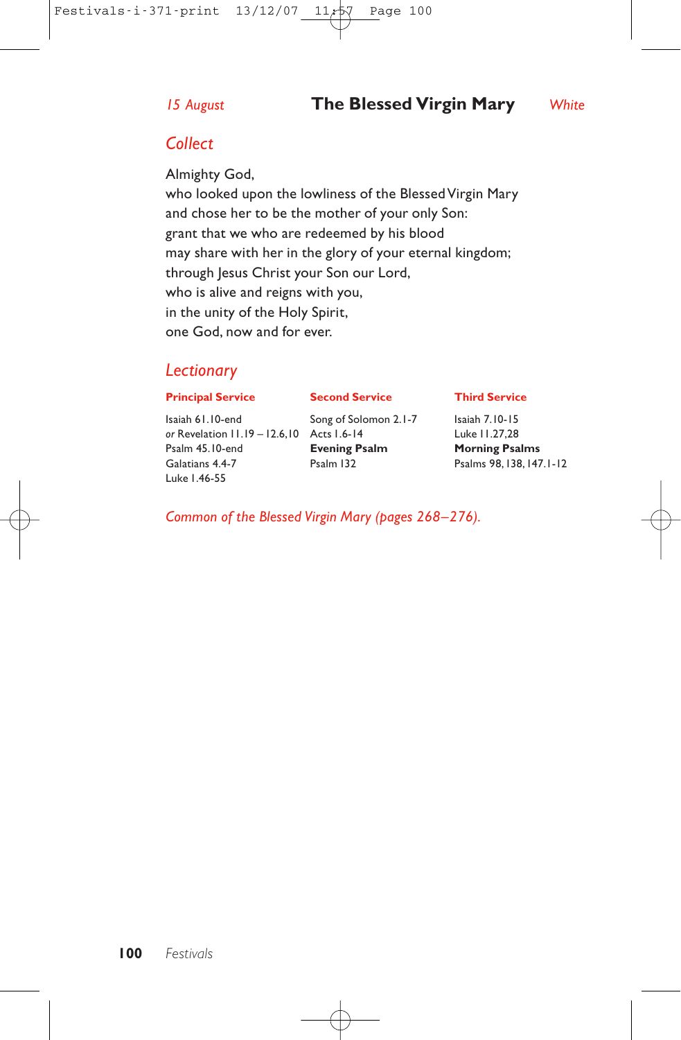*15 August* **The Blessed Virgin Mary** *White*

## *Collect*

Almighty God,
who looked upon the lowliness of the Blessed Virgin Mary
and chose her to be the mother of your only Son:
grant that we who are redeemed by his blood
may share with her in the glory of your eternal kingdom;
through Jesus Christ your Son our Lord,
who is alive and reigns with you,
in the unity of the Holy Spirit,
one God, now and for ever.

## *Lectionary*

| **Principal Service** | **Second Service** | **Third Service** |
|---|---|---|
| Isaiah 61.10-end | Song of Solomon 2.1-7 | Isaiah 7.10-15 |
| *or* Revelation 11.19 – 12.6,10 | Acts 1.6-14 | Luke 11.27,28 |
| Psalm 45.10-end | **Evening Psalm** | **Morning Psalms** |
| Galatians 4.4-7 | Psalm 132 | Psalms 98, 138, 147.1-12 |
| Luke 1.46-55 | | |

*Common of the Blessed Virgin Mary (pages 268–276).*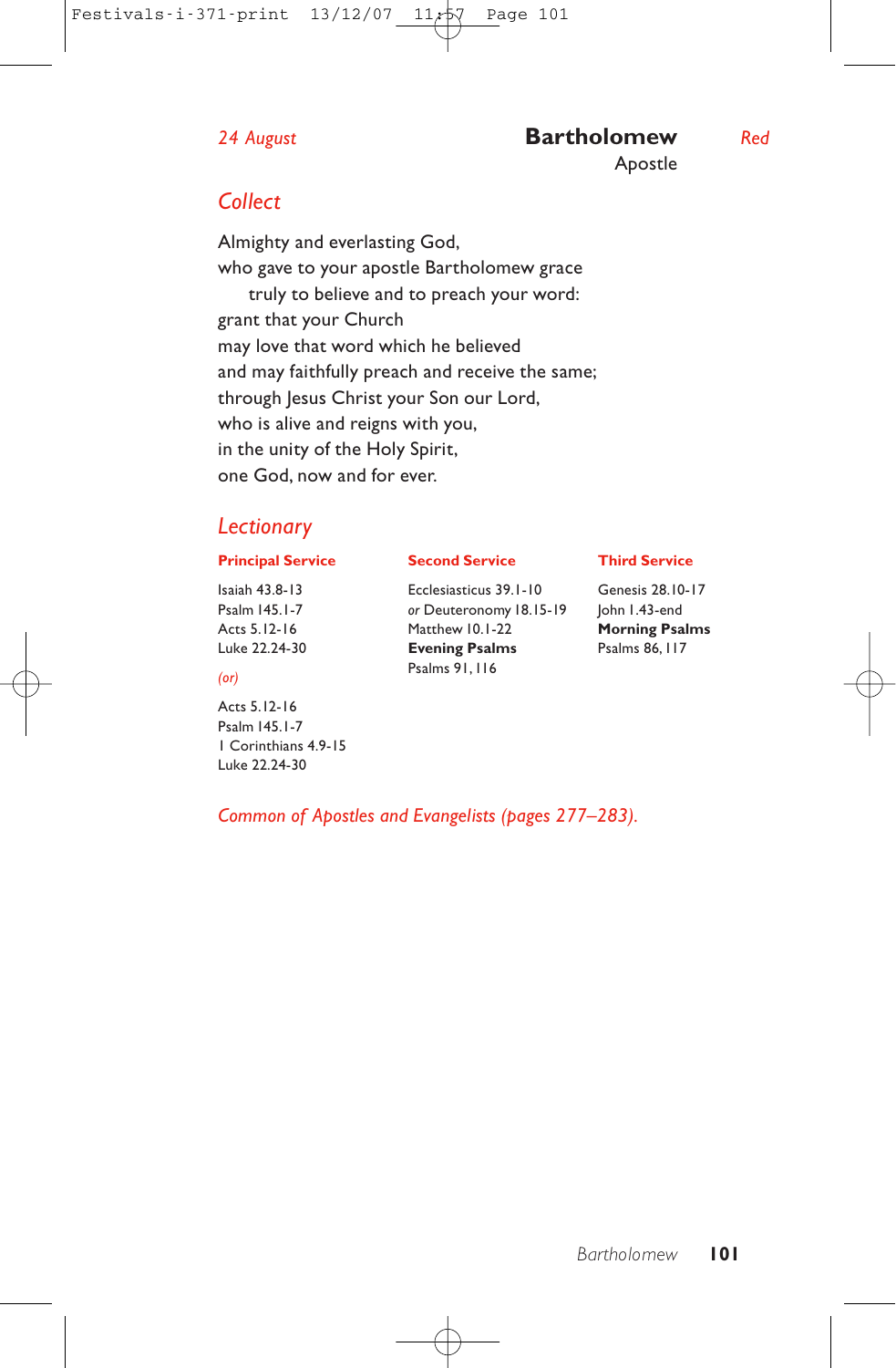*24 August* **Bartholomew** *Red*

Apostle

## *Collect*

Almighty and everlasting God,
who gave to your apostle Bartholomew grace
  truly to believe and to preach your word:
grant that your Church
may love that word which he believed
and may faithfully preach and receive the same;
through Jesus Christ your Son our Lord,
who is alive and reigns with you,
in the unity of the Holy Spirit,
one God, now and for ever.

## *Lectionary*

**Principal Service**

Isaiah 43.8-13
Psalm 145.1-7
Acts 5.12-16
Luke 22.24-30

*(or)*

Acts 5.12-16
Psalm 145.1-7
1 Corinthians 4.9-15
Luke 22.24-30

**Second Service**

Ecclesiasticus 39.1-10
*or* Deuteronomy 18.15-19
Matthew 10.1-22
**Evening Psalms**
Psalms 91, 116

**Third Service**

Genesis 28.10-17
John 1.43-end
**Morning Psalms**
Psalms 86, 117

*Common of Apostles and Evangelists (pages 277–283).*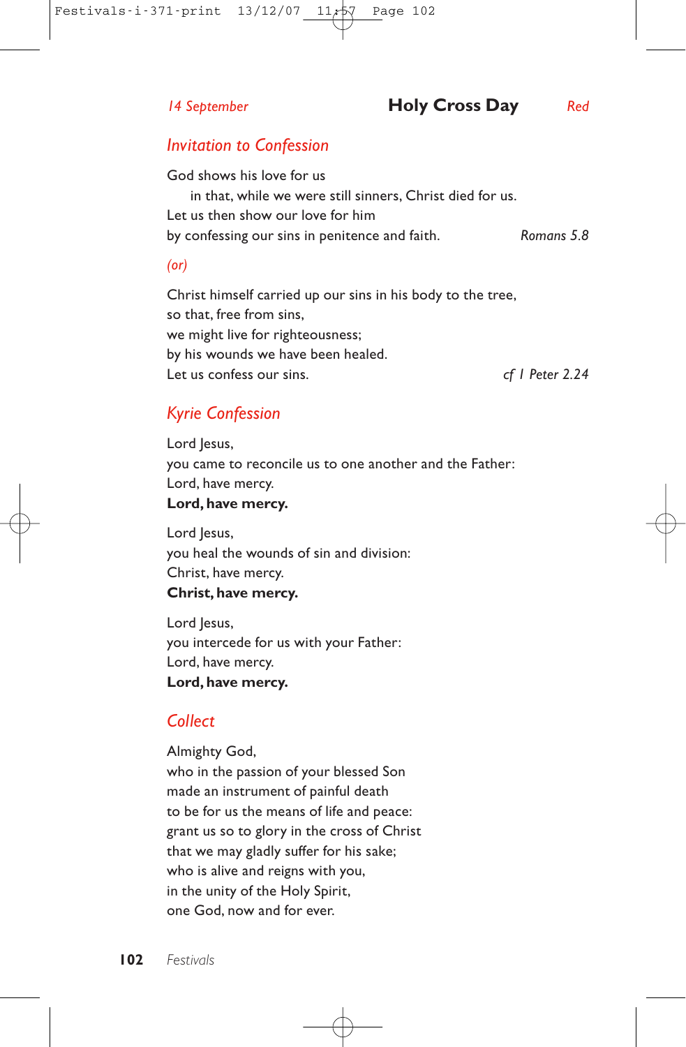*14 September* **Holy Cross Day** *Red*

## *Invitation to Confession*

God shows his love for us
  in that, while we were still sinners, Christ died for us.
Let us then show our love for him
by confessing our sins in penitence and faith. *Romans 5.8*

*(or)*

Christ himself carried up our sins in his body to the tree,
so that, free from sins,
we might live for righteousness;
by his wounds we have been healed.
Let us confess our sins. *cf 1 Peter 2.24*

## *Kyrie Confession*

Lord Jesus,
you came to reconcile us to one another and the Father:
Lord, have mercy.
**Lord, have mercy.**

Lord Jesus,
you heal the wounds of sin and division:
Christ, have mercy.
**Christ, have mercy.**

Lord Jesus,
you intercede for us with your Father:
Lord, have mercy.
**Lord, have mercy.**

## *Collect*

Almighty God,
who in the passion of your blessed Son
made an instrument of painful death
to be for us the means of life and peace:
grant us so to glory in the cross of Christ
that we may gladly suffer for his sake;
who is alive and reigns with you,
in the unity of the Holy Spirit,
one God, now and for ever.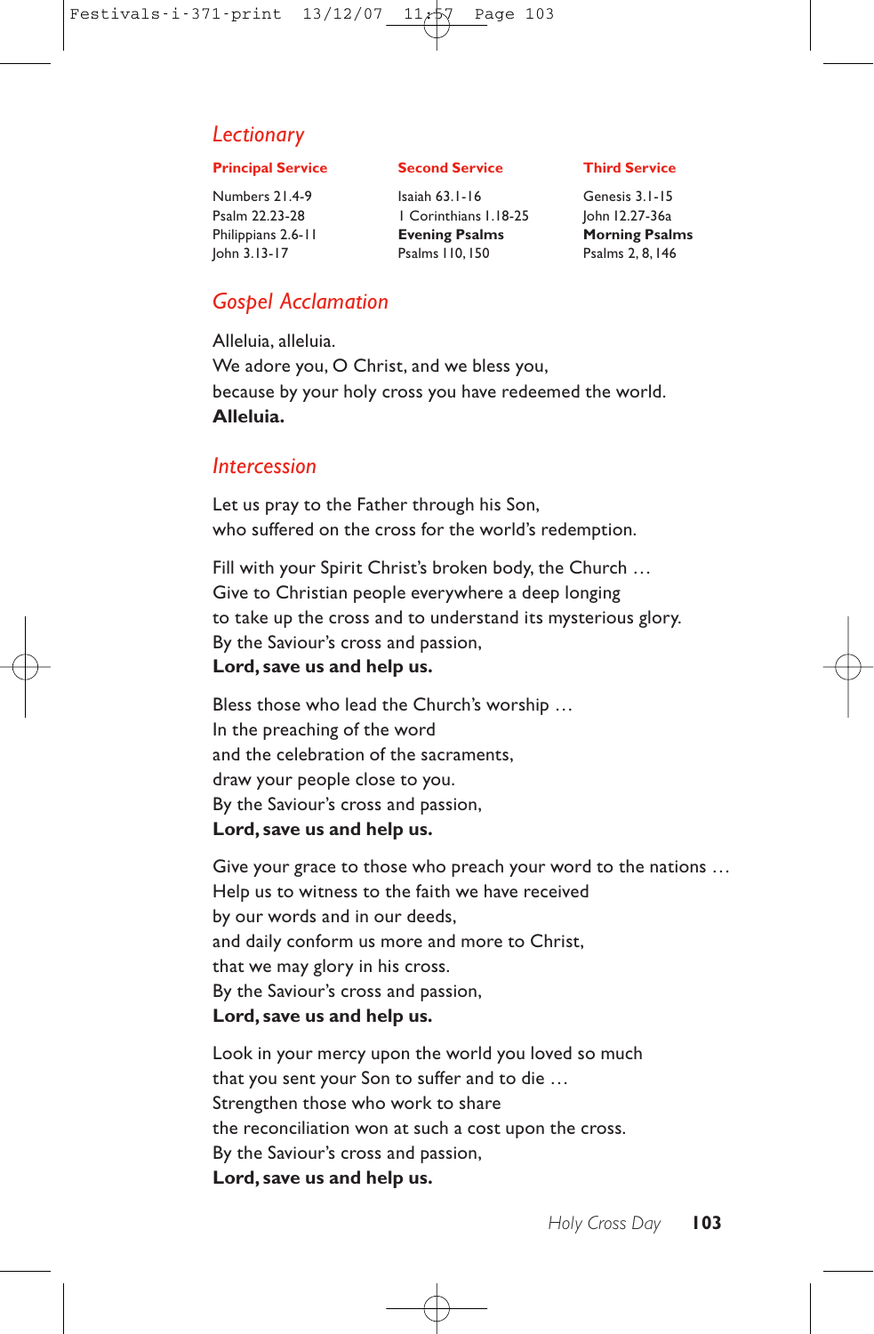## *Lectionary*

| **Principal Service** | **Second Service** | **Third Service** |
|---|---|---|
| Numbers 21.4-9 | Isaiah 63.1-16 | Genesis 3.1-15 |
| Psalm 22.23-28 | 1 Corinthians 1.18-25 | John 12.27-36a |
| Philippians 2.6-11 | **Evening Psalms** | **Morning Psalms** |
| John 3.13-17 | Psalms 110, 150 | Psalms 2, 8, 146 |

## *Gospel Acclamation*

Alleluia, alleluia.
We adore you, O Christ, and we bless you,
because by your holy cross you have redeemed the world.
**Alleluia.**

## *Intercession*

Let us pray to the Father through his Son,
who suffered on the cross for the world's redemption.

Fill with your Spirit Christ's broken body, the Church …
Give to Christian people everywhere a deep longing
to take up the cross and to understand its mysterious glory.
By the Saviour's cross and passion,
**Lord, save us and help us.**

Bless those who lead the Church's worship …
In the preaching of the word
and the celebration of the sacraments,
draw your people close to you.
By the Saviour's cross and passion,
**Lord, save us and help us.**

Give your grace to those who preach your word to the nations …
Help us to witness to the faith we have received
by our words and in our deeds,
and daily conform us more and more to Christ,
that we may glory in his cross.
By the Saviour's cross and passion,
**Lord, save us and help us.**

Look in your mercy upon the world you loved so much
that you sent your Son to suffer and to die …
Strengthen those who work to share
the reconciliation won at such a cost upon the cross.
By the Saviour's cross and passion,
**Lord, save us and help us.**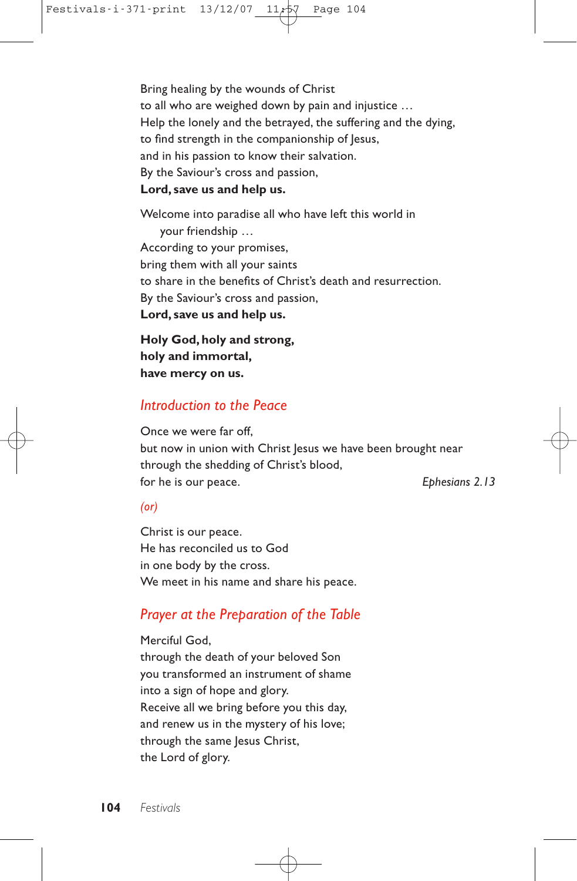Bring healing by the wounds of Christ
to all who are weighed down by pain and injustice …
Help the lonely and the betrayed, the suffering and the dying,
to find strength in the companionship of Jesus,
and in his passion to know their salvation.
By the Saviour's cross and passion,
**Lord, save us and help us.**

Welcome into paradise all who have left this world in
your friendship …
According to your promises,
bring them with all your saints
to share in the benefits of Christ's death and resurrection.
By the Saviour's cross and passion,
**Lord, save us and help us.**

**Holy God, holy and strong,**
**holy and immortal,**
**have mercy on us.**

## *Introduction to the Peace*

Once we were far off,
but now in union with Christ Jesus we have been brought near
through the shedding of Christ's blood,
for he is our peace. *Ephesians 2.13*

*(or)*

Christ is our peace.
He has reconciled us to God
in one body by the cross.
We meet in his name and share his peace.

## *Prayer at the Preparation of the Table*

Merciful God,
through the death of your beloved Son
you transformed an instrument of shame
into a sign of hope and glory.
Receive all we bring before you this day,
and renew us in the mystery of his love;
through the same Jesus Christ,
the Lord of glory.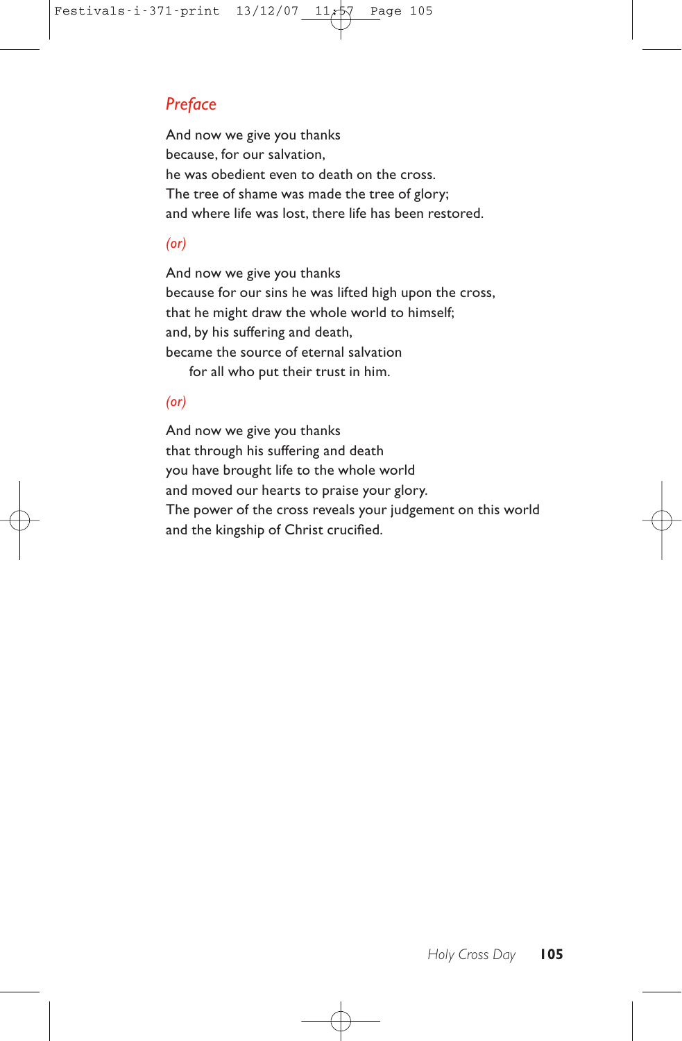## *Preface*

And now we give you thanks
because, for our salvation,
he was obedient even to death on the cross.
The tree of shame was made the tree of glory;
and where life was lost, there life has been restored.

*(or)*

And now we give you thanks
because for our sins he was lifted high upon the cross,
that he might draw the whole world to himself;
and, by his suffering and death,
became the source of eternal salvation
    for all who put their trust in him.

*(or)*

And now we give you thanks
that through his suffering and death
you have brought life to the whole world
and moved our hearts to praise your glory.
The power of the cross reveals your judgement on this world
and the kingship of Christ crucified.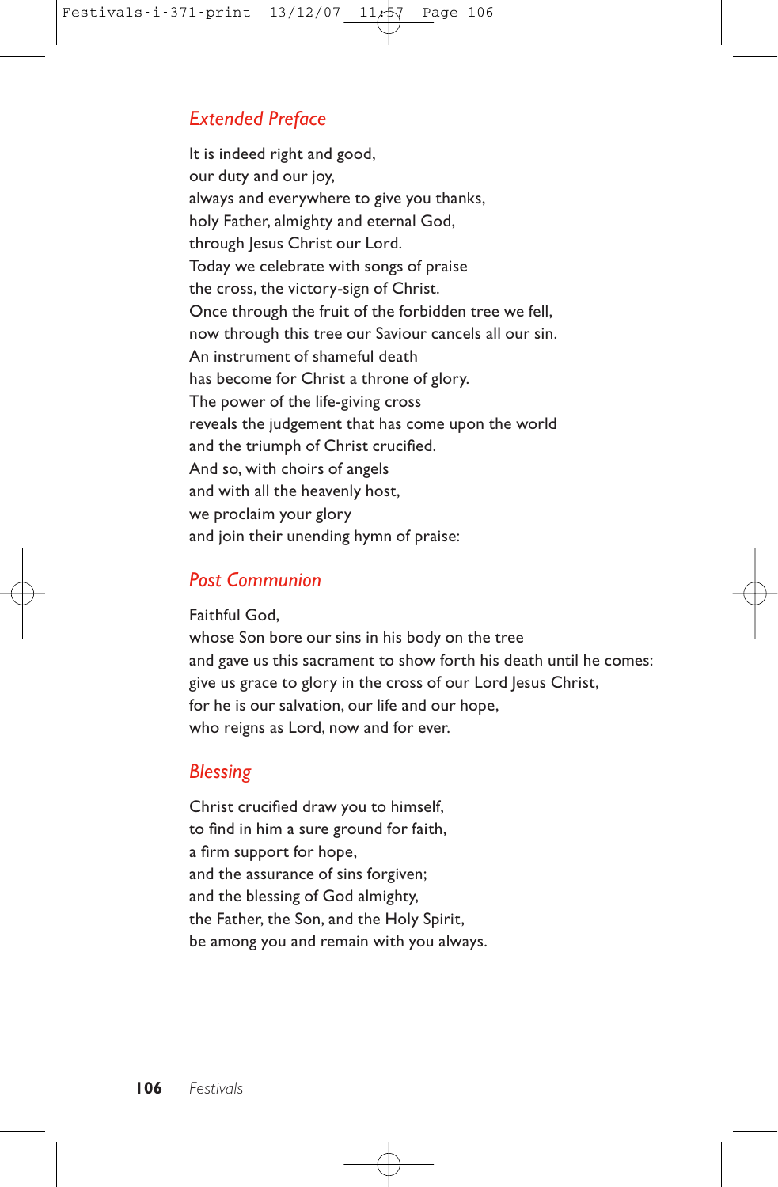## *Extended Preface*

It is indeed right and good,
our duty and our joy,
always and everywhere to give you thanks,
holy Father, almighty and eternal God,
through Jesus Christ our Lord.
Today we celebrate with songs of praise
the cross, the victory-sign of Christ.
Once through the fruit of the forbidden tree we fell,
now through this tree our Saviour cancels all our sin.
An instrument of shameful death
has become for Christ a throne of glory.
The power of the life-giving cross
reveals the judgement that has come upon the world
and the triumph of Christ crucified.
And so, with choirs of angels
and with all the heavenly host,
we proclaim your glory
and join their unending hymn of praise:

## *Post Communion*

Faithful God,
whose Son bore our sins in his body on the tree
and gave us this sacrament to show forth his death until he comes:
give us grace to glory in the cross of our Lord Jesus Christ,
for he is our salvation, our life and our hope,
who reigns as Lord, now and for ever.

## *Blessing*

Christ crucified draw you to himself,
to find in him a sure ground for faith,
a firm support for hope,
and the assurance of sins forgiven;
and the blessing of God almighty,
the Father, the Son, and the Holy Spirit,
be among you and remain with you always.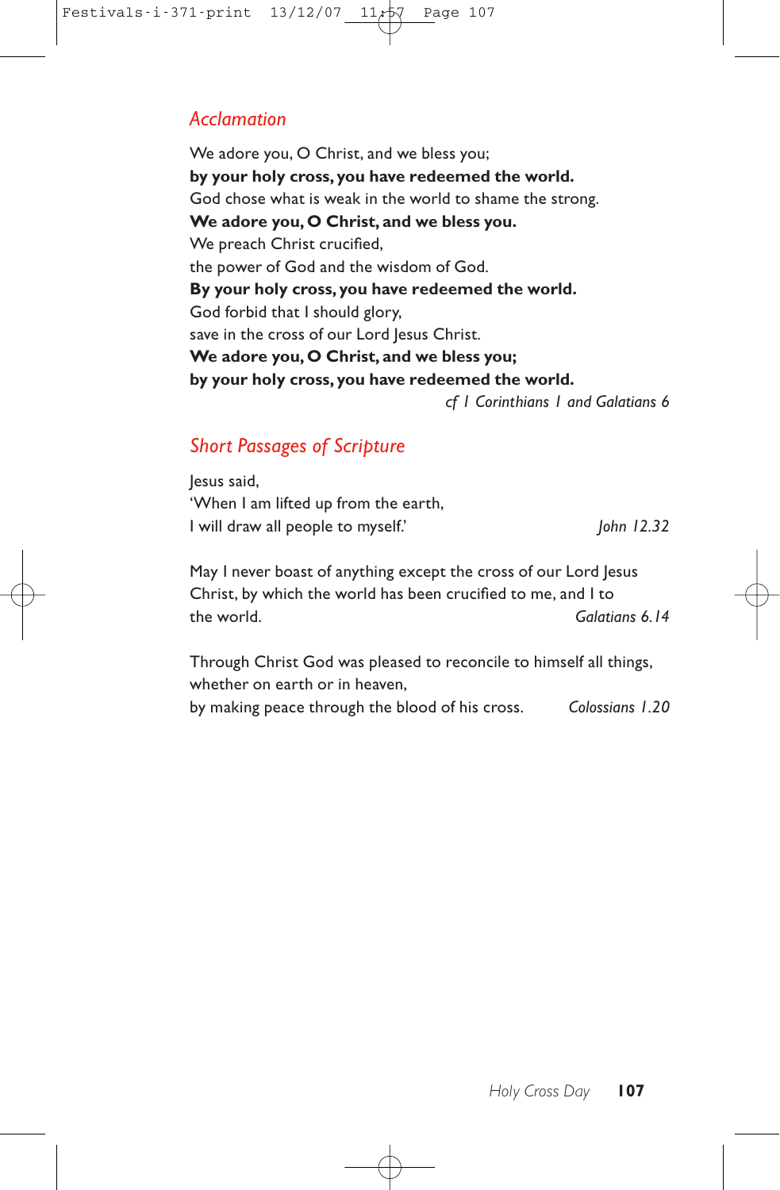## *Acclamation*

We adore you, O Christ, and we bless you;
**by your holy cross, you have redeemed the world.**
God chose what is weak in the world to shame the strong.
**We adore you, O Christ, and we bless you.**
We preach Christ crucified,
the power of God and the wisdom of God.
**By your holy cross, you have redeemed the world.**
God forbid that I should glory,
save in the cross of our Lord Jesus Christ.
**We adore you, O Christ, and we bless you;**
**by your holy cross, you have redeemed the world.**

*cf 1 Corinthians 1 and Galatians 6*

## *Short Passages of Scripture*

Jesus said,
'When I am lifted up from the earth,
I will draw all people to myself.' *John 12.32*

May I never boast of anything except the cross of our Lord Jesus Christ, by which the world has been crucified to me, and I to the world. *Galatians 6.14*

Through Christ God was pleased to reconcile to himself all things,
whether on earth or in heaven,
by making peace through the blood of his cross. *Colossians 1.20*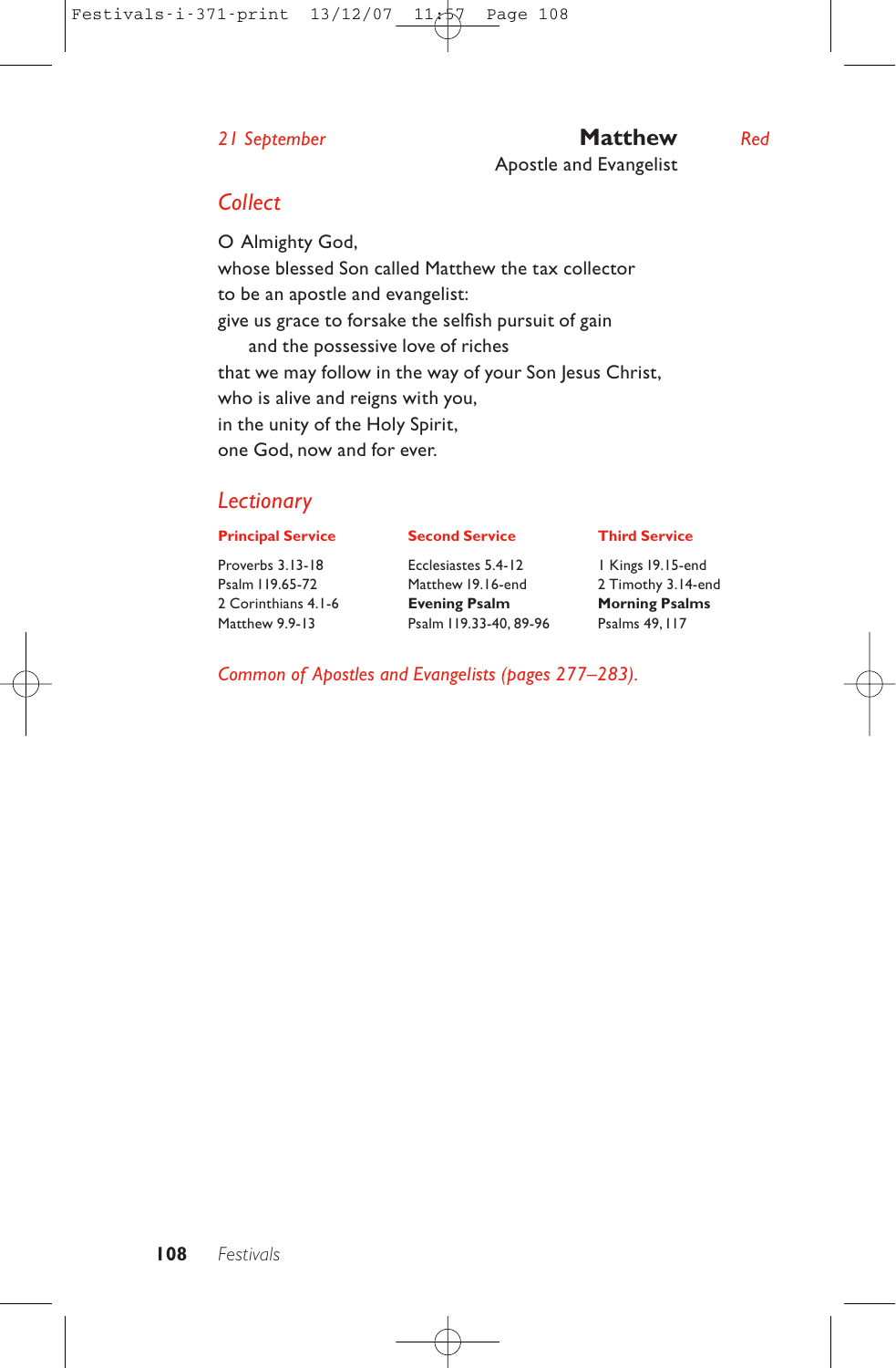*21 September* **Matthew** *Red*

Apostle and Evangelist

## *Collect*

O Almighty God,
whose blessed Son called Matthew the tax collector
to be an apostle and evangelist:
give us grace to forsake the selfish pursuit of gain
  and the possessive love of riches
that we may follow in the way of your Son Jesus Christ,
who is alive and reigns with you,
in the unity of the Holy Spirit,
one God, now and for ever.

## *Lectionary*

| **Principal Service** | **Second Service** | **Third Service** |
|---|---|---|
| Proverbs 3.13-18 | Ecclesiastes 5.4-12 | 1 Kings 19.15-end |
| Psalm 119.65-72 | Matthew 19.16-end | 2 Timothy 3.14-end |
| 2 Corinthians 4.1-6 | **Evening Psalm** | **Morning Psalms** |
| Matthew 9.9-13 | Psalm 119.33-40, 89-96 | Psalms 49, 117 |

*Common of Apostles and Evangelists (pages 277–283).*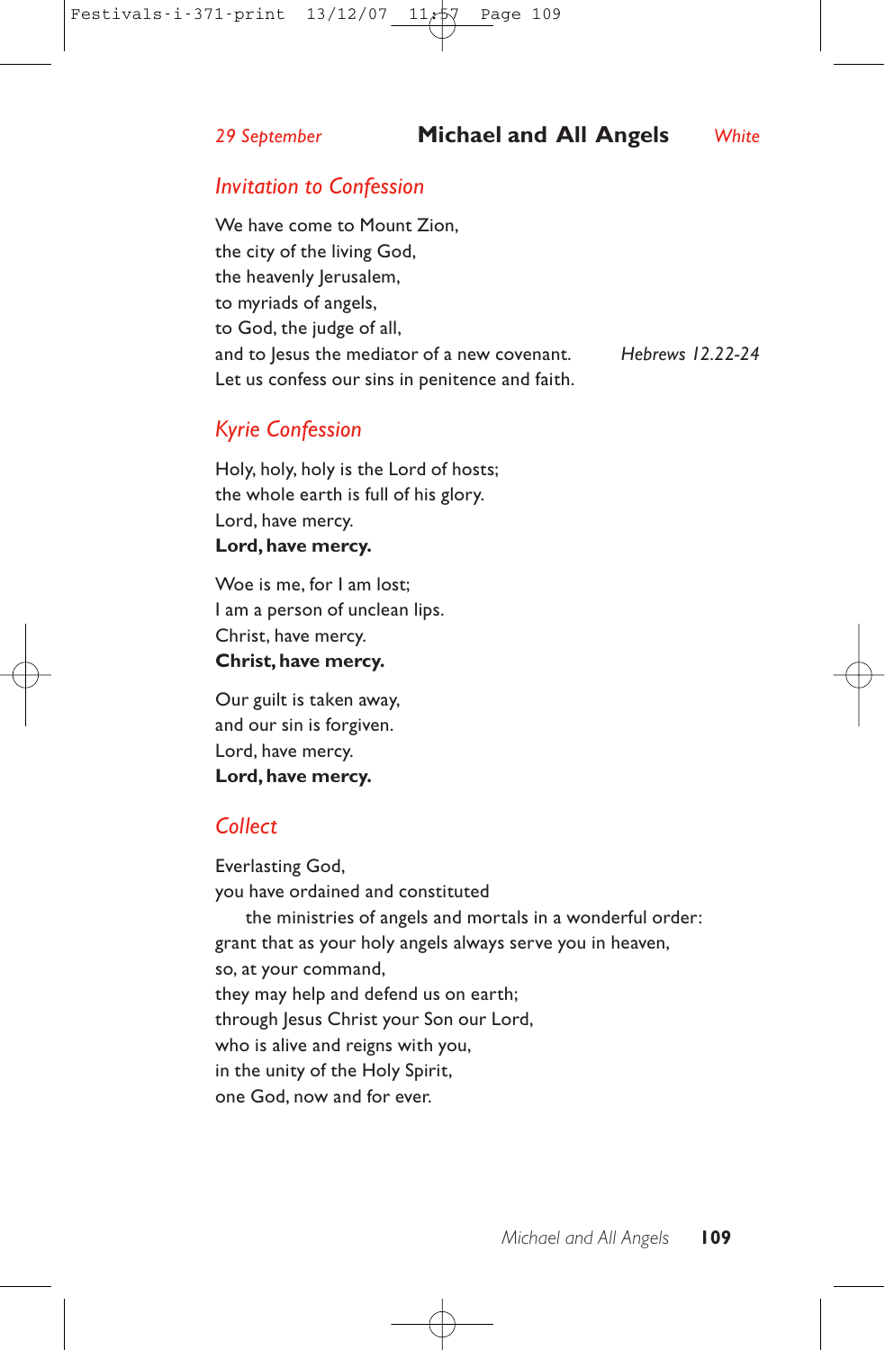*29 September* **Michael and All Angels** *White*

## *Invitation to Confession*

We have come to Mount Zion,
the city of the living God,
the heavenly Jerusalem,
to myriads of angels,
to God, the judge of all,
and to Jesus the mediator of a new covenant. *Hebrews 12.22-24*
Let us confess our sins in penitence and faith.

## *Kyrie Confession*

Holy, holy, holy is the Lord of hosts;
the whole earth is full of his glory.
Lord, have mercy.
**Lord, have mercy.**

Woe is me, for I am lost;
I am a person of unclean lips.
Christ, have mercy.
**Christ, have mercy.**

Our guilt is taken away,
and our sin is forgiven.
Lord, have mercy.
**Lord, have mercy.**

## *Collect*

Everlasting God,
you have ordained and constituted
  the ministries of angels and mortals in a wonderful order:
grant that as your holy angels always serve you in heaven,
so, at your command,
they may help and defend us on earth;
through Jesus Christ your Son our Lord,
who is alive and reigns with you,
in the unity of the Holy Spirit,
one God, now and for ever.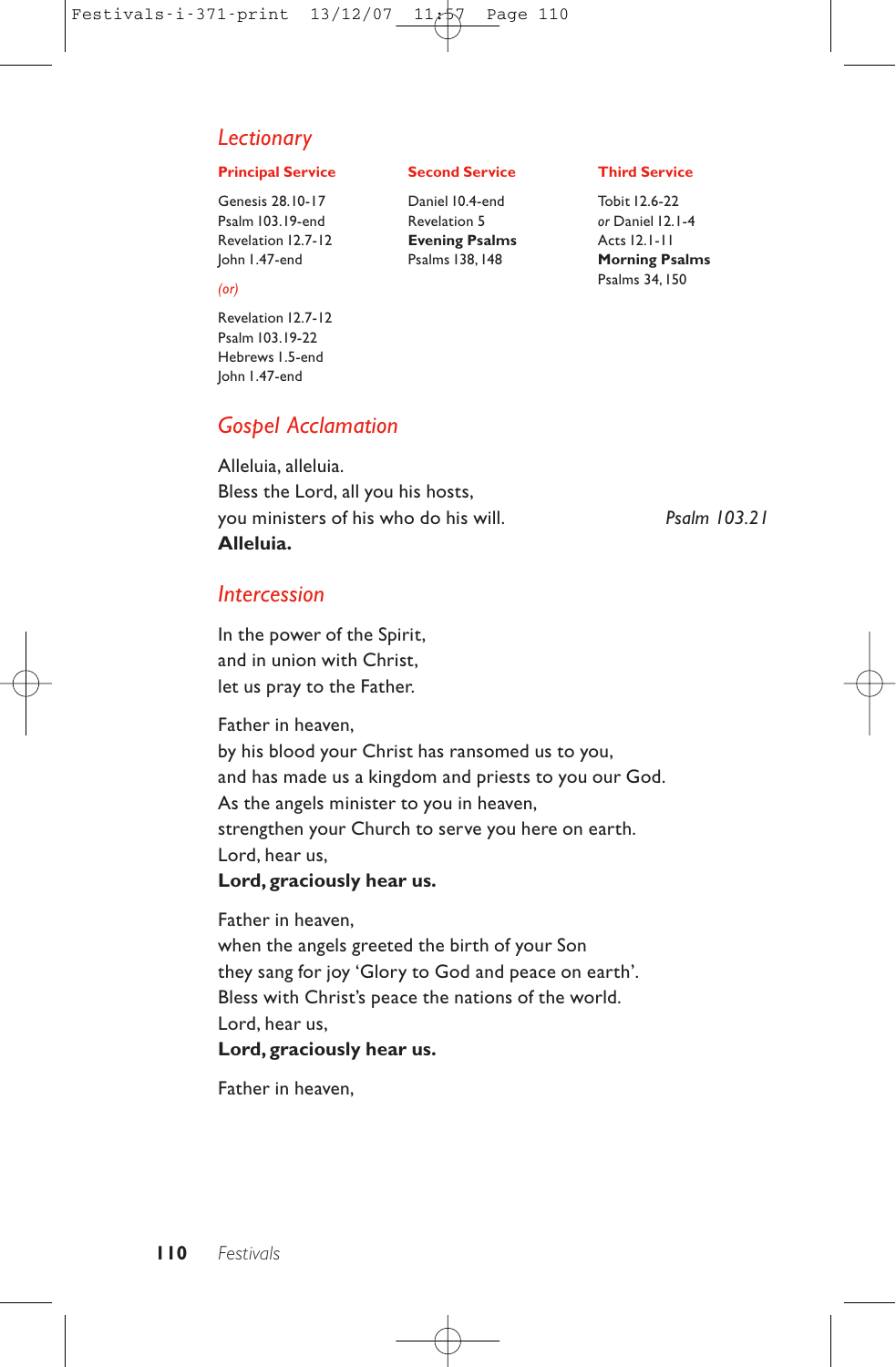## *Lectionary*

**Principal Service**

Genesis 28.10-17
Psalm 103.19-end
Revelation 12.7-12
John 1.47-end

*(or)*

Revelation 12.7-12
Psalm 103.19-22
Hebrews 1.5-end
John 1.47-end

**Second Service**

Daniel 10.4-end
Revelation 5
**Evening Psalms**
Psalms 138, 148

**Third Service**

Tobit 12.6-22
*or* Daniel 12.1-4
Acts 12.1-11
**Morning Psalms**
Psalms 34, 150

## *Gospel Acclamation*

Alleluia, alleluia.
Bless the Lord, all you his hosts,
you ministers of his who do his will. *Psalm 103.21*
**Alleluia.**

## *Intercession*

In the power of the Spirit,
and in union with Christ,
let us pray to the Father.

Father in heaven,
by his blood your Christ has ransomed us to you,
and has made us a kingdom and priests to you our God.
As the angels minister to you in heaven,
strengthen your Church to serve you here on earth.
Lord, hear us,
**Lord, graciously hear us.**

Father in heaven,
when the angels greeted the birth of your Son
they sang for joy 'Glory to God and peace on earth'.
Bless with Christ's peace the nations of the world.
Lord, hear us,
**Lord, graciously hear us.**

Father in heaven,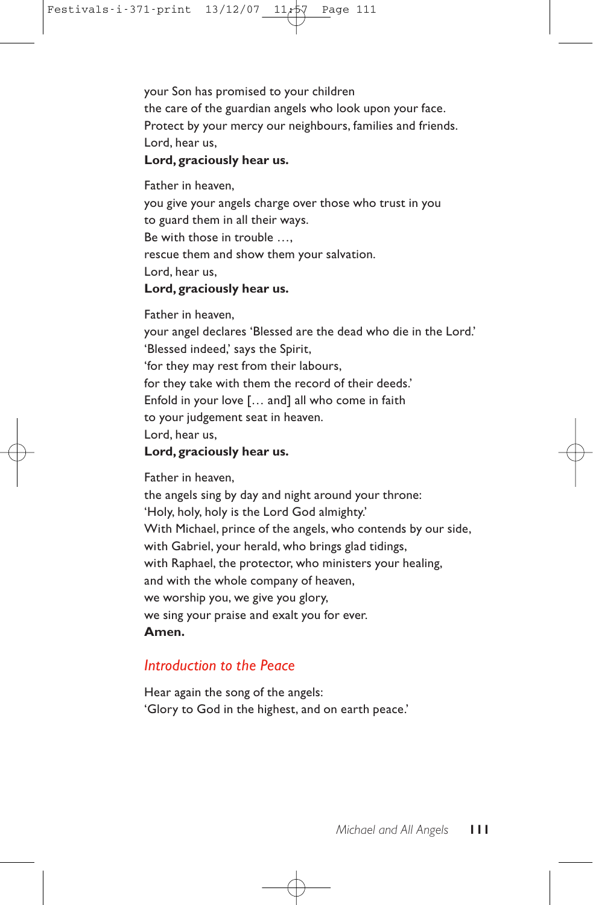your Son has promised to your children
the care of the guardian angels who look upon your face.
Protect by your mercy our neighbours, families and friends.
Lord, hear us,
**Lord, graciously hear us.**

Father in heaven,
you give your angels charge over those who trust in you
to guard them in all their ways.
Be with those in trouble …,
rescue them and show them your salvation.
Lord, hear us,
**Lord, graciously hear us.**

Father in heaven,
your angel declares 'Blessed are the dead who die in the Lord.'
'Blessed indeed,' says the Spirit,
'for they may rest from their labours,
for they take with them the record of their deeds.'
Enfold in your love [… and] all who come in faith
to your judgement seat in heaven.
Lord, hear us,
**Lord, graciously hear us.**

Father in heaven,
the angels sing by day and night around your throne:
'Holy, holy, holy is the Lord God almighty.'
With Michael, prince of the angels, who contends by our side,
with Gabriel, your herald, who brings glad tidings,
with Raphael, the protector, who ministers your healing,
and with the whole company of heaven,
we worship you, we give you glory,
we sing your praise and exalt you for ever.
**Amen.**

## *Introduction to the Peace*

Hear again the song of the angels:
'Glory to God in the highest, and on earth peace.'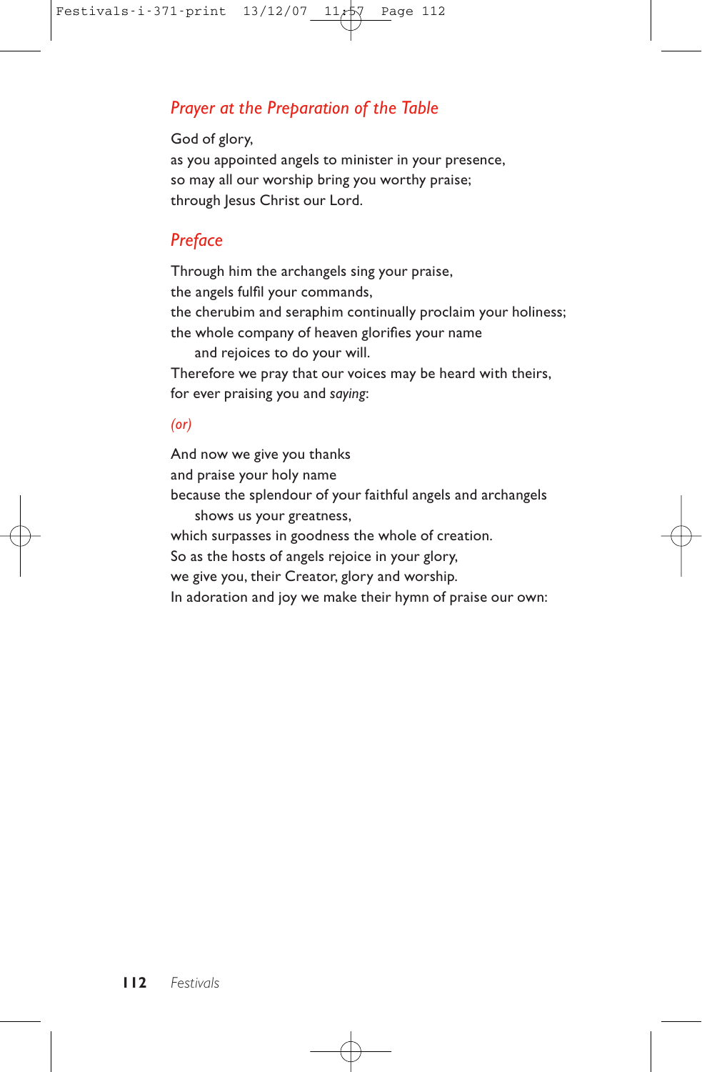## *Prayer at the Preparation of the Table*

God of glory,
as you appointed angels to minister in your presence,
so may all our worship bring you worthy praise;
through Jesus Christ our Lord.

## *Preface*

Through him the archangels sing your praise,
the angels fulfil your commands,
the cherubim and seraphim continually proclaim your holiness;
the whole company of heaven glorifies your name
    and rejoices to do your will.
Therefore we pray that our voices may be heard with theirs,
for ever praising you and *saying*:

*(or)*

And now we give you thanks
and praise your holy name
because the splendour of your faithful angels and archangels
    shows us your greatness,
which surpasses in goodness the whole of creation.
So as the hosts of angels rejoice in your glory,
we give you, their Creator, glory and worship.
In adoration and joy we make their hymn of praise our own: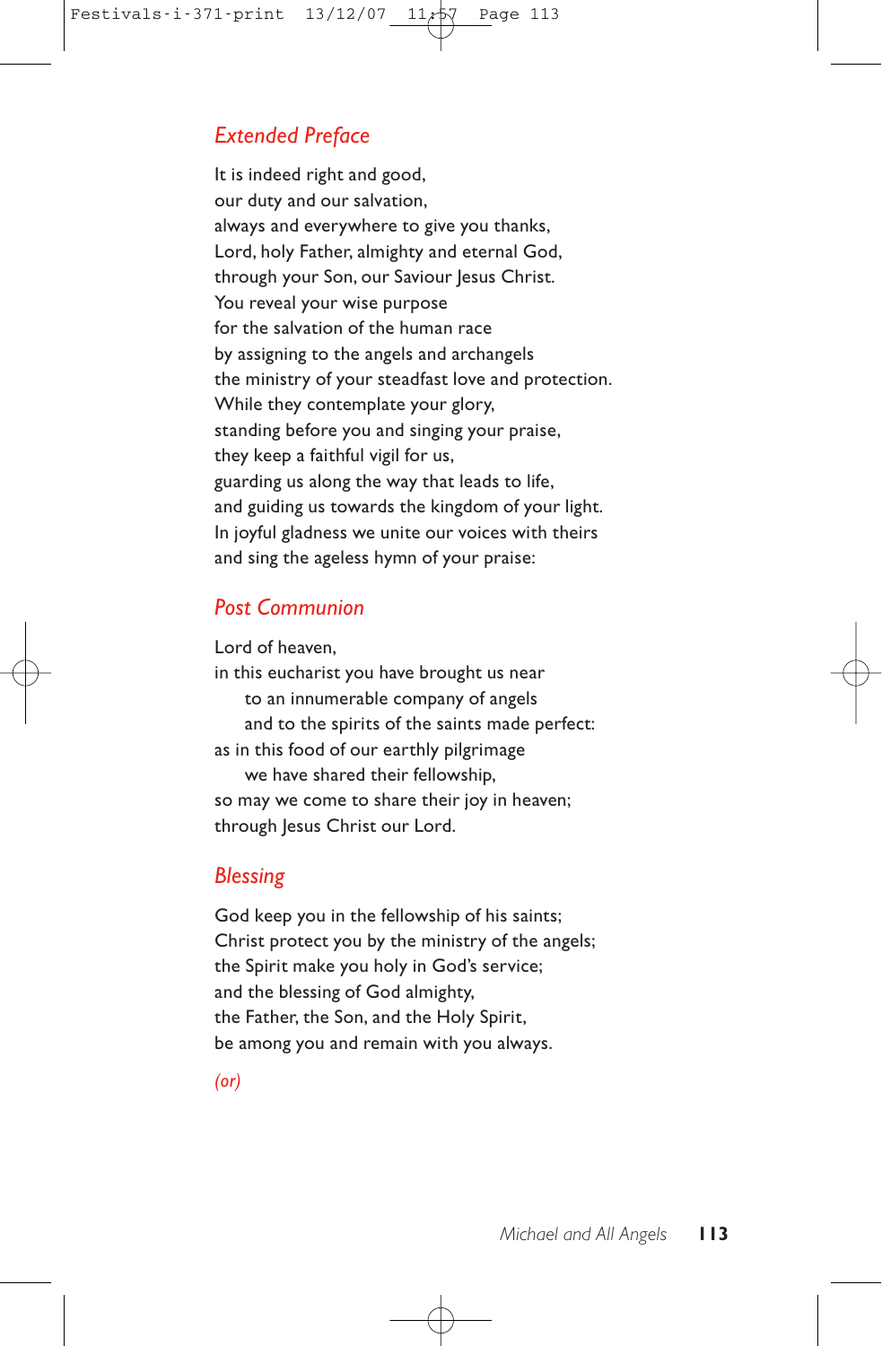## *Extended Preface*

It is indeed right and good,
our duty and our salvation,
always and everywhere to give you thanks,
Lord, holy Father, almighty and eternal God,
through your Son, our Saviour Jesus Christ.
You reveal your wise purpose
for the salvation of the human race
by assigning to the angels and archangels
the ministry of your steadfast love and protection.
While they contemplate your glory,
standing before you and singing your praise,
they keep a faithful vigil for us,
guarding us along the way that leads to life,
and guiding us towards the kingdom of your light.
In joyful gladness we unite our voices with theirs
and sing the ageless hymn of your praise:

## *Post Communion*

Lord of heaven,
in this eucharist you have brought us near
  to an innumerable company of angels
  and to the spirits of the saints made perfect:
as in this food of our earthly pilgrimage
  we have shared their fellowship,
so may we come to share their joy in heaven;
through Jesus Christ our Lord.

## *Blessing*

God keep you in the fellowship of his saints;
Christ protect you by the ministry of the angels;
the Spirit make you holy in God's service;
and the blessing of God almighty,
the Father, the Son, and the Holy Spirit,
be among you and remain with you always.

*(or)*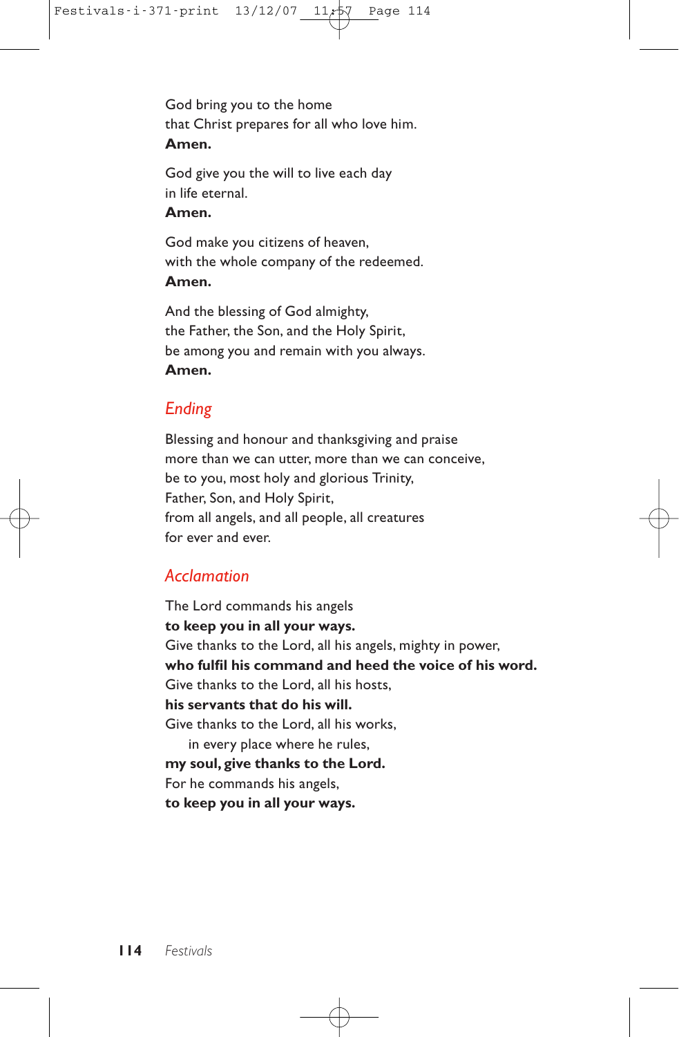God bring you to the home
that Christ prepares for all who love him.
**Amen.**

God give you the will to live each day
in life eternal.
**Amen.**

God make you citizens of heaven,
with the whole company of the redeemed.
**Amen.**

And the blessing of God almighty,
the Father, the Son, and the Holy Spirit,
be among you and remain with you always.
**Amen.**

## *Ending*

Blessing and honour and thanksgiving and praise
more than we can utter, more than we can conceive,
be to you, most holy and glorious Trinity,
Father, Son, and Holy Spirit,
from all angels, and all people, all creatures
for ever and ever.

## *Acclamation*

The Lord commands his angels
**to keep you in all your ways.**
Give thanks to the Lord, all his angels, mighty in power,
**who fulfil his command and heed the voice of his word.**
Give thanks to the Lord, all his hosts,
**his servants that do his will.**
Give thanks to the Lord, all his works,
   in every place where he rules,
**my soul, give thanks to the Lord.**
For he commands his angels,
**to keep you in all your ways.**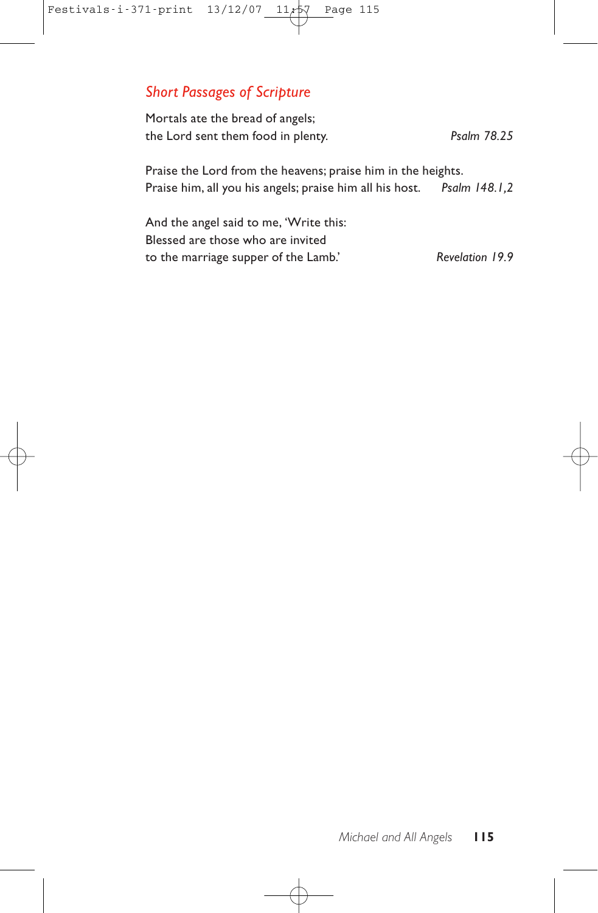## *Short Passages of Scripture*

Mortals ate the bread of angels;
the Lord sent them food in plenty. *Psalm 78.25*

Praise the Lord from the heavens; praise him in the heights.
Praise him, all you his angels; praise him all his host. *Psalm 148.1,2*

And the angel said to me, 'Write this:
Blessed are those who are invited
to the marriage supper of the Lamb.' *Revelation 19.9*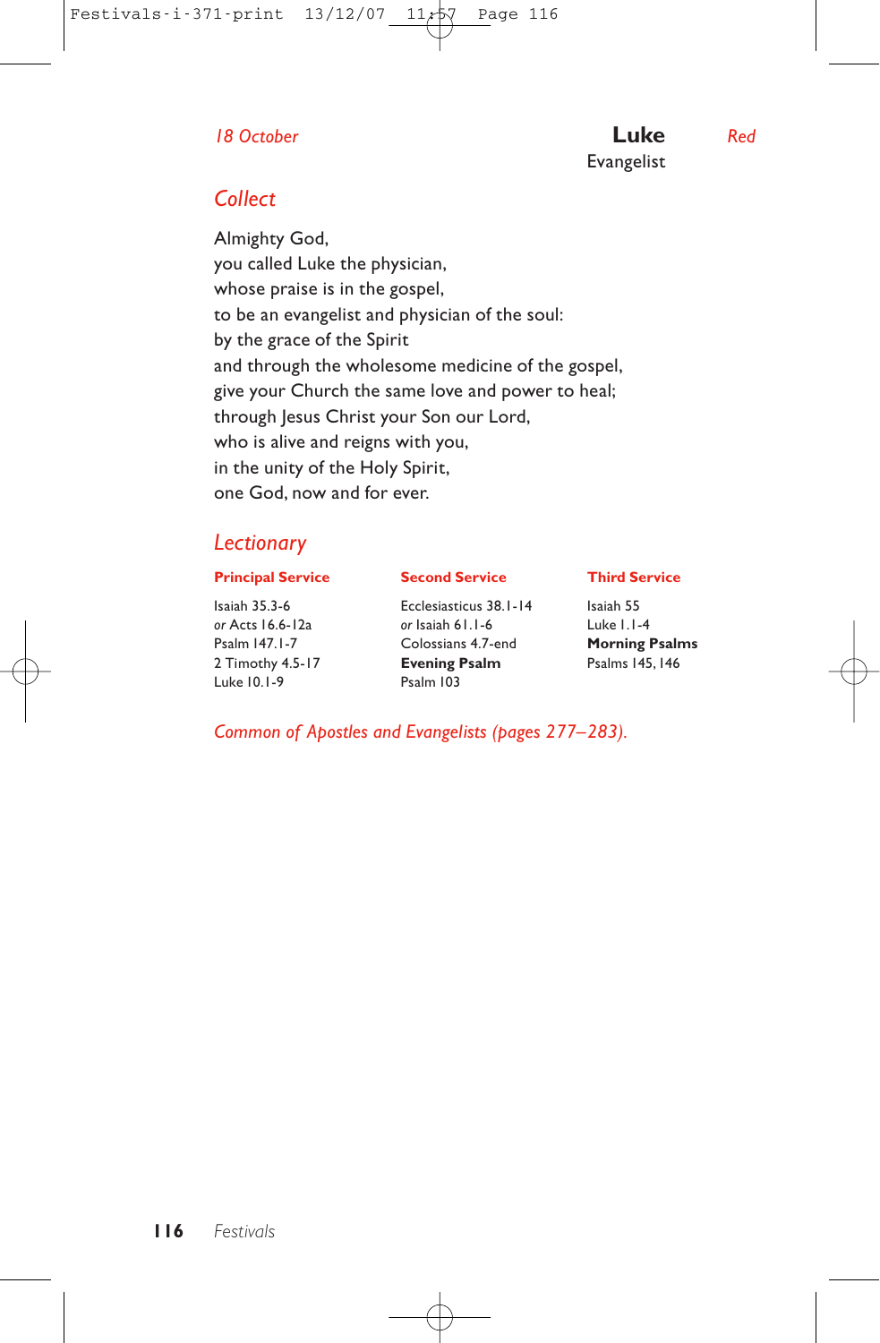*18 October* **Luke** *Red*

Evangelist

## Collect

Almighty God,
you called Luke the physician,
whose praise is in the gospel,
to be an evangelist and physician of the soul:
by the grace of the Spirit
and through the wholesome medicine of the gospel,
give your Church the same love and power to heal;
through Jesus Christ your Son our Lord,
who is alive and reigns with you,
in the unity of the Holy Spirit,
one God, now and for ever.

## Lectionary

| **Principal Service** | **Second Service** | **Third Service** |
|---|---|---|
| Isaiah 35.3-6 | Ecclesiasticus 38.1-14 | Isaiah 55 |
| *or* Acts 16.6-12a | *or* Isaiah 61.1-6 | Luke 1.1-4 |
| Psalm 147.1-7 | Colossians 4.7-end | **Morning Psalms** |
| 2 Timothy 4.5-17 | **Evening Psalm** | Psalms 145, 146 |
| Luke 10.1-9 | Psalm 103 | |

*Common of Apostles and Evangelists (pages 277–283).*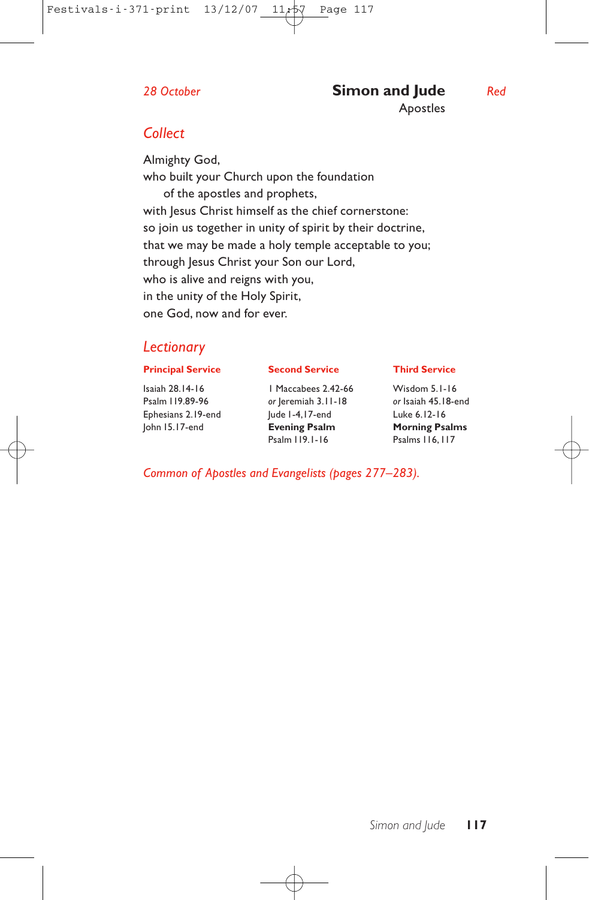*28 October*

# Simon and Jude

Apostles

*Red*

## *Collect*

Almighty God,
who built your Church upon the foundation
of the apostles and prophets,
with Jesus Christ himself as the chief cornerstone:
so join us together in unity of spirit by their doctrine,
that we may be made a holy temple acceptable to you;
through Jesus Christ your Son our Lord,
who is alive and reigns with you,
in the unity of the Holy Spirit,
one God, now and for ever.

## *Lectionary*

| **Principal Service** | **Second Service** | **Third Service** |
|---|---|---|
| Isaiah 28.14-16 | 1 Maccabees 2.42-66 | Wisdom 5.1-16 |
| Psalm 119.89-96 | *or* Jeremiah 3.11-18 | *or* Isaiah 45.18-end |
| Ephesians 2.19-end | Jude 1-4,17-end | Luke 6.12-16 |
| John 15.17-end | **Evening Psalm** | **Morning Psalms** |
| | Psalm 119.1-16 | Psalms 116, 117 |

*Common of Apostles and Evangelists (pages 277–283).*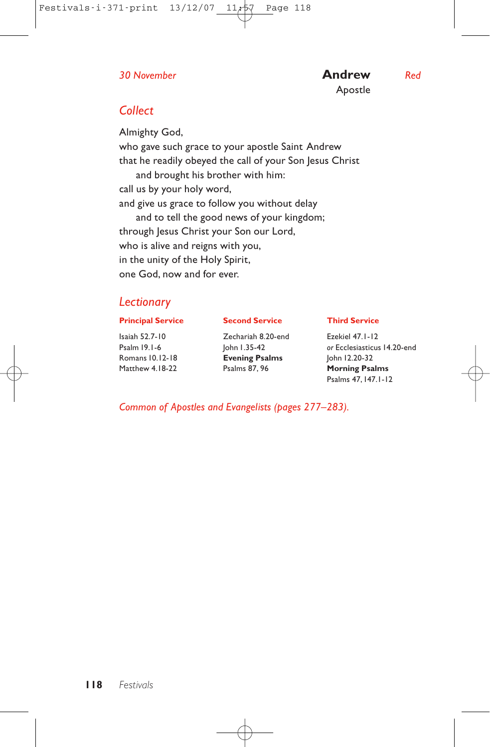*30 November*

# Andrew

Apostle

*Red*

## *Collect*

Almighty God,
who gave such grace to your apostle Saint Andrew
that he readily obeyed the call of your Son Jesus Christ
  and brought his brother with him:
call us by your holy word,
and give us grace to follow you without delay
  and to tell the good news of your kingdom;
through Jesus Christ your Son our Lord,
who is alive and reigns with you,
in the unity of the Holy Spirit,
one God, now and for ever.

## *Lectionary*

| **Principal Service** | **Second Service** | **Third Service** |
|---|---|---|
| Isaiah 52.7-10 | Zechariah 8.20-end | Ezekiel 47.1-12 |
| Psalm 19.1-6 | John 1.35-42 | *or* Ecclesiasticus 14.20-end |
| Romans 10.12-18 | **Evening Psalms** | John 12.20-32 |
| Matthew 4.18-22 | Psalms 87, 96 | **Morning Psalms** |
| | | Psalms 47, 147.1-12 |

*Common of Apostles and Evangelists (pages 277–283).*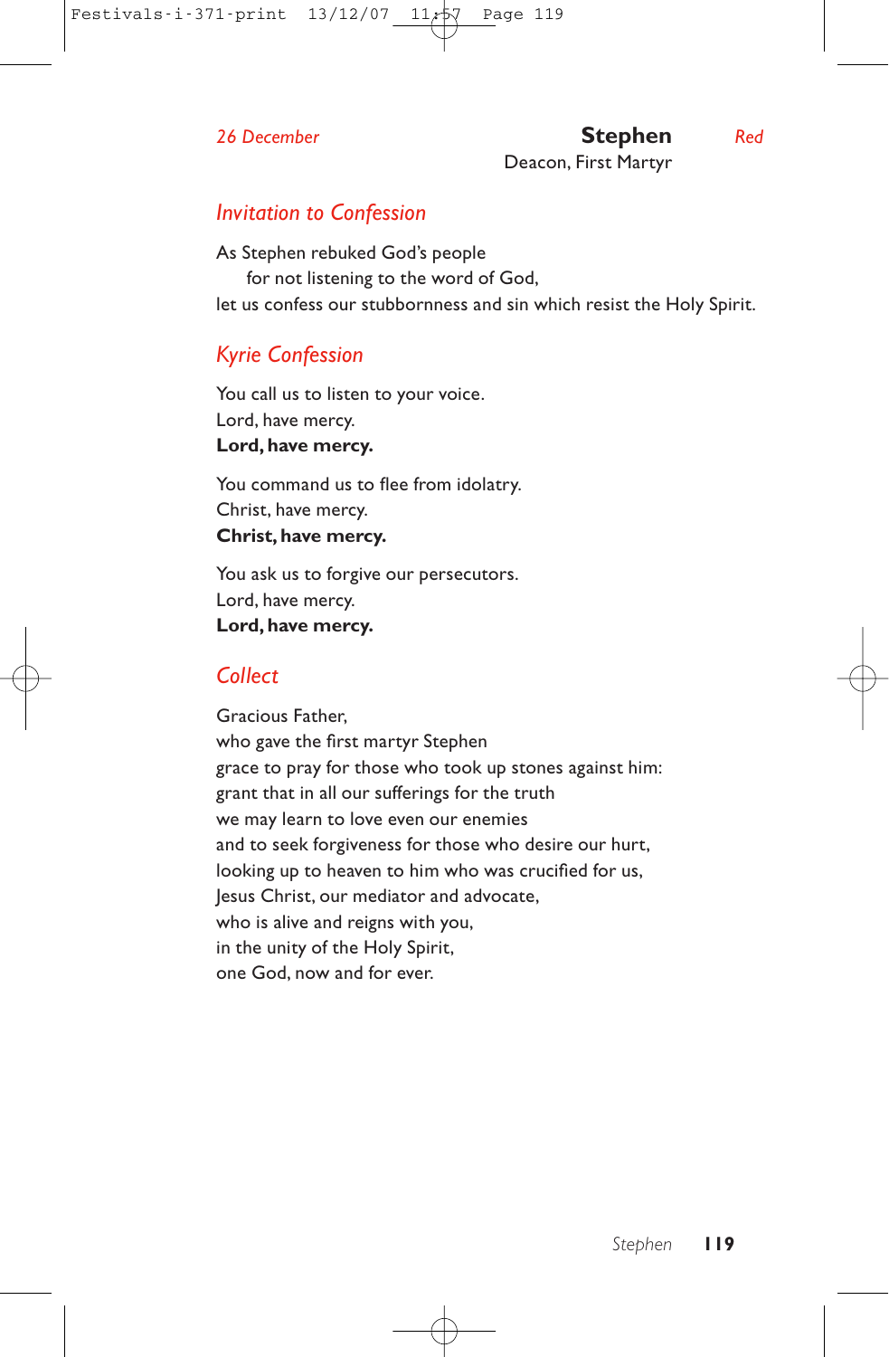*26 December*

# Stephen

Deacon, First Martyr

*Red*

## *Invitation to Confession*

As Stephen rebuked God's people
for not listening to the word of God,
let us confess our stubbornness and sin which resist the Holy Spirit.

## *Kyrie Confession*

You call us to listen to your voice.
Lord, have mercy.
**Lord, have mercy.**

You command us to flee from idolatry.
Christ, have mercy.
**Christ, have mercy.**

You ask us to forgive our persecutors.
Lord, have mercy.
**Lord, have mercy.**

## *Collect*

Gracious Father,
who gave the first martyr Stephen
grace to pray for those who took up stones against him:
grant that in all our sufferings for the truth
we may learn to love even our enemies
and to seek forgiveness for those who desire our hurt,
looking up to heaven to him who was crucified for us,
Jesus Christ, our mediator and advocate,
who is alive and reigns with you,
in the unity of the Holy Spirit,
one God, now and for ever.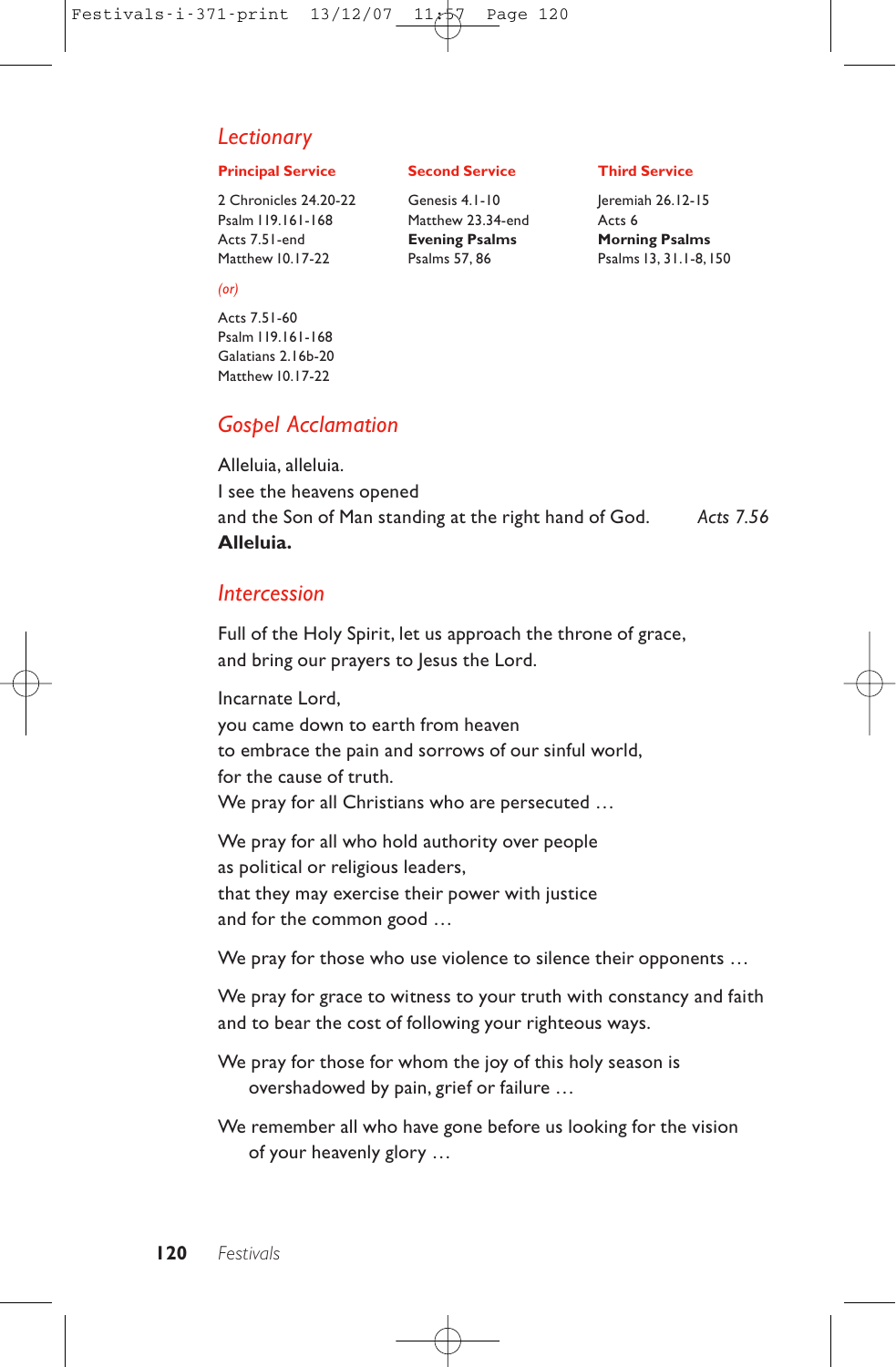## Lectionary

**Principal Service**

2 Chronicles 24.20-22
Psalm 119.161-168
Acts 7.51-end
Matthew 10.17-22

*(or)*

Acts 7.51-60
Psalm 119.161-168
Galatians 2.16b-20
Matthew 10.17-22

**Second Service**

Genesis 4.1-10
Matthew 23.34-end
**Evening Psalms**
Psalms 57, 86

**Third Service**

Jeremiah 26.12-15
Acts 6
**Morning Psalms**
Psalms 13, 31.1-8, 150

## Gospel Acclamation

Alleluia, alleluia.
I see the heavens opened
and the Son of Man standing at the right hand of God. *Acts 7.56*
**Alleluia.**

## Intercession

Full of the Holy Spirit, let us approach the throne of grace,
and bring our prayers to Jesus the Lord.

Incarnate Lord,
you came down to earth from heaven
to embrace the pain and sorrows of our sinful world,
for the cause of truth.
We pray for all Christians who are persecuted …

We pray for all who hold authority over people
as political or religious leaders,
that they may exercise their power with justice
and for the common good …

We pray for those who use violence to silence their opponents …

We pray for grace to witness to your truth with constancy and faith
and to bear the cost of following your righteous ways.

We pray for those for whom the joy of this holy season is
overshadowed by pain, grief or failure …

We remember all who have gone before us looking for the vision
of your heavenly glory …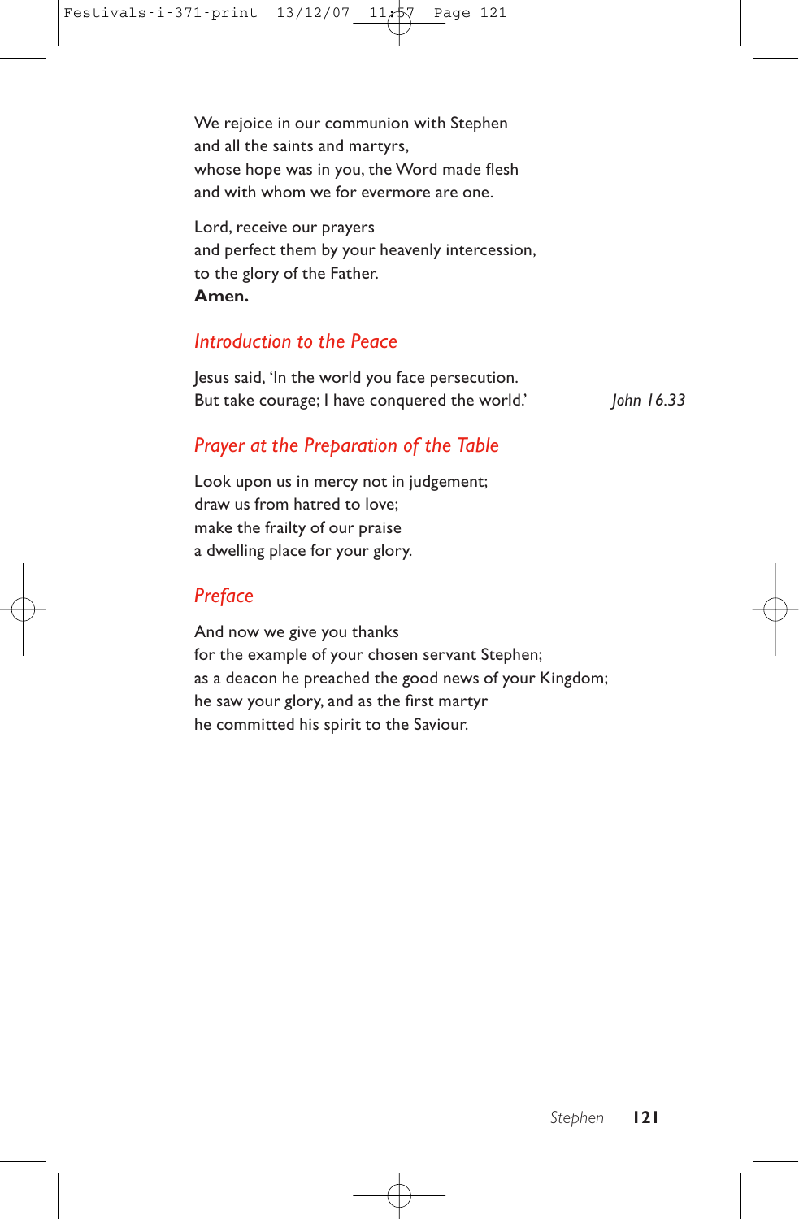We rejoice in our communion with Stephen
and all the saints and martyrs,
whose hope was in you, the Word made flesh
and with whom we for evermore are one.

Lord, receive our prayers
and perfect them by your heavenly intercession,
to the glory of the Father.
**Amen.**

## *Introduction to the Peace*

Jesus said, 'In the world you face persecution.
But take courage; I have conquered the world.' *John 16.33*

## *Prayer at the Preparation of the Table*

Look upon us in mercy not in judgement;
draw us from hatred to love;
make the frailty of our praise
a dwelling place for your glory.

## *Preface*

And now we give you thanks
for the example of your chosen servant Stephen;
as a deacon he preached the good news of your Kingdom;
he saw your glory, and as the first martyr
he committed his spirit to the Saviour.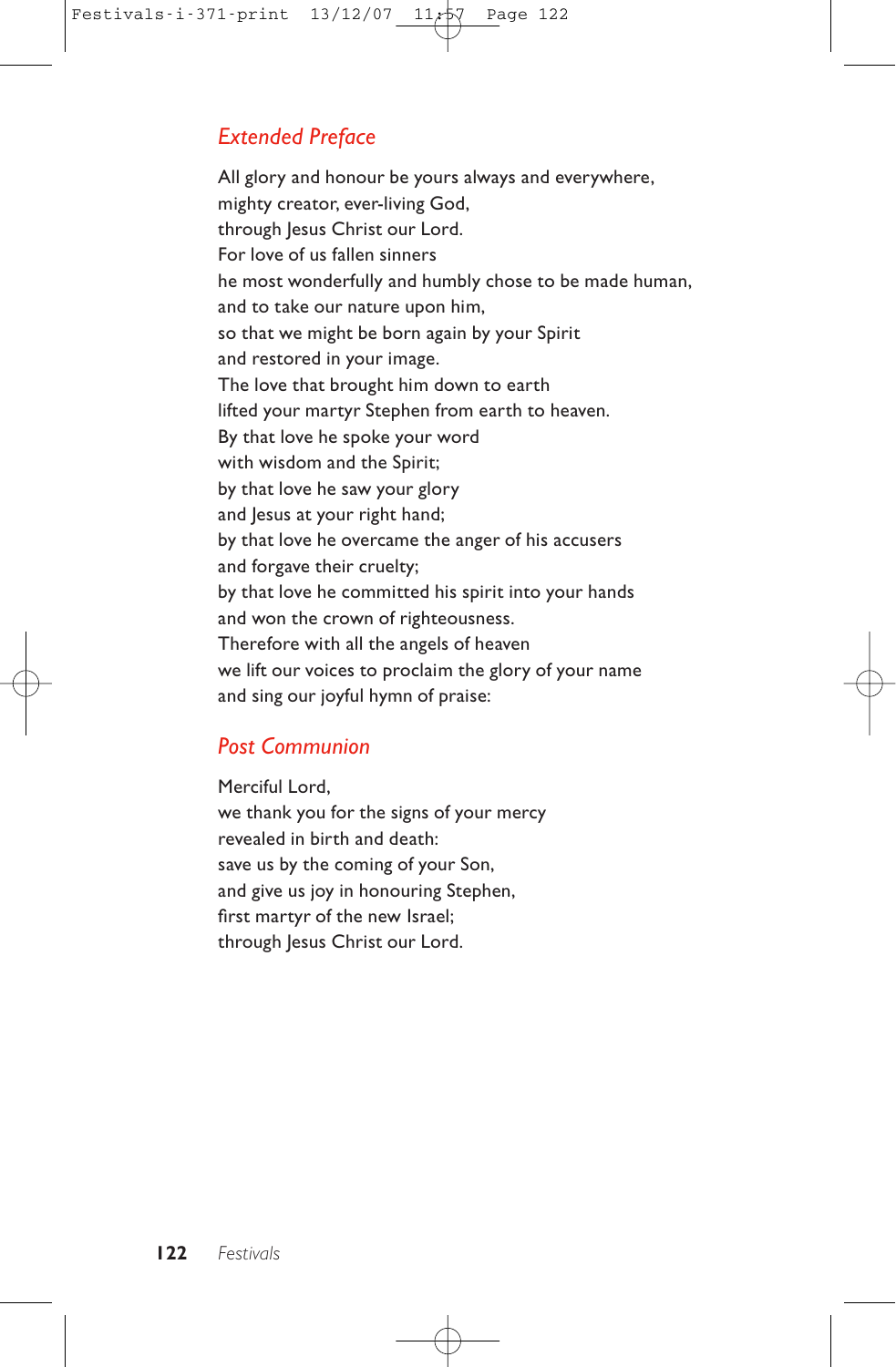## *Extended Preface*

All glory and honour be yours always and everywhere,
mighty creator, ever-living God,
through Jesus Christ our Lord.
For love of us fallen sinners
he most wonderfully and humbly chose to be made human,
and to take our nature upon him,
so that we might be born again by your Spirit
and restored in your image.
The love that brought him down to earth
lifted your martyr Stephen from earth to heaven.
By that love he spoke your word
with wisdom and the Spirit;
by that love he saw your glory
and Jesus at your right hand;
by that love he overcame the anger of his accusers
and forgave their cruelty;
by that love he committed his spirit into your hands
and won the crown of righteousness.
Therefore with all the angels of heaven
we lift our voices to proclaim the glory of your name
and sing our joyful hymn of praise:

## *Post Communion*

Merciful Lord,
we thank you for the signs of your mercy
revealed in birth and death:
save us by the coming of your Son,
and give us joy in honouring Stephen,
first martyr of the new Israel;
through Jesus Christ our Lord.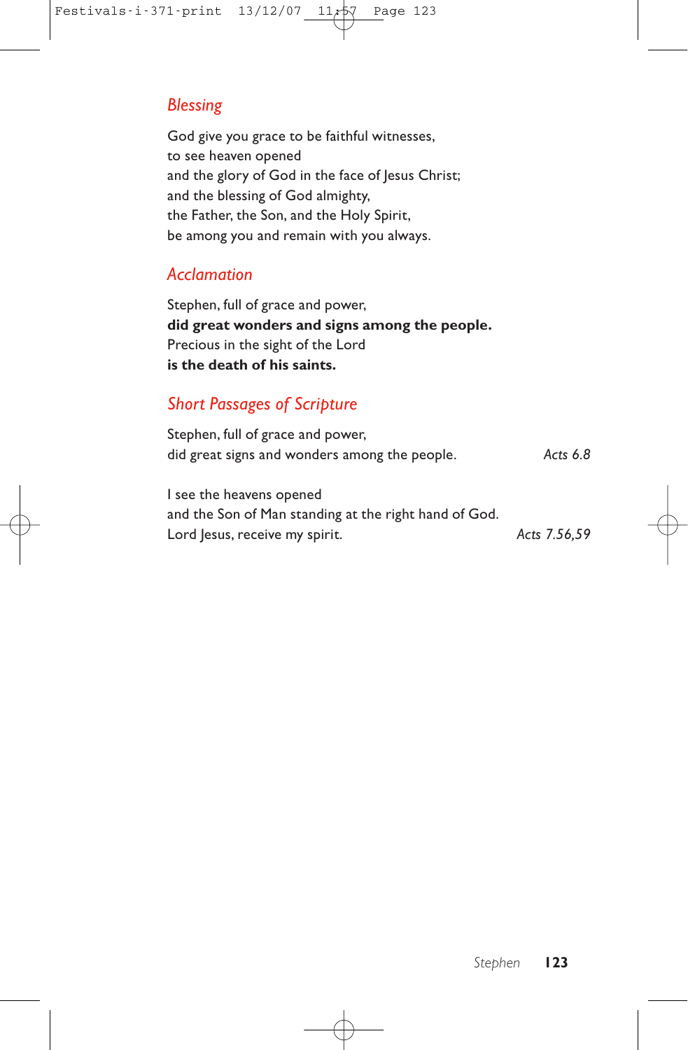## *Blessing*

God give you grace to be faithful witnesses,
to see heaven opened
and the glory of God in the face of Jesus Christ;
and the blessing of God almighty,
the Father, the Son, and the Holy Spirit,
be among you and remain with you always.

## *Acclamation*

Stephen, full of grace and power,
**did great wonders and signs among the people.**
Precious in the sight of the Lord
**is the death of his saints.**

## *Short Passages of Scripture*

Stephen, full of grace and power,
did great signs and wonders among the people. *Acts 6.8*

I see the heavens opened
and the Son of Man standing at the right hand of God.
Lord Jesus, receive my spirit. *Acts 7.56,59*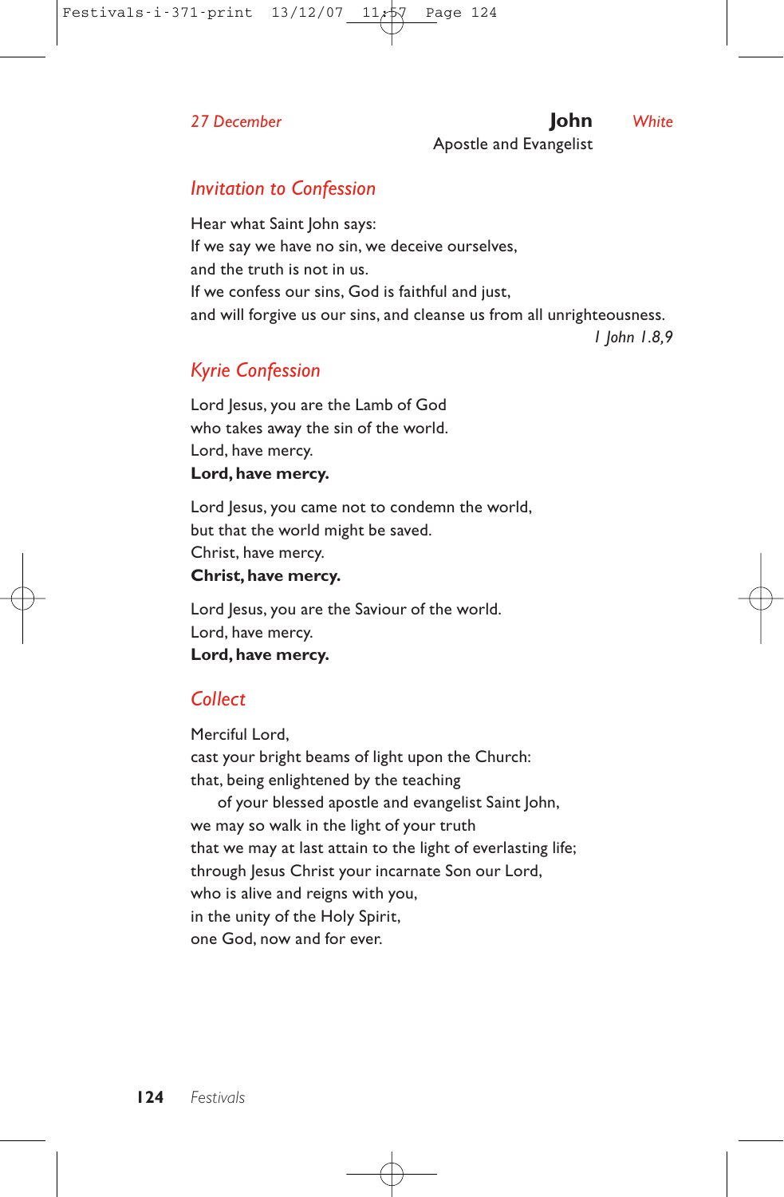*27 December*

# John

Apostle and Evangelist

*White*

## *Invitation to Confession*

Hear what Saint John says:
If we say we have no sin, we deceive ourselves,
and the truth is not in us.
If we confess our sins, God is faithful and just,
and will forgive us our sins, and cleanse us from all unrighteousness.

*1 John 1.8,9*

## *Kyrie Confession*

Lord Jesus, you are the Lamb of God
who takes away the sin of the world.
Lord, have mercy.
**Lord, have mercy.**

Lord Jesus, you came not to condemn the world,
but that the world might be saved.
Christ, have mercy.
**Christ, have mercy.**

Lord Jesus, you are the Saviour of the world.
Lord, have mercy.
**Lord, have mercy.**

## *Collect*

Merciful Lord,
cast your bright beams of light upon the Church:
that, being enlightened by the teaching
of your blessed apostle and evangelist Saint John,
we may so walk in the light of your truth
that we may at last attain to the light of everlasting life;
through Jesus Christ your incarnate Son our Lord,
who is alive and reigns with you,
in the unity of the Holy Spirit,
one God, now and for ever.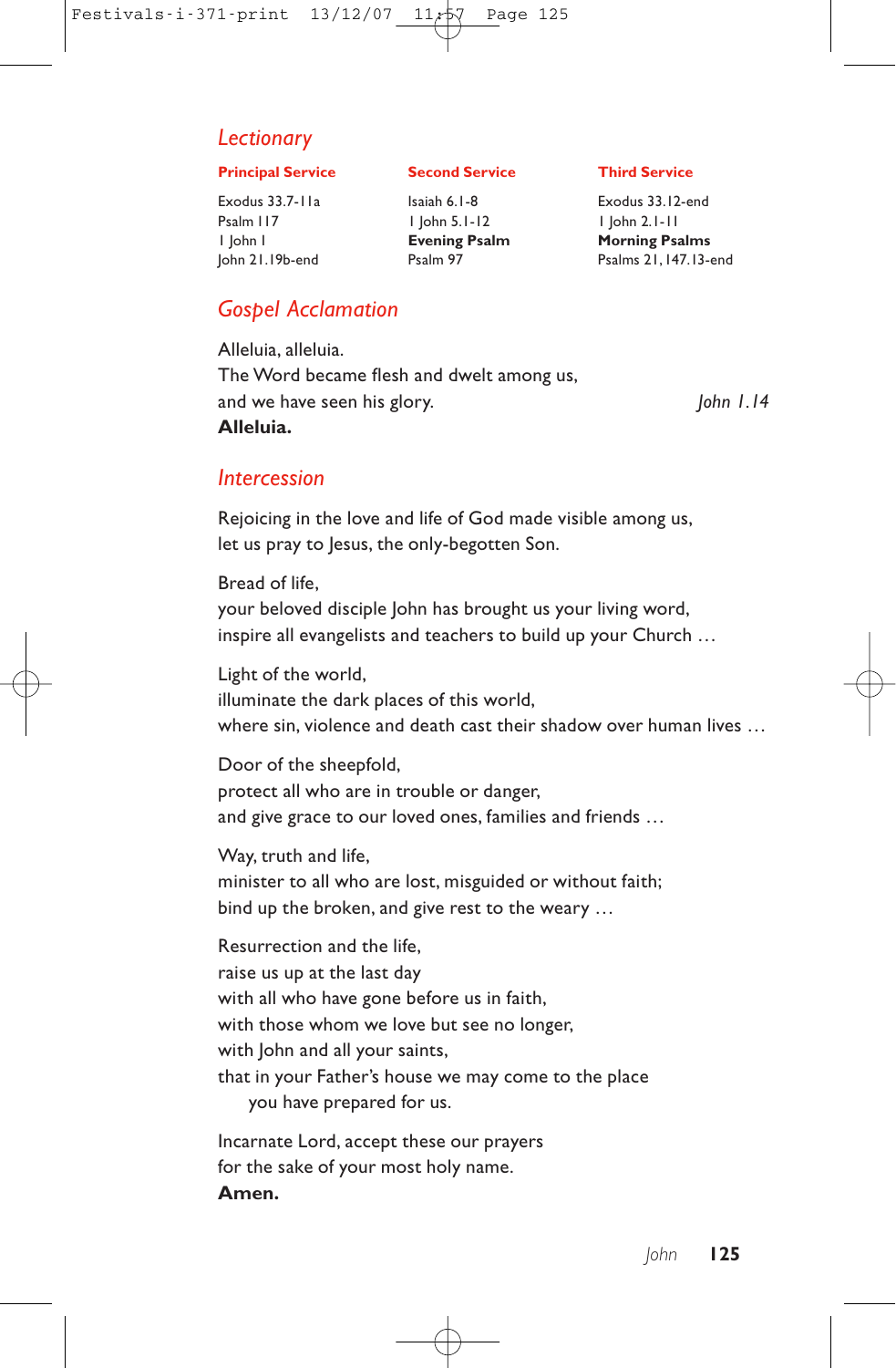## *Lectionary*

| Principal Service | Second Service | Third Service |
|---|---|---|
| Exodus 33.7-11a | Isaiah 6.1-8 | Exodus 33.12-end |
| Psalm 117 | 1 John 5.1-12 | 1 John 2.1-11 |
| 1 John 1 | **Evening Psalm** | **Morning Psalms** |
| John 21.19b-end | Psalm 97 | Psalms 21, 147.13-end |

## *Gospel Acclamation*

Alleluia, alleluia.
The Word became flesh and dwelt among us,
and we have seen his glory. *John 1.14*
**Alleluia.**

## *Intercession*

Rejoicing in the love and life of God made visible among us,
let us pray to Jesus, the only-begotten Son.

Bread of life,
your beloved disciple John has brought us your living word,
inspire all evangelists and teachers to build up your Church …

Light of the world,
illuminate the dark places of this world,
where sin, violence and death cast their shadow over human lives …

Door of the sheepfold,
protect all who are in trouble or danger,
and give grace to our loved ones, families and friends …

Way, truth and life,
minister to all who are lost, misguided or without faith;
bind up the broken, and give rest to the weary …

Resurrection and the life,
raise us up at the last day
with all who have gone before us in faith,
with those whom we love but see no longer,
with John and all your saints,
that in your Father's house we may come to the place
you have prepared for us.

Incarnate Lord, accept these our prayers
for the sake of your most holy name.
**Amen.**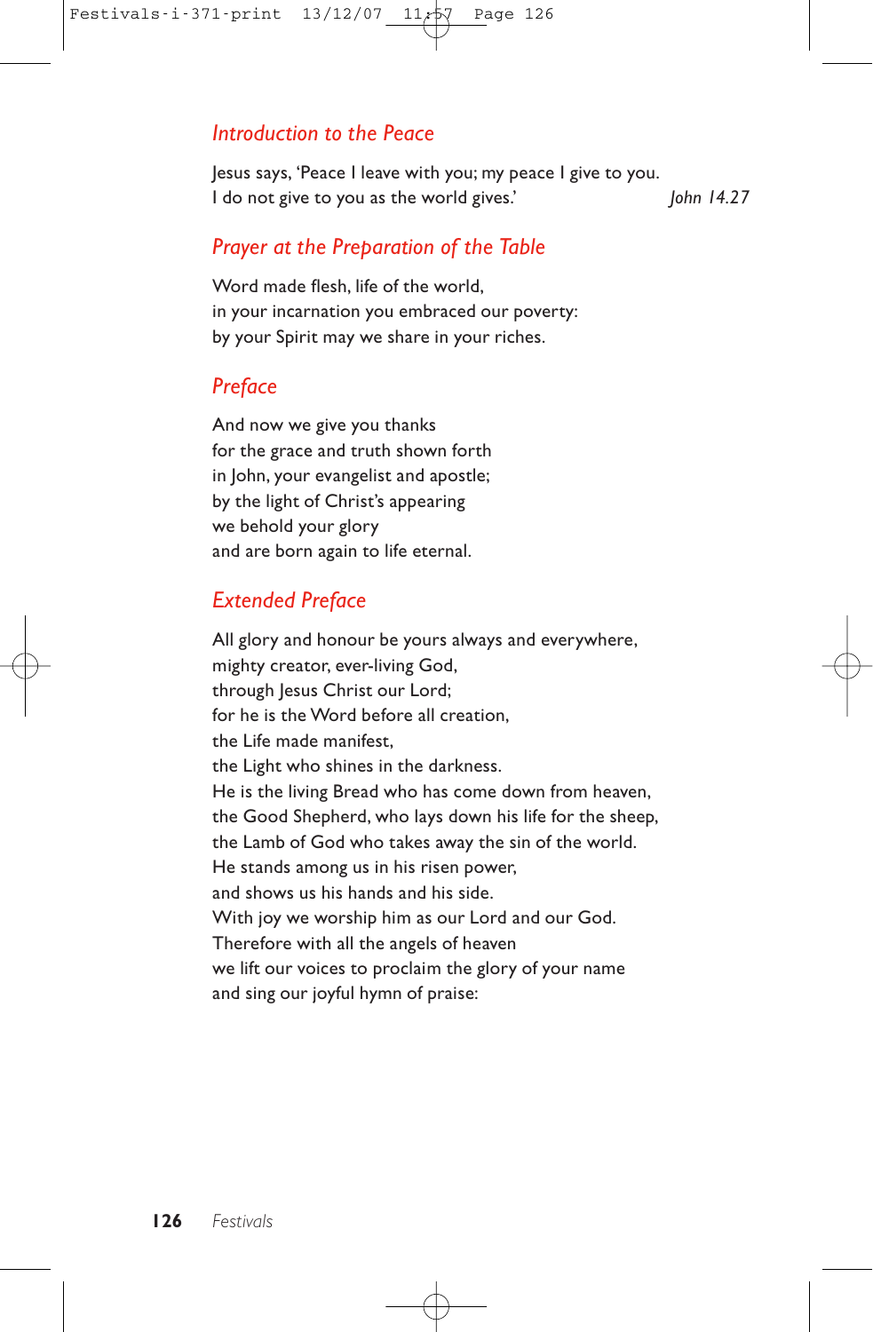## *Introduction to the Peace*

Jesus says, 'Peace I leave with you; my peace I give to you.
I do not give to you as the world gives.' *John 14.27*

## *Prayer at the Preparation of the Table*

Word made flesh, life of the world,
in your incarnation you embraced our poverty:
by your Spirit may we share in your riches.

## *Preface*

And now we give you thanks
for the grace and truth shown forth
in John, your evangelist and apostle;
by the light of Christ's appearing
we behold your glory
and are born again to life eternal.

## *Extended Preface*

All glory and honour be yours always and everywhere,
mighty creator, ever-living God,
through Jesus Christ our Lord;
for he is the Word before all creation,
the Life made manifest,
the Light who shines in the darkness.
He is the living Bread who has come down from heaven,
the Good Shepherd, who lays down his life for the sheep,
the Lamb of God who takes away the sin of the world.
He stands among us in his risen power,
and shows us his hands and his side.
With joy we worship him as our Lord and our God.
Therefore with all the angels of heaven
we lift our voices to proclaim the glory of your name
and sing our joyful hymn of praise: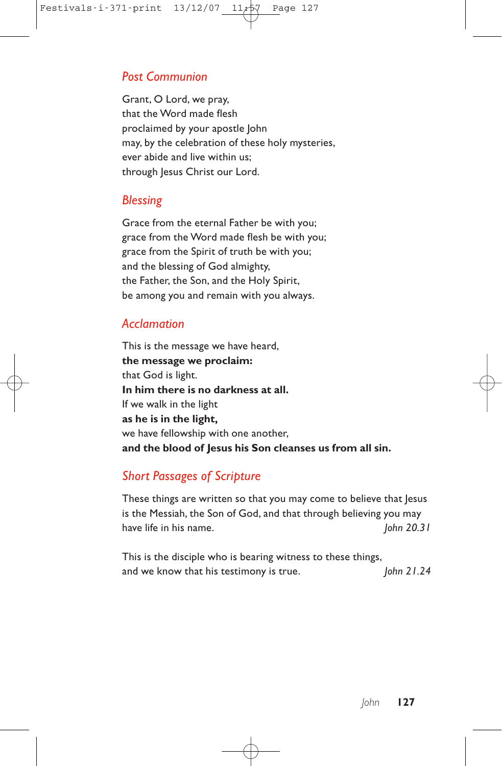## *Post Communion*

Grant, O Lord, we pray,
that the Word made flesh
proclaimed by your apostle John
may, by the celebration of these holy mysteries,
ever abide and live within us;
through Jesus Christ our Lord.

## *Blessing*

Grace from the eternal Father be with you;
grace from the Word made flesh be with you;
grace from the Spirit of truth be with you;
and the blessing of God almighty,
the Father, the Son, and the Holy Spirit,
be among you and remain with you always.

## *Acclamation*

This is the message we have heard,
**the message we proclaim:**
that God is light.
**In him there is no darkness at all.**
If we walk in the light
**as he is in the light,**
we have fellowship with one another,
**and the blood of Jesus his Son cleanses us from all sin.**

## *Short Passages of Scripture*

These things are written so that you may come to believe that Jesus is the Messiah, the Son of God, and that through believing you may have life in his name. *John 20.31*

This is the disciple who is bearing witness to these things, and we know that his testimony is true. *John 21.24*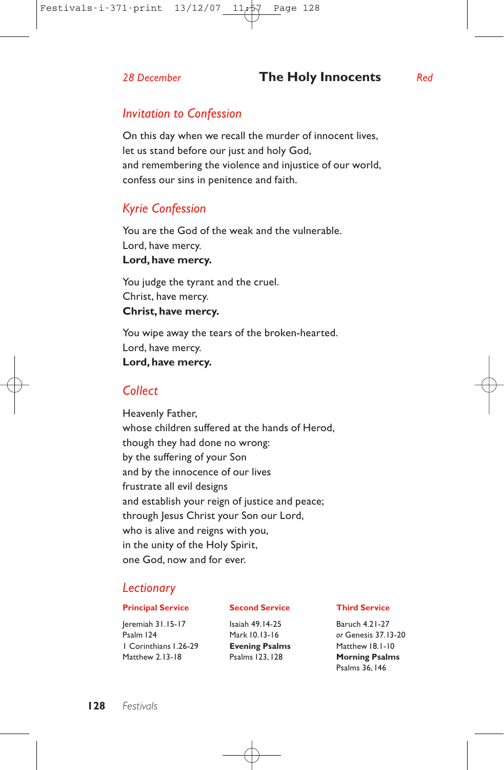*28 December* **The Holy Innocents** *Red*

## *Invitation to Confession*

On this day when we recall the murder of innocent lives,
let us stand before our just and holy God,
and remembering the violence and injustice of our world,
confess our sins in penitence and faith.

## *Kyrie Confession*

You are the God of the weak and the vulnerable.
Lord, have mercy.
**Lord, have mercy.**

You judge the tyrant and the cruel.
Christ, have mercy.
**Christ, have mercy.**

You wipe away the tears of the broken-hearted.
Lord, have mercy.
**Lord, have mercy.**

## *Collect*

Heavenly Father,
whose children suffered at the hands of Herod,
though they had done no wrong:
by the suffering of your Son
and by the innocence of our lives
frustrate all evil designs
and establish your reign of justice and peace;
through Jesus Christ your Son our Lord,
who is alive and reigns with you,
in the unity of the Holy Spirit,
one God, now and for ever.

## *Lectionary*

**Principal Service**

Jeremiah 31.15-17
Psalm 124
1 Corinthians 1.26-29
Matthew 2.13-18

**Second Service**

Isaiah 49.14-25
Mark 10.13-16
**Evening Psalms**
Psalms 123, 128

**Third Service**

Baruch 4.21-27
*or* Genesis 37.13-20
Matthew 18.1-10
**Morning Psalms**
Psalms 36, 146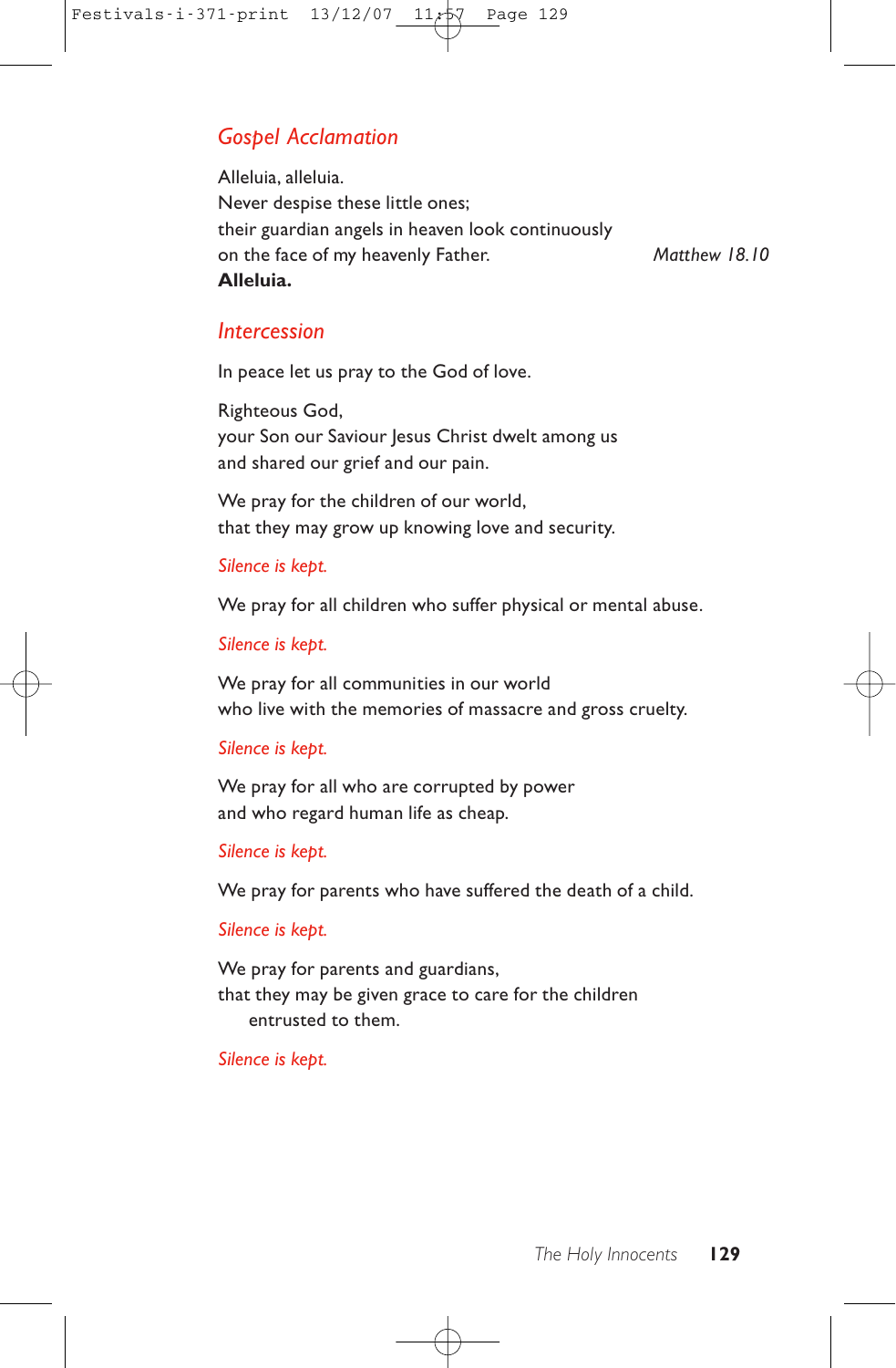## *Gospel Acclamation*

Alleluia, alleluia.
Never despise these little ones;
their guardian angels in heaven look continuously
on the face of my heavenly Father. *Matthew 18.10*
**Alleluia.**

## *Intercession*

In peace let us pray to the God of love.

Righteous God,
your Son our Saviour Jesus Christ dwelt among us
and shared our grief and our pain.

We pray for the children of our world,
that they may grow up knowing love and security.

*Silence is kept.*

We pray for all children who suffer physical or mental abuse.

*Silence is kept.*

We pray for all communities in our world
who live with the memories of massacre and gross cruelty.

*Silence is kept.*

We pray for all who are corrupted by power
and who regard human life as cheap.

*Silence is kept.*

We pray for parents who have suffered the death of a child.

*Silence is kept.*

We pray for parents and guardians,
that they may be given grace to care for the children
entrusted to them.

*Silence is kept.*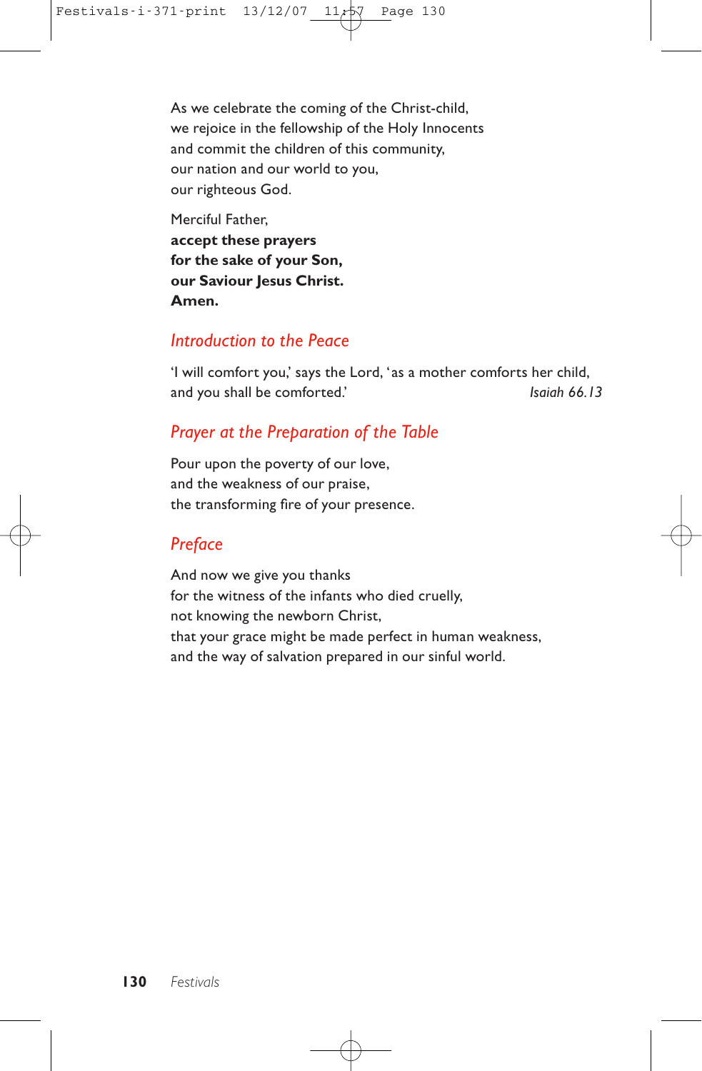As we celebrate the coming of the Christ-child,
we rejoice in the fellowship of the Holy Innocents
and commit the children of this community,
our nation and our world to you,
our righteous God.

Merciful Father,
**accept these prayers**
**for the sake of your Son,**
**our Saviour Jesus Christ.**
**Amen.**

## *Introduction to the Peace*

'I will comfort you,' says the Lord, 'as a mother comforts her child,
and you shall be comforted.' *Isaiah 66.13*

## *Prayer at the Preparation of the Table*

Pour upon the poverty of our love,
and the weakness of our praise,
the transforming fire of your presence.

## *Preface*

And now we give you thanks
for the witness of the infants who died cruelly,
not knowing the newborn Christ,
that your grace might be made perfect in human weakness,
and the way of salvation prepared in our sinful world.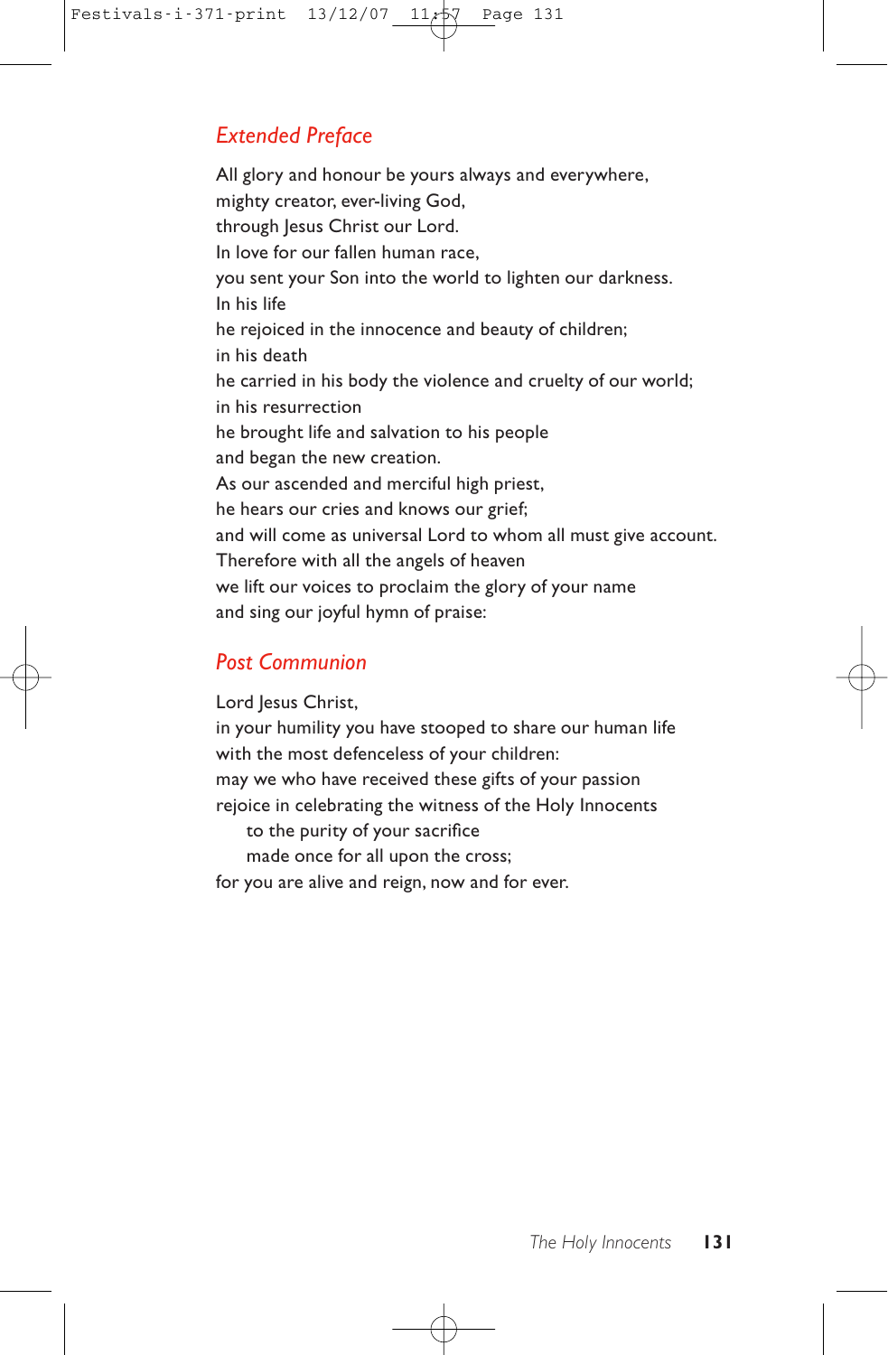## *Extended Preface*

All glory and honour be yours always and everywhere,
mighty creator, ever-living God,
through Jesus Christ our Lord.
In love for our fallen human race,
you sent your Son into the world to lighten our darkness.
In his life
he rejoiced in the innocence and beauty of children;
in his death
he carried in his body the violence and cruelty of our world;
in his resurrection
he brought life and salvation to his people
and began the new creation.
As our ascended and merciful high priest,
he hears our cries and knows our grief;
and will come as universal Lord to whom all must give account.
Therefore with all the angels of heaven
we lift our voices to proclaim the glory of your name
and sing our joyful hymn of praise:

## *Post Communion*

Lord Jesus Christ,
in your humility you have stooped to share our human life
with the most defenceless of your children:
may we who have received these gifts of your passion
rejoice in celebrating the witness of the Holy Innocents
    to the purity of your sacrifice
    made once for all upon the cross;
for you are alive and reign, now and for ever.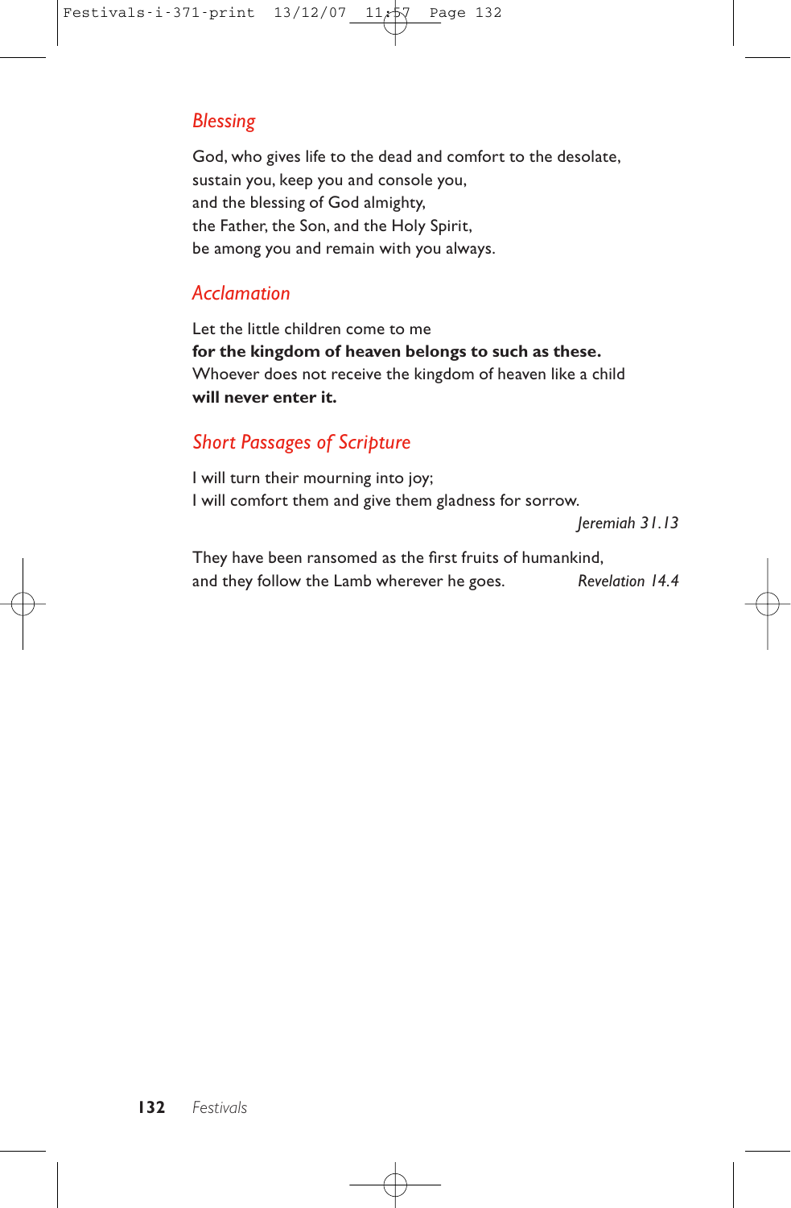### *Blessing*

God, who gives life to the dead and comfort to the desolate,
sustain you, keep you and console you,
and the blessing of God almighty,
the Father, the Son, and the Holy Spirit,
be among you and remain with you always.

### *Acclamation*

Let the little children come to me
**for the kingdom of heaven belongs to such as these.**
Whoever does not receive the kingdom of heaven like a child
**will never enter it.**

### *Short Passages of Scripture*

I will turn their mourning into joy;
I will comfort them and give them gladness for sorrow.
*Jeremiah 31.13*

They have been ransomed as the first fruits of humankind,
and they follow the Lamb wherever he goes. *Revelation 14.4*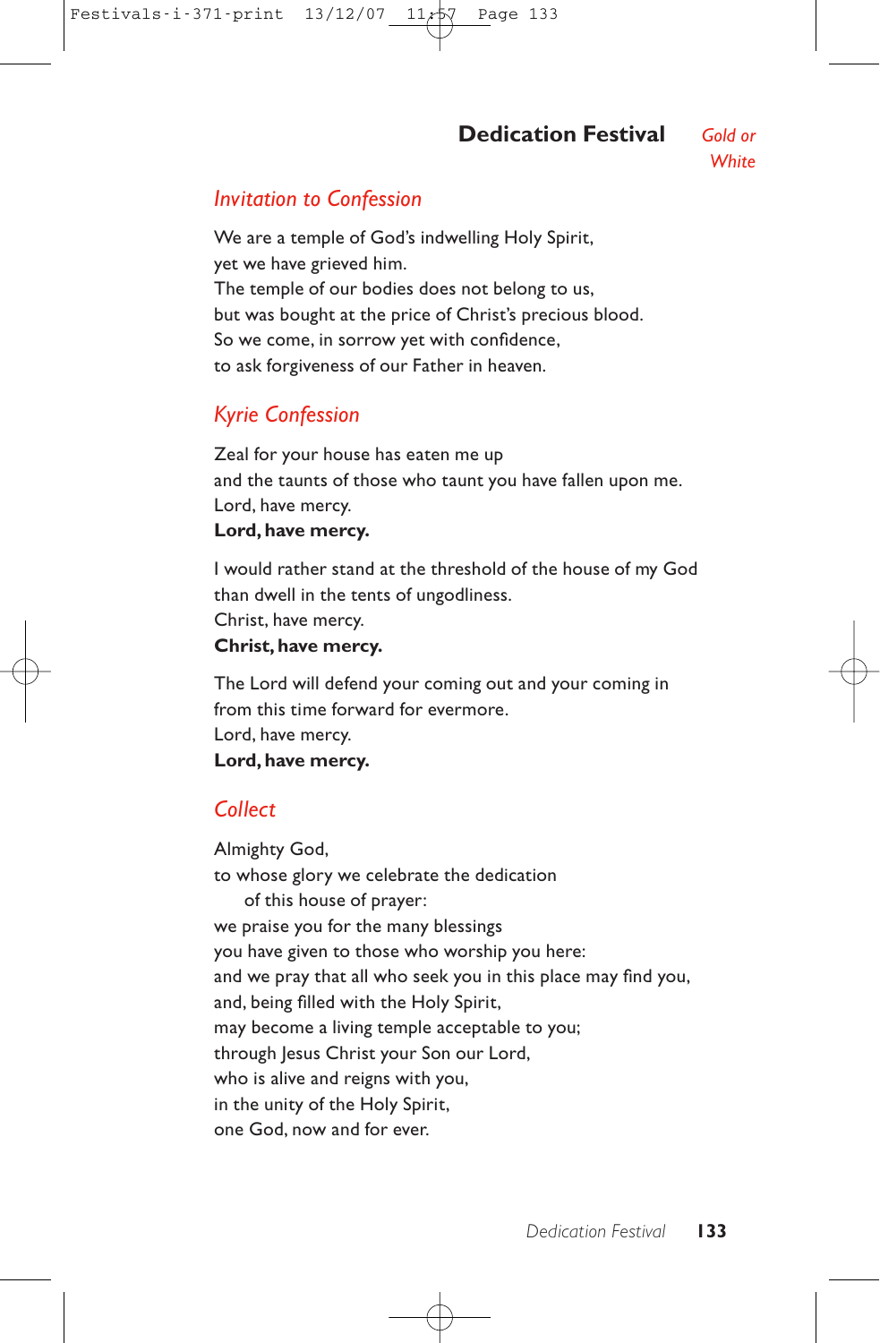# Dedication Festival

*Gold or White*

## *Invitation to Confession*

We are a temple of God's indwelling Holy Spirit,
yet we have grieved him.
The temple of our bodies does not belong to us,
but was bought at the price of Christ's precious blood.
So we come, in sorrow yet with confidence,
to ask forgiveness of our Father in heaven.

## *Kyrie Confession*

Zeal for your house has eaten me up
and the taunts of those who taunt you have fallen upon me.
Lord, have mercy.
**Lord, have mercy.**

I would rather stand at the threshold of the house of my God
than dwell in the tents of ungodliness.
Christ, have mercy.
**Christ, have mercy.**

The Lord will defend your coming out and your coming in
from this time forward for evermore.
Lord, have mercy.
**Lord, have mercy.**

## *Collect*

Almighty God,
to whose glory we celebrate the dedication
of this house of prayer:
we praise you for the many blessings
you have given to those who worship you here:
and we pray that all who seek you in this place may find you,
and, being filled with the Holy Spirit,
may become a living temple acceptable to you;
through Jesus Christ your Son our Lord,
who is alive and reigns with you,
in the unity of the Holy Spirit,
one God, now and for ever.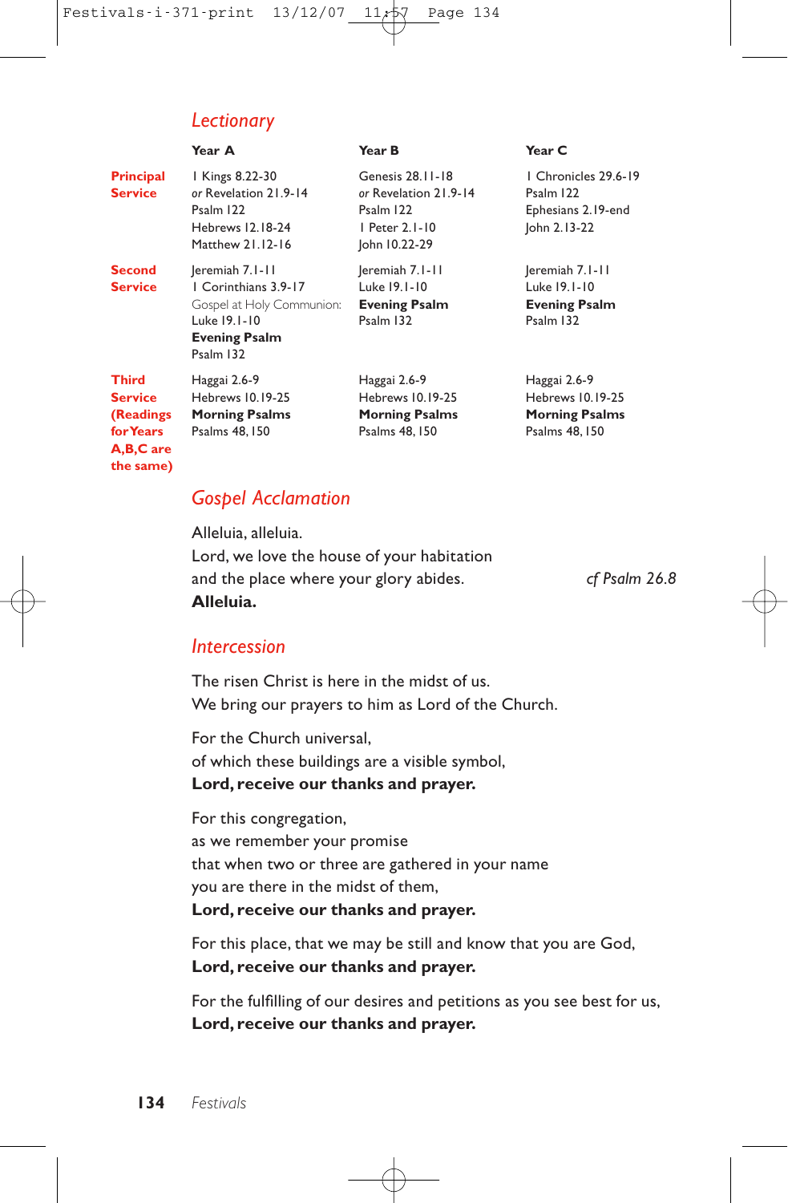## *Lectionary*

| | Year A | Year B | Year C |
|---|---|---|---|
| **Principal Service** | 1 Kings 8.22-30<br>*or* Revelation 21.9-14<br>Psalm 122<br>Hebrews 12.18-24<br>Matthew 21.12-16 | Genesis 28.11-18<br>*or* Revelation 21.9-14<br>Psalm 122<br>1 Peter 2.1-10<br>John 10.22-29 | 1 Chronicles 29.6-19<br>Psalm 122<br>Ephesians 2.19-end<br>John 2.13-22 |
| **Second Service** | Jeremiah 7.1-11<br>1 Corinthians 3.9-17<br>Gospel at Holy Communion:<br>Luke 19.1-10<br>**Evening Psalm**<br>Psalm 132 | Jeremiah 7.1-11<br>Luke 19.1-10<br>**Evening Psalm**<br>Psalm 132 | Jeremiah 7.1-11<br>Luke 19.1-10<br>**Evening Psalm**<br>Psalm 132 |
| **Third Service (Readings for Years A,B,C are the same)** | Haggai 2.6-9<br>Hebrews 10.19-25<br>**Morning Psalms**<br>Psalms 48, 150 | Haggai 2.6-9<br>Hebrews 10.19-25<br>**Morning Psalms**<br>Psalms 48, 150 | Haggai 2.6-9<br>Hebrews 10.19-25<br>**Morning Psalms**<br>Psalms 48, 150 |

## *Gospel Acclamation*

Alleluia, alleluia.
Lord, we love the house of your habitation
and the place where your glory abides. *cf Psalm 26.8*
**Alleluia.**

## *Intercession*

The risen Christ is here in the midst of us.
We bring our prayers to him as Lord of the Church.

For the Church universal,
of which these buildings are a visible symbol,
**Lord, receive our thanks and prayer.**

For this congregation,
as we remember your promise
that when two or three are gathered in your name
you are there in the midst of them,
**Lord, receive our thanks and prayer.**

For this place, that we may be still and know that you are God,
**Lord, receive our thanks and prayer.**

For the fulfilling of our desires and petitions as you see best for us,
**Lord, receive our thanks and prayer.**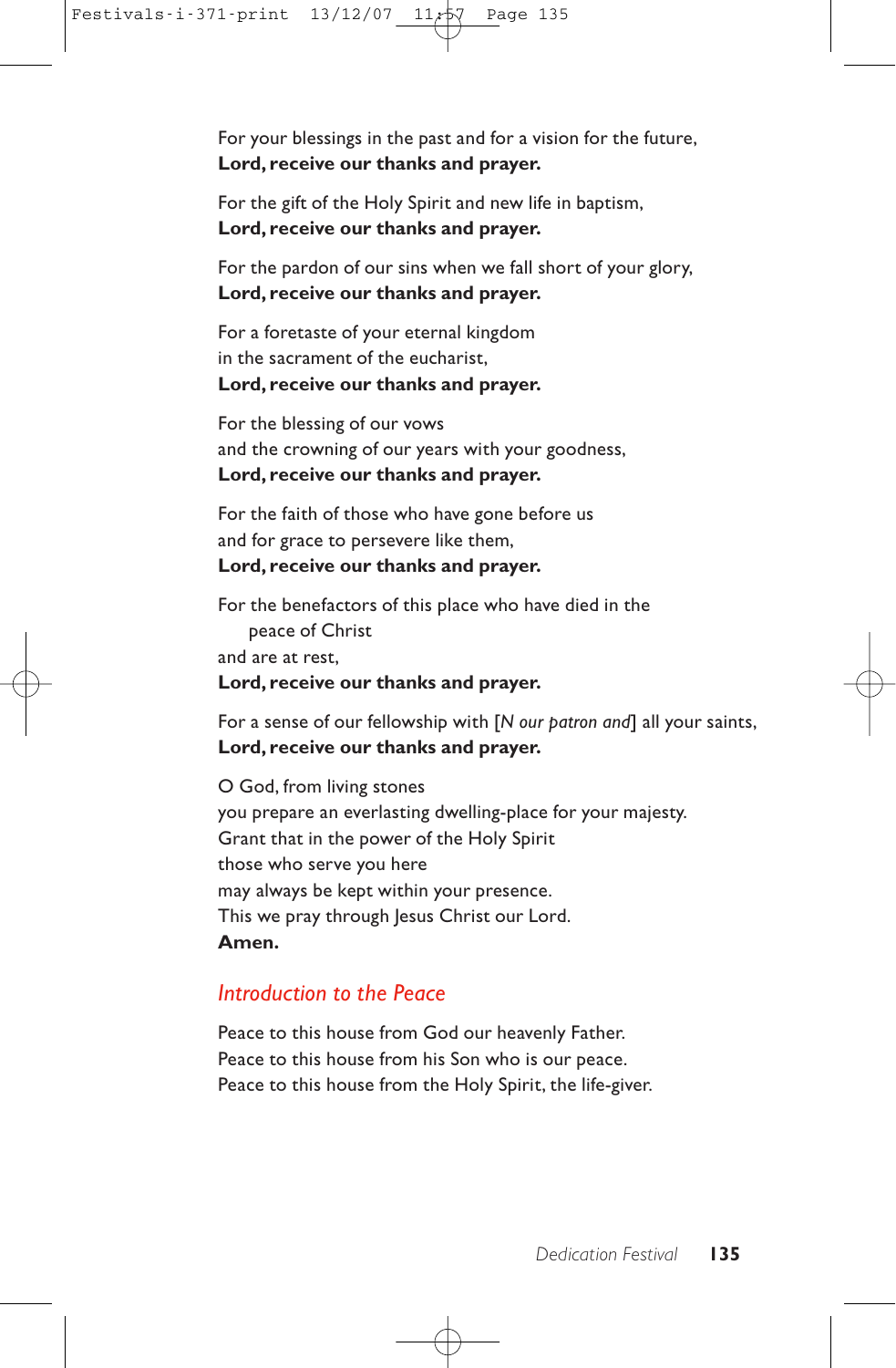For your blessings in the past and for a vision for the future,
**Lord, receive our thanks and prayer.**

For the gift of the Holy Spirit and new life in baptism,
**Lord, receive our thanks and prayer.**

For the pardon of our sins when we fall short of your glory,
**Lord, receive our thanks and prayer.**

For a foretaste of your eternal kingdom
in the sacrament of the eucharist,
**Lord, receive our thanks and prayer.**

For the blessing of our vows
and the crowning of our years with your goodness,
**Lord, receive our thanks and prayer.**

For the faith of those who have gone before us
and for grace to persevere like them,
**Lord, receive our thanks and prayer.**

For the benefactors of this place who have died in the
peace of Christ
and are at rest,
**Lord, receive our thanks and prayer.**

For a sense of our fellowship with [*N our patron and*] all your saints,
**Lord, receive our thanks and prayer.**

O God, from living stones
you prepare an everlasting dwelling-place for your majesty.
Grant that in the power of the Holy Spirit
those who serve you here
may always be kept within your presence.
This we pray through Jesus Christ our Lord.
**Amen.**

## *Introduction to the Peace*

Peace to this house from God our heavenly Father.
Peace to this house from his Son who is our peace.
Peace to this house from the Holy Spirit, the life-giver.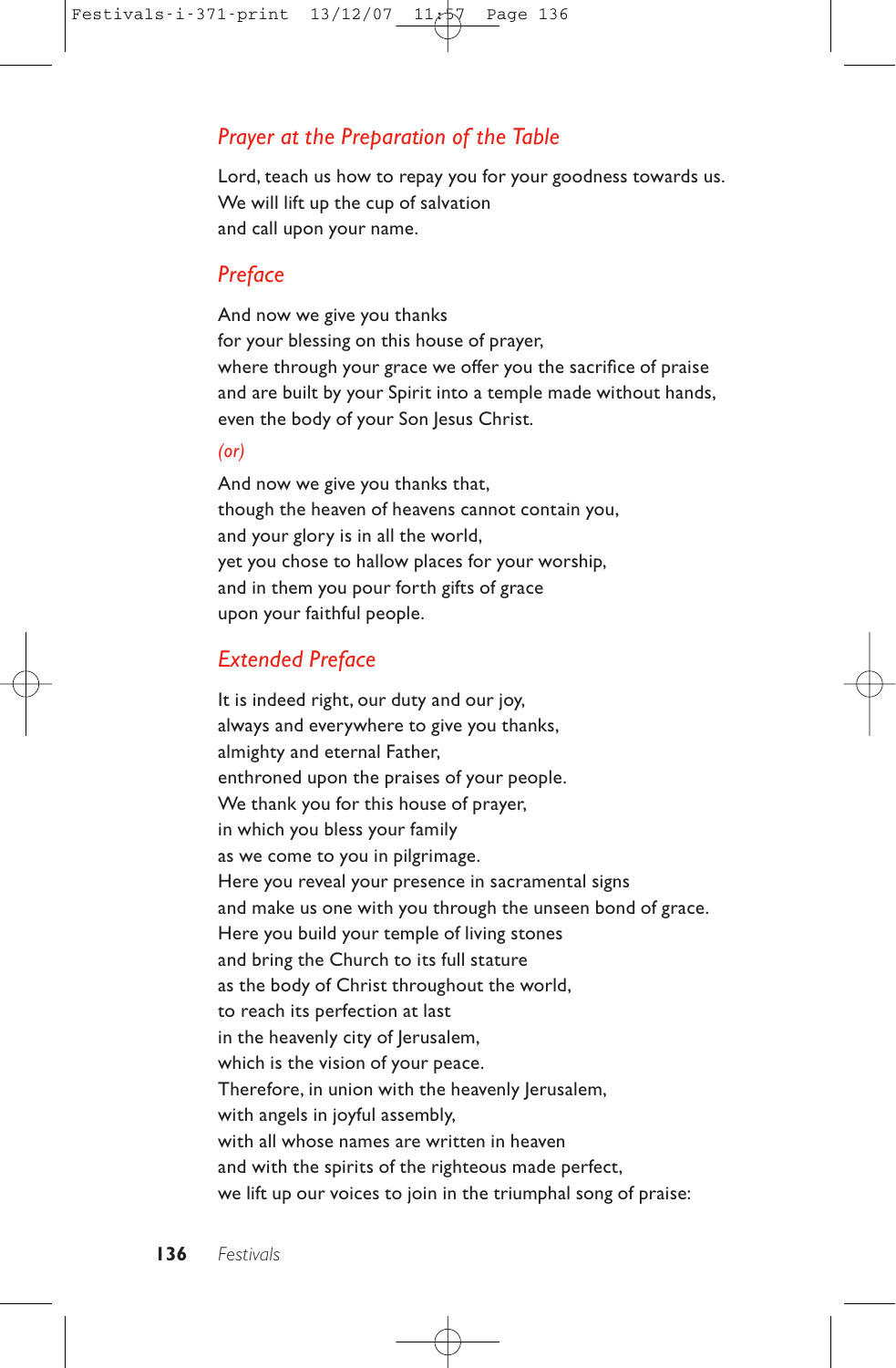## *Prayer at the Preparation of the Table*

Lord, teach us how to repay you for your goodness towards us.
We will lift up the cup of salvation
and call upon your name.

## *Preface*

And now we give you thanks
for your blessing on this house of prayer,
where through your grace we offer you the sacrifice of praise
and are built by your Spirit into a temple made without hands,
even the body of your Son Jesus Christ.

*(or)*

And now we give you thanks that,
though the heaven of heavens cannot contain you,
and your glory is in all the world,
yet you chose to hallow places for your worship,
and in them you pour forth gifts of grace
upon your faithful people.

## *Extended Preface*

It is indeed right, our duty and our joy,
always and everywhere to give you thanks,
almighty and eternal Father,
enthroned upon the praises of your people.
We thank you for this house of prayer,
in which you bless your family
as we come to you in pilgrimage.
Here you reveal your presence in sacramental signs
and make us one with you through the unseen bond of grace.
Here you build your temple of living stones
and bring the Church to its full stature
as the body of Christ throughout the world,
to reach its perfection at last
in the heavenly city of Jerusalem,
which is the vision of your peace.
Therefore, in union with the heavenly Jerusalem,
with angels in joyful assembly,
with all whose names are written in heaven
and with the spirits of the righteous made perfect,
we lift up our voices to join in the triumphal song of praise: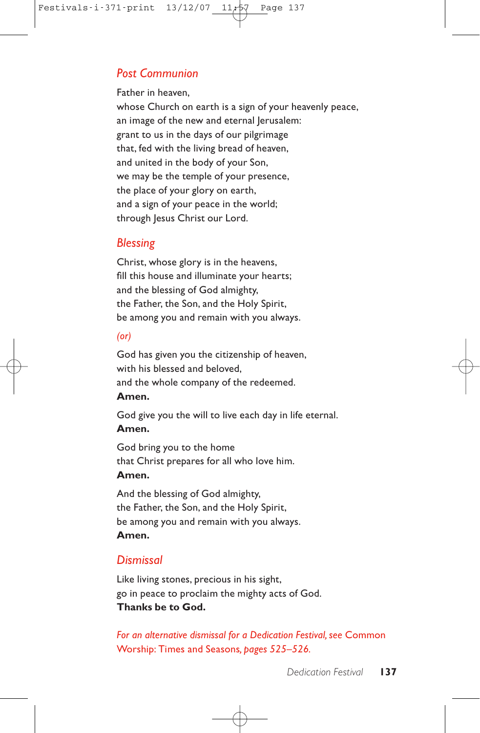## *Post Communion*

Father in heaven,
whose Church on earth is a sign of your heavenly peace,
an image of the new and eternal Jerusalem:
grant to us in the days of our pilgrimage
that, fed with the living bread of heaven,
and united in the body of your Son,
we may be the temple of your presence,
the place of your glory on earth,
and a sign of your peace in the world;
through Jesus Christ our Lord.

## *Blessing*

Christ, whose glory is in the heavens,
fill this house and illuminate your hearts;
and the blessing of God almighty,
the Father, the Son, and the Holy Spirit,
be among you and remain with you always.

*(or)*

God has given you the citizenship of heaven,
with his blessed and beloved,
and the whole company of the redeemed.
**Amen.**

God give you the will to live each day in life eternal.
**Amen.**

God bring you to the home
that Christ prepares for all who love him.
**Amen.**

And the blessing of God almighty,
the Father, the Son, and the Holy Spirit,
be among you and remain with you always.
**Amen.**

## *Dismissal*

Like living stones, precious in his sight,
go in peace to proclaim the mighty acts of God.
**Thanks be to God.**

*For an alternative dismissal for a Dedication Festival, see* Common Worship: Times and Seasons*, pages 525–526.*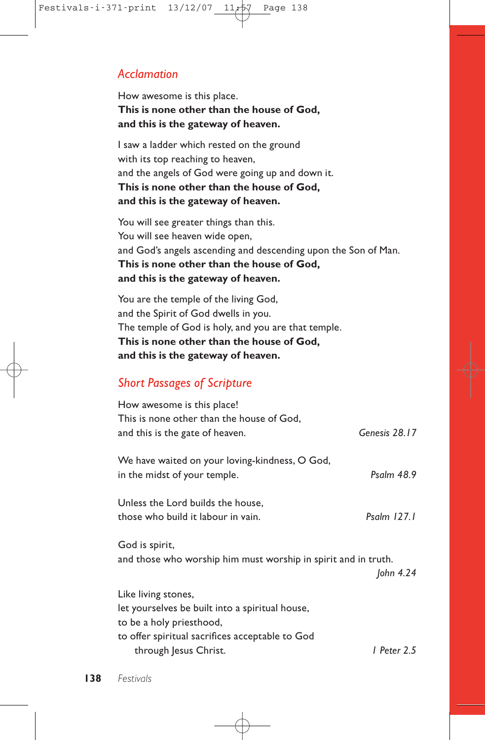## *Acclamation*

How awesome is this place.
**This is none other than the house of God,**
**and this is the gateway of heaven.**

I saw a ladder which rested on the ground
with its top reaching to heaven,
and the angels of God were going up and down it.
**This is none other than the house of God,**
**and this is the gateway of heaven.**

You will see greater things than this.
You will see heaven wide open,
and God's angels ascending and descending upon the Son of Man.
**This is none other than the house of God,**
**and this is the gateway of heaven.**

You are the temple of the living God,
and the Spirit of God dwells in you.
The temple of God is holy, and you are that temple.
**This is none other than the house of God,**
**and this is the gateway of heaven.**

## *Short Passages of Scripture*

How awesome is this place!
This is none other than the house of God,
and this is the gate of heaven. *Genesis 28.17*

We have waited on your loving-kindness, O God,
in the midst of your temple. *Psalm 48.9*

Unless the Lord builds the house,
those who build it labour in vain. *Psalm 127.1*

God is spirit,
and those who worship him must worship in spirit and in truth.
*John 4.24*

Like living stones,
let yourselves be built into a spiritual house,
to be a holy priesthood,
to offer spiritual sacrifices acceptable to God
through Jesus Christ. *1 Peter 2.5*